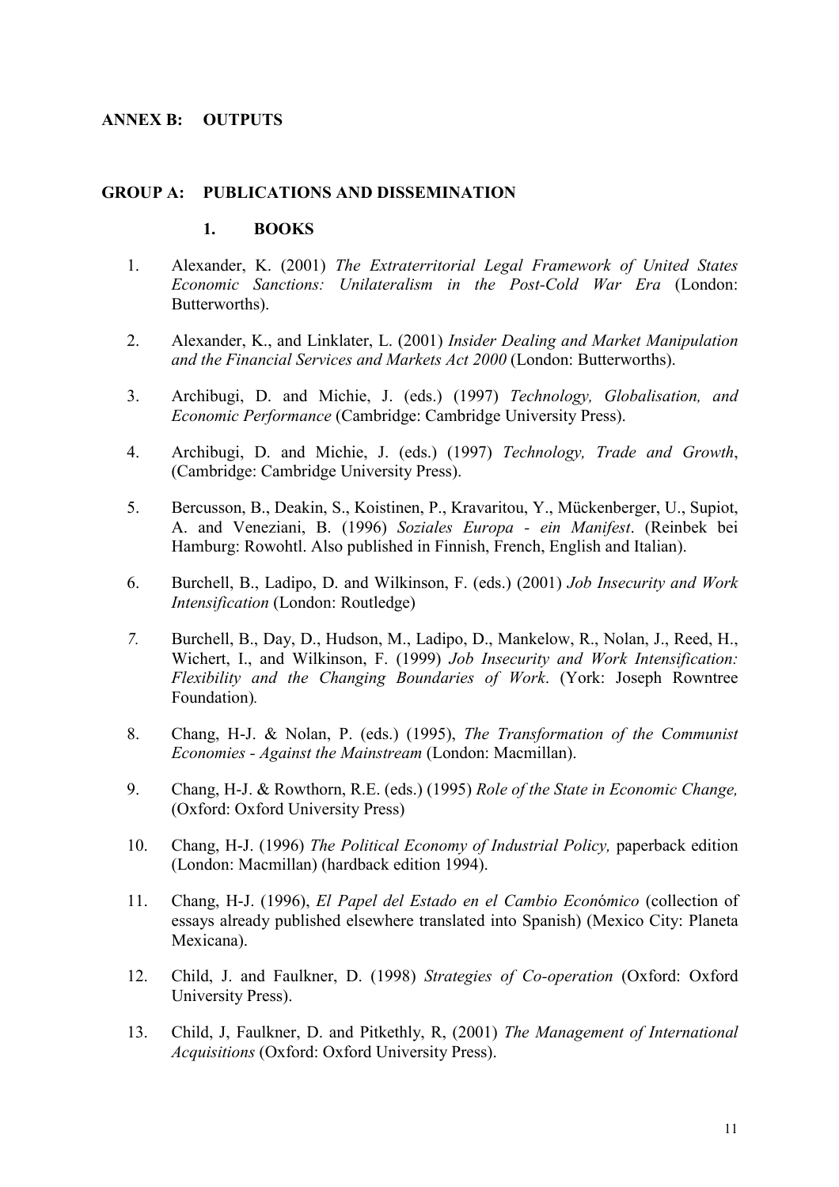## ANNEX B: OUTPUTS

## GROUP A: PUBLICATIONS AND DISSEMINATION

### 1. BOOKS

1. Alexander, K. (2001) *The Extraterritorial Legal Framework of United States Economic Sanctions: Unilateralism in the Post-Cold War Era* (London: Butterworths).

2. Alexander, K., and Linklater, L. (2001) *Insider Dealing and Market Manipulation and the Financial Services and Markets Act 2000* (London: Butterworths).

3. Archibugi, D. and Michie, J. (eds.) (1997) *Technology, Globalisation, and Economic Performance* (Cambridge: Cambridge University Press).

4. Archibugi, D. and Michie, J. (eds.) (1997) *Technology, Trade and Growth*, (Cambridge: Cambridge University Press).

5. Bercusson, B., Deakin, S., Koistinen, P., Kravaritou, Y., Mückenberger, U., Supiot, A. and Veneziani, B. (1996) *Soziales Europa - ein Manifest*. (Reinbek bei Hamburg: Rowohtl. Also published in Finnish, French, English and Italian).

6. Burchell, B., Ladipo, D. and Wilkinson, F. (eds.) (2001) *Job Insecurity and Work Intensification* (London: Routledge)

7. Burchell, B., Day, D., Hudson, M., Ladipo, D., Mankelow, R., Nolan, J., Reed, H., Wichert, I., and Wilkinson, F. (1999) *Job Insecurity and Work Intensification: Flexibility and the Changing Boundaries of Work*. (York: Joseph Rowntree Foundation).

8. Chang, H-J. & Nolan, P. (eds.) (1995), *The Transformation of the Communist Economies - Against the Mainstream* (London: Macmillan).

9. Chang, H-J. & Rowthorn, R.E. (eds.) (1995) *Role of the State in Economic Change,* (Oxford: Oxford University Press)

10. Chang, H-J. (1996) *The Political Economy of Industrial Policy,* paperback edition (London: Macmillan) (hardback edition 1994).

11. Chang, H-J. (1996), *El Papel del Estado en el Cambio Económico* (collection of essays already published elsewhere translated into Spanish) (Mexico City: Planeta Mexicana).

12. Child, J. and Faulkner, D. (1998) *Strategies of Co-operation* (Oxford: Oxford University Press).

13. Child, J, Faulkner, D. and Pitkethly, R, (2001) *The Management of International Acquisitions* (Oxford: Oxford University Press).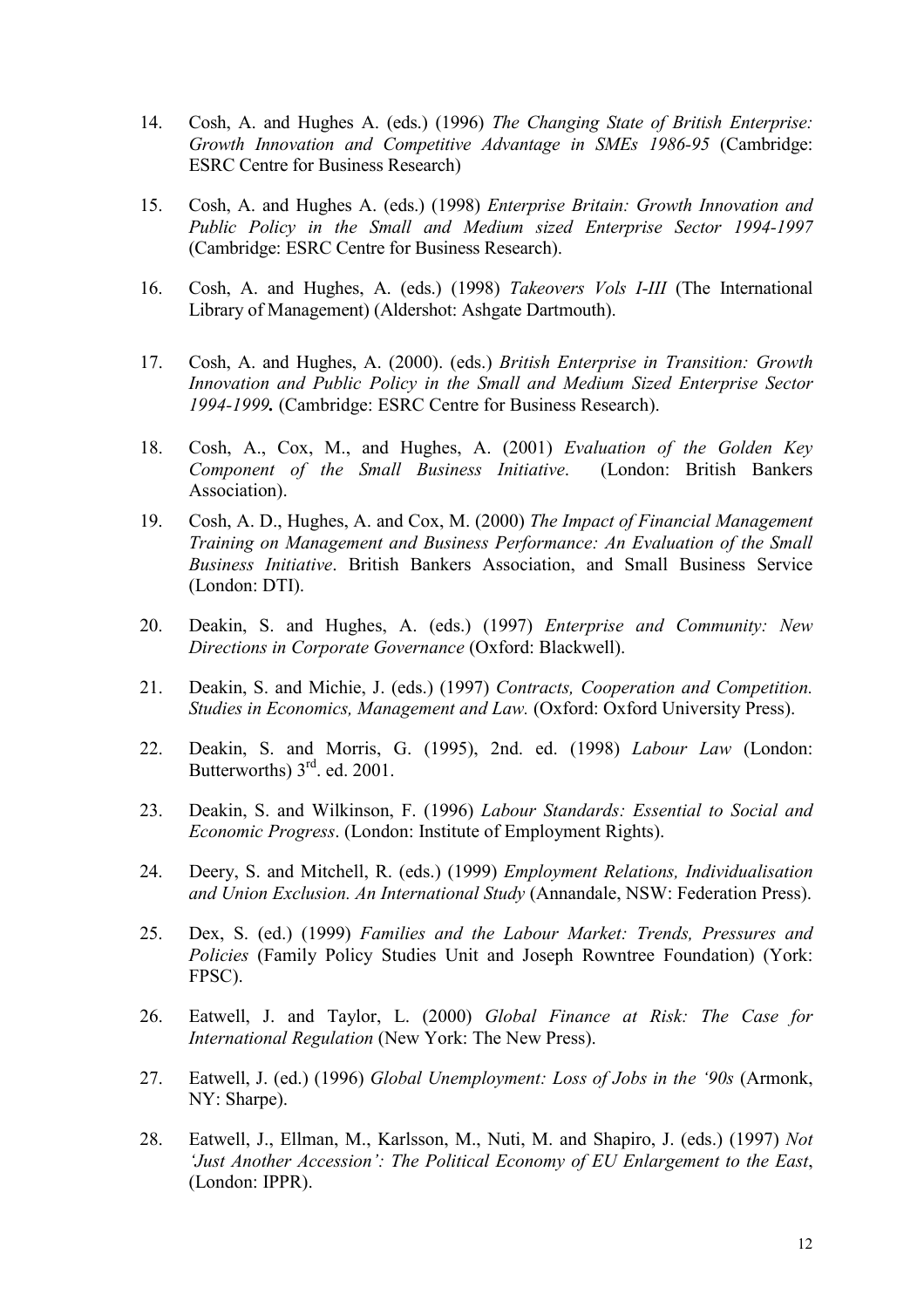14. Cosh, A. and Hughes A. (eds.) (1996) *The Changing State of British Enterprise: Growth Innovation and Competitive Advantage in SMEs 1986-95* (Cambridge: ESRC Centre for Business Research)

15. Cosh, A. and Hughes A. (eds.) (1998) *Enterprise Britain: Growth Innovation and Public Policy in the Small and Medium sized Enterprise Sector 1994-1997* (Cambridge: ESRC Centre for Business Research).

16. Cosh, A. and Hughes, A. (eds.) (1998) *Takeovers Vols I-III* (The International Library of Management) (Aldershot: Ashgate Dartmouth).

17. Cosh, A. and Hughes, A. (2000). (eds.) *British Enterprise in Transition: Growth Innovation and Public Policy in the Small and Medium Sized Enterprise Sector 1994-1999.* (Cambridge: ESRC Centre for Business Research).

18. Cosh, A., Cox, M., and Hughes, A. (2001) *Evaluation of the Golden Key Component of the Small Business Initiative*. (London: British Bankers Association).

19. Cosh, A. D., Hughes, A. and Cox, M. (2000) *The Impact of Financial Management Training on Management and Business Performance: An Evaluation of the Small Business Initiative*. British Bankers Association, and Small Business Service (London: DTI).

20. Deakin, S. and Hughes, A. (eds.) (1997) *Enterprise and Community: New Directions in Corporate Governance* (Oxford: Blackwell).

21. Deakin, S. and Michie, J. (eds.) (1997) *Contracts, Cooperation and Competition. Studies in Economics, Management and Law.* (Oxford: Oxford University Press).

22. Deakin, S. and Morris, G. (1995), 2nd. ed. (1998) *Labour Law* (London: Butterworths) 3rd. ed. 2001.

23. Deakin, S. and Wilkinson, F. (1996) *Labour Standards: Essential to Social and Economic Progress*. (London: Institute of Employment Rights).

24. Deery, S. and Mitchell, R. (eds.) (1999) *Employment Relations, Individualisation and Union Exclusion. An International Study* (Annandale, NSW: Federation Press).

25. Dex, S. (ed.) (1999) *Families and the Labour Market: Trends, Pressures and Policies* (Family Policy Studies Unit and Joseph Rowntree Foundation) (York: FPSC).

26. Eatwell, J. and Taylor, L. (2000) *Global Finance at Risk: The Case for International Regulation* (New York: The New Press).

27. Eatwell, J. (ed.) (1996) *Global Unemployment: Loss of Jobs in the '90s* (Armonk, NY: Sharpe).

28. Eatwell, J., Ellman, M., Karlsson, M., Nuti, M. and Shapiro, J. (eds.) (1997) *Not 'Just Another Accession': The Political Economy of EU Enlargement to the East*, (London: IPPR).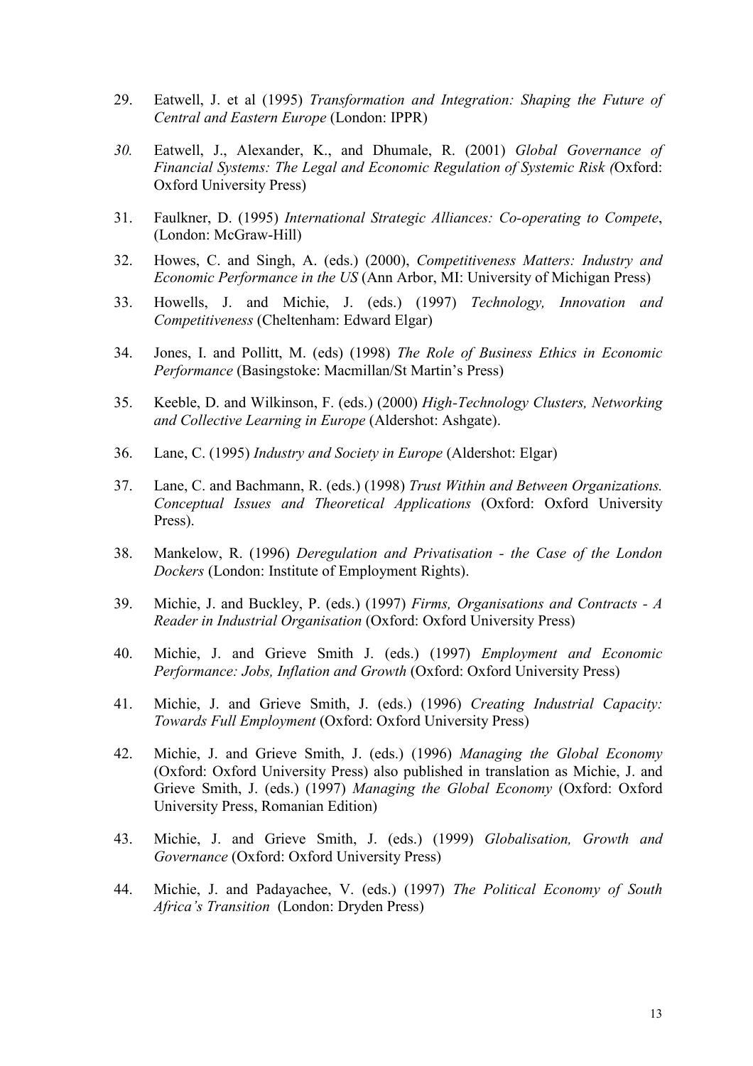29. Eatwell, J. et al (1995) *Transformation and Integration: Shaping the Future of Central and Eastern Europe* (London: IPPR)

*30.* Eatwell, J., Alexander, K., and Dhumale, R. (2001) *Global Governance of Financial Systems: The Legal and Economic Regulation of Systemic Risk (*Oxford: Oxford University Press)

31. Faulkner, D. (1995) *International Strategic Alliances: Co-operating to Compete*, (London: McGraw-Hill)

32. Howes, C. and Singh, A. (eds.) (2000), *Competitiveness Matters: Industry and Economic Performance in the US* (Ann Arbor, MI: University of Michigan Press)

33. Howells, J. and Michie, J. (eds.) (1997) *Technology, Innovation and Competitiveness* (Cheltenham: Edward Elgar)

34. Jones, I. and Pollitt, M. (eds) (1998) *The Role of Business Ethics in Economic Performance* (Basingstoke: Macmillan/St Martin's Press)

35. Keeble, D. and Wilkinson, F. (eds.) (2000) *High-Technology Clusters, Networking and Collective Learning in Europe* (Aldershot: Ashgate).

36. Lane, C. (1995) *Industry and Society in Europe* (Aldershot: Elgar)

37. Lane, C. and Bachmann, R. (eds.) (1998) *Trust Within and Between Organizations. Conceptual Issues and Theoretical Applications* (Oxford: Oxford University Press).

38. Mankelow, R. (1996) *Deregulation and Privatisation - the Case of the London Dockers* (London: Institute of Employment Rights).

39. Michie, J. and Buckley, P. (eds.) (1997) *Firms, Organisations and Contracts - A Reader in Industrial Organisation* (Oxford: Oxford University Press)

40. Michie, J. and Grieve Smith J. (eds.) (1997) *Employment and Economic Performance: Jobs, Inflation and Growth* (Oxford: Oxford University Press)

41. Michie, J. and Grieve Smith, J. (eds.) (1996) *Creating Industrial Capacity: Towards Full Employment* (Oxford: Oxford University Press)

42. Michie, J. and Grieve Smith, J. (eds.) (1996) *Managing the Global Economy* (Oxford: Oxford University Press) also published in translation as Michie, J. and Grieve Smith, J. (eds.) (1997) *Managing the Global Economy* (Oxford: Oxford University Press, Romanian Edition)

43. Michie, J. and Grieve Smith, J. (eds.) (1999) *Globalisation, Growth and Governance* (Oxford: Oxford University Press)

44. Michie, J. and Padayachee, V. (eds.) (1997) *The Political Economy of South Africa's Transition* (London: Dryden Press)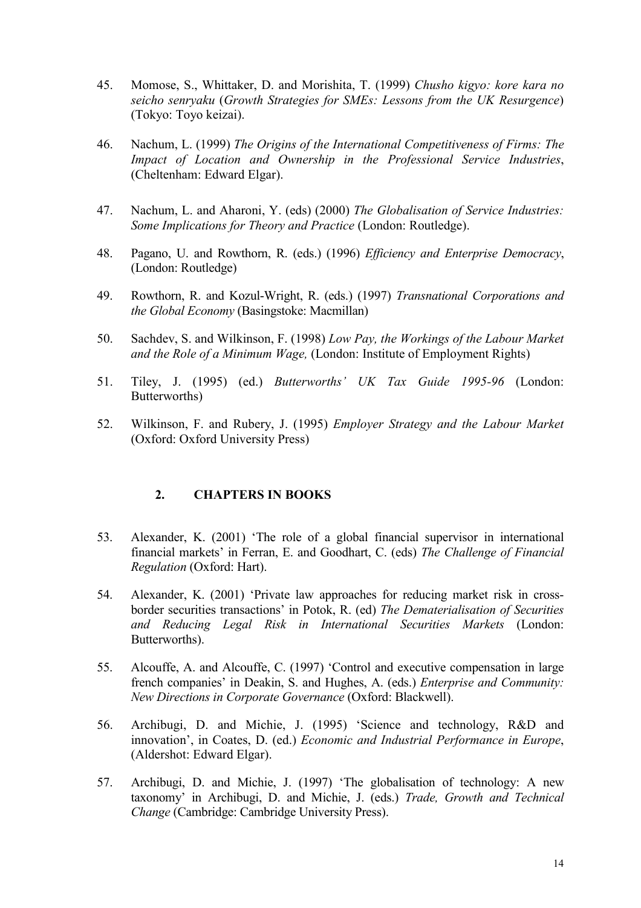45. Momose, S., Whittaker, D. and Morishita, T. (1999) *Chusho kigyo: kore kara no seicho senryaku* (*Growth Strategies for SMEs: Lessons from the UK Resurgence*) (Tokyo: Toyo keizai).

46. Nachum, L. (1999) *The Origins of the International Competitiveness of Firms: The Impact of Location and Ownership in the Professional Service Industries*, (Cheltenham: Edward Elgar).

47. Nachum, L. and Aharoni, Y. (eds) (2000) *The Globalisation of Service Industries: Some Implications for Theory and Practice* (London: Routledge).

48. Pagano, U. and Rowthorn, R. (eds.) (1996) *Efficiency and Enterprise Democracy*, (London: Routledge)

49. Rowthorn, R. and Kozul-Wright, R. (eds.) (1997) *Transnational Corporations and the Global Economy* (Basingstoke: Macmillan)

50. Sachdev, S. and Wilkinson, F. (1998) *Low Pay, the Workings of the Labour Market and the Role of a Minimum Wage,* (London: Institute of Employment Rights)

51. Tiley, J. (1995) (ed.) *Butterworths' UK Tax Guide 1995-96* (London: Butterworths)

52. Wilkinson, F. and Rubery, J. (1995) *Employer Strategy and the Labour Market* (Oxford: Oxford University Press)

## 2. CHAPTERS IN BOOKS

53. Alexander, K. (2001) 'The role of a global financial supervisor in international financial markets' in Ferran, E. and Goodhart, C. (eds) *The Challenge of Financial Regulation* (Oxford: Hart).

54. Alexander, K. (2001) 'Private law approaches for reducing market risk in cross-border securities transactions' in Potok, R. (ed) *The Dematerialisation of Securities and Reducing Legal Risk in International Securities Markets* (London: Butterworths).

55. Alcouffe, A. and Alcouffe, C. (1997) 'Control and executive compensation in large french companies' in Deakin, S. and Hughes, A. (eds.) *Enterprise and Community: New Directions in Corporate Governance* (Oxford: Blackwell).

56. Archibugi, D. and Michie, J. (1995) 'Science and technology, R&D and innovation', in Coates, D. (ed.) *Economic and Industrial Performance in Europe*, (Aldershot: Edward Elgar).

57. Archibugi, D. and Michie, J. (1997) 'The globalisation of technology: A new taxonomy' in Archibugi, D. and Michie, J. (eds.) *Trade, Growth and Technical Change* (Cambridge: Cambridge University Press).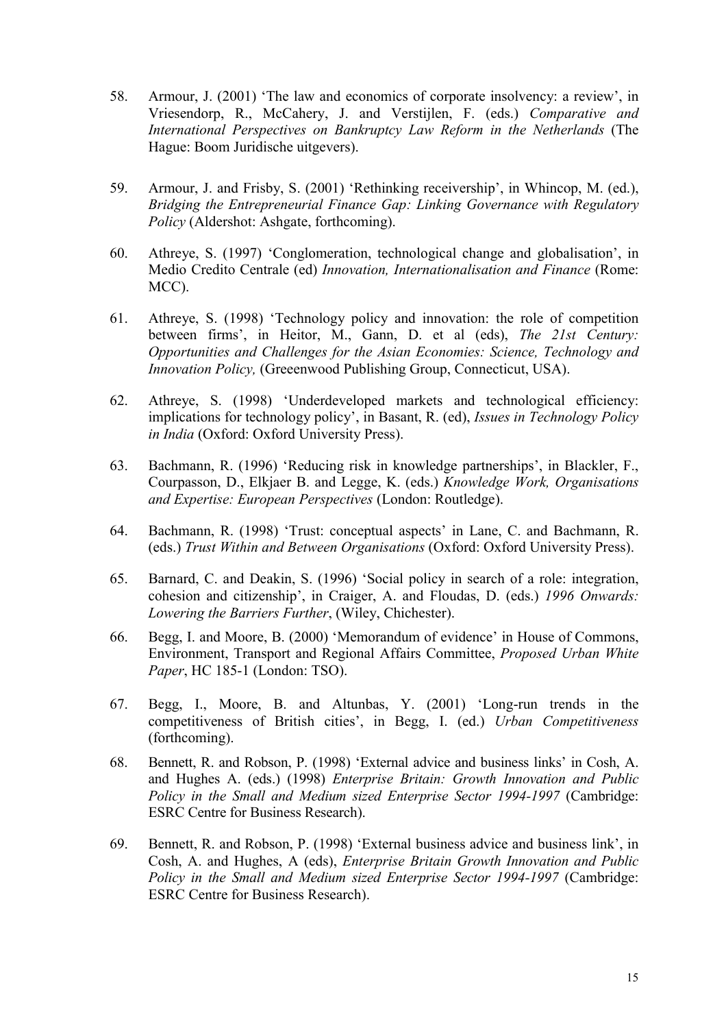58. Armour, J. (2001) 'The law and economics of corporate insolvency: a review', in Vriesendorp, R., McCahery, J. and Verstijlen, F. (eds.) *Comparative and International Perspectives on Bankruptcy Law Reform in the Netherlands* (The Hague: Boom Juridische uitgevers).

59. Armour, J. and Frisby, S. (2001) 'Rethinking receivership', in Whincop, M. (ed.), *Bridging the Entrepreneurial Finance Gap: Linking Governance with Regulatory Policy* (Aldershot: Ashgate, forthcoming).

60. Athreye, S. (1997) 'Conglomeration, technological change and globalisation', in Medio Credito Centrale (ed) *Innovation, Internationalisation and Finance* (Rome: MCC).

61. Athreye, S. (1998) 'Technology policy and innovation: the role of competition between firms', in Heitor, M., Gann, D. et al (eds), *The 21st Century: Opportunities and Challenges for the Asian Economies: Science, Technology and Innovation Policy,* (Greeenwood Publishing Group, Connecticut, USA).

62. Athreye, S. (1998) 'Underdeveloped markets and technological efficiency: implications for technology policy', in Basant, R. (ed), *Issues in Technology Policy in India* (Oxford: Oxford University Press).

63. Bachmann, R. (1996) 'Reducing risk in knowledge partnerships', in Blackler, F., Courpasson, D., Elkjaer B. and Legge, K. (eds.) *Knowledge Work, Organisations and Expertise: European Perspectives* (London: Routledge).

64. Bachmann, R. (1998) 'Trust: conceptual aspects' in Lane, C. and Bachmann, R. (eds.) *Trust Within and Between Organisations* (Oxford: Oxford University Press).

65. Barnard, C. and Deakin, S. (1996) 'Social policy in search of a role: integration, cohesion and citizenship', in Craiger, A. and Floudas, D. (eds.) *1996 Onwards: Lowering the Barriers Further*, (Wiley, Chichester).

66. Begg, I. and Moore, B. (2000) 'Memorandum of evidence' in House of Commons, Environment, Transport and Regional Affairs Committee, *Proposed Urban White Paper*, HC 185-1 (London: TSO).

67. Begg, I., Moore, B. and Altunbas, Y. (2001) 'Long-run trends in the competitiveness of British cities', in Begg, I. (ed.) *Urban Competitiveness* (forthcoming).

68. Bennett, R. and Robson, P. (1998) 'External advice and business links' in Cosh, A. and Hughes A. (eds.) (1998) *Enterprise Britain: Growth Innovation and Public Policy in the Small and Medium sized Enterprise Sector 1994-1997* (Cambridge: ESRC Centre for Business Research).

69. Bennett, R. and Robson, P. (1998) 'External business advice and business link', in Cosh, A. and Hughes, A (eds), *Enterprise Britain Growth Innovation and Public Policy in the Small and Medium sized Enterprise Sector 1994-1997* (Cambridge: ESRC Centre for Business Research).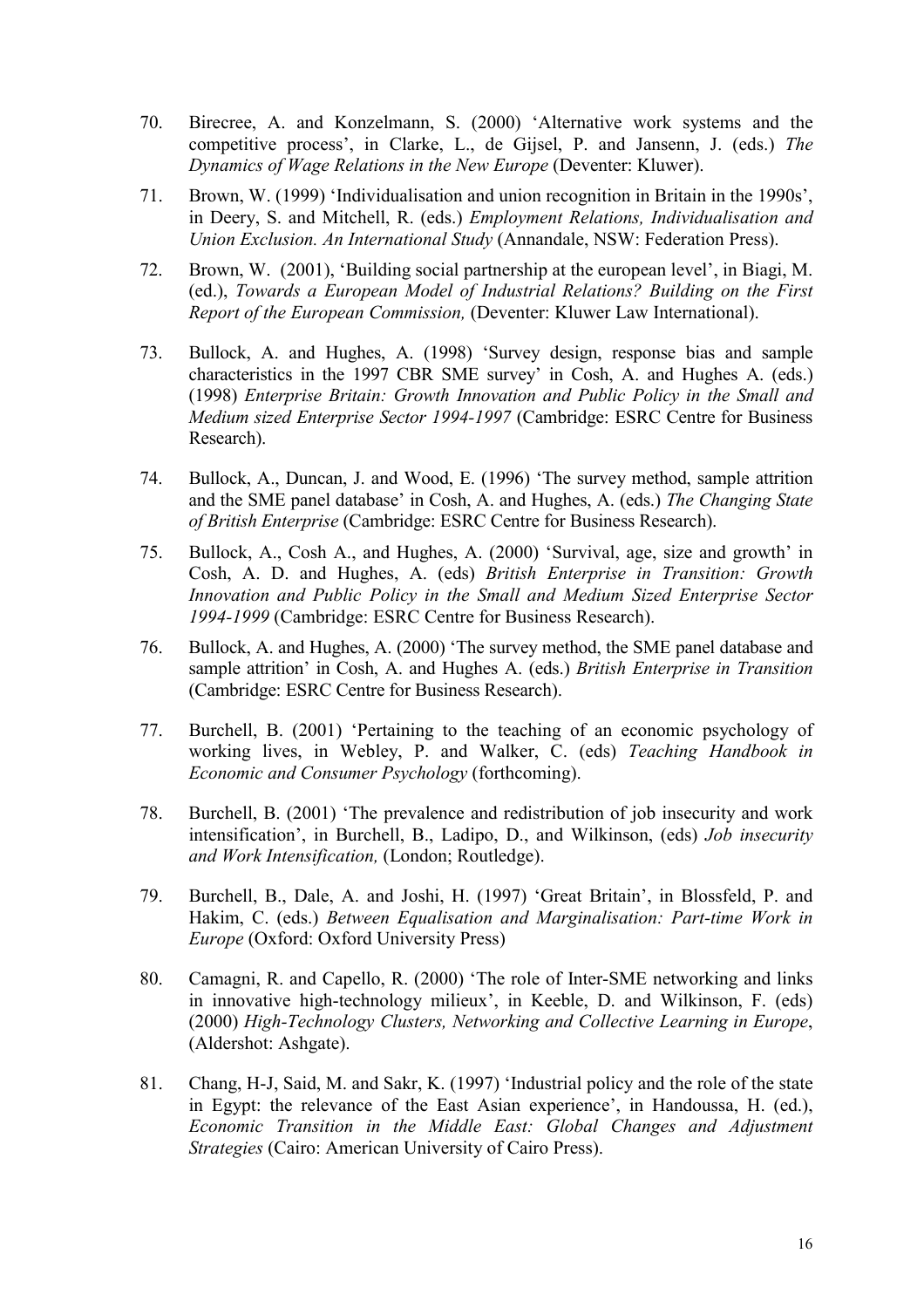70. Birecree, A. and Konzelmann, S. (2000) 'Alternative work systems and the competitive process', in Clarke, L., de Gijsel, P. and Jansenn, J. (eds.) *The Dynamics of Wage Relations in the New Europe* (Deventer: Kluwer).

71. Brown, W. (1999) 'Individualisation and union recognition in Britain in the 1990s', in Deery, S. and Mitchell, R. (eds.) *Employment Relations, Individualisation and Union Exclusion. An International Study* (Annandale, NSW: Federation Press).

72. Brown, W. (2001), 'Building social partnership at the european level', in Biagi, M. (ed.), *Towards a European Model of Industrial Relations? Building on the First Report of the European Commission,* (Deventer: Kluwer Law International).

73. Bullock, A. and Hughes, A. (1998) 'Survey design, response bias and sample characteristics in the 1997 CBR SME survey' in Cosh, A. and Hughes A. (eds.) (1998) *Enterprise Britain: Growth Innovation and Public Policy in the Small and Medium sized Enterprise Sector 1994-1997* (Cambridge: ESRC Centre for Business Research).

74. Bullock, A., Duncan, J. and Wood, E. (1996) 'The survey method, sample attrition and the SME panel database' in Cosh, A. and Hughes, A. (eds.) *The Changing State of British Enterprise* (Cambridge: ESRC Centre for Business Research).

75. Bullock, A., Cosh A., and Hughes, A. (2000) 'Survival, age, size and growth' in Cosh, A. D. and Hughes, A. (eds) *British Enterprise in Transition: Growth Innovation and Public Policy in the Small and Medium Sized Enterprise Sector 1994-1999* (Cambridge: ESRC Centre for Business Research).

76. Bullock, A. and Hughes, A. (2000) 'The survey method, the SME panel database and sample attrition' in Cosh, A. and Hughes A. (eds.) *British Enterprise in Transition* (Cambridge: ESRC Centre for Business Research).

77. Burchell, B. (2001) 'Pertaining to the teaching of an economic psychology of working lives, in Webley, P. and Walker, C. (eds) *Teaching Handbook in Economic and Consumer Psychology* (forthcoming).

78. Burchell, B. (2001) 'The prevalence and redistribution of job insecurity and work intensification', in Burchell, B., Ladipo, D., and Wilkinson, (eds) *Job insecurity and Work Intensification,* (London; Routledge).

79. Burchell, B., Dale, A. and Joshi, H. (1997) 'Great Britain', in Blossfeld, P. and Hakim, C. (eds.) *Between Equalisation and Marginalisation: Part-time Work in Europe* (Oxford: Oxford University Press)

80. Camagni, R. and Capello, R. (2000) 'The role of Inter-SME networking and links in innovative high-technology milieux', in Keeble, D. and Wilkinson, F. (eds) (2000) *High-Technology Clusters, Networking and Collective Learning in Europe*, (Aldershot: Ashgate).

81. Chang, H-J, Said, M. and Sakr, K. (1997) 'Industrial policy and the role of the state in Egypt: the relevance of the East Asian experience', in Handoussa, H. (ed.), *Economic Transition in the Middle East: Global Changes and Adjustment Strategies* (Cairo: American University of Cairo Press).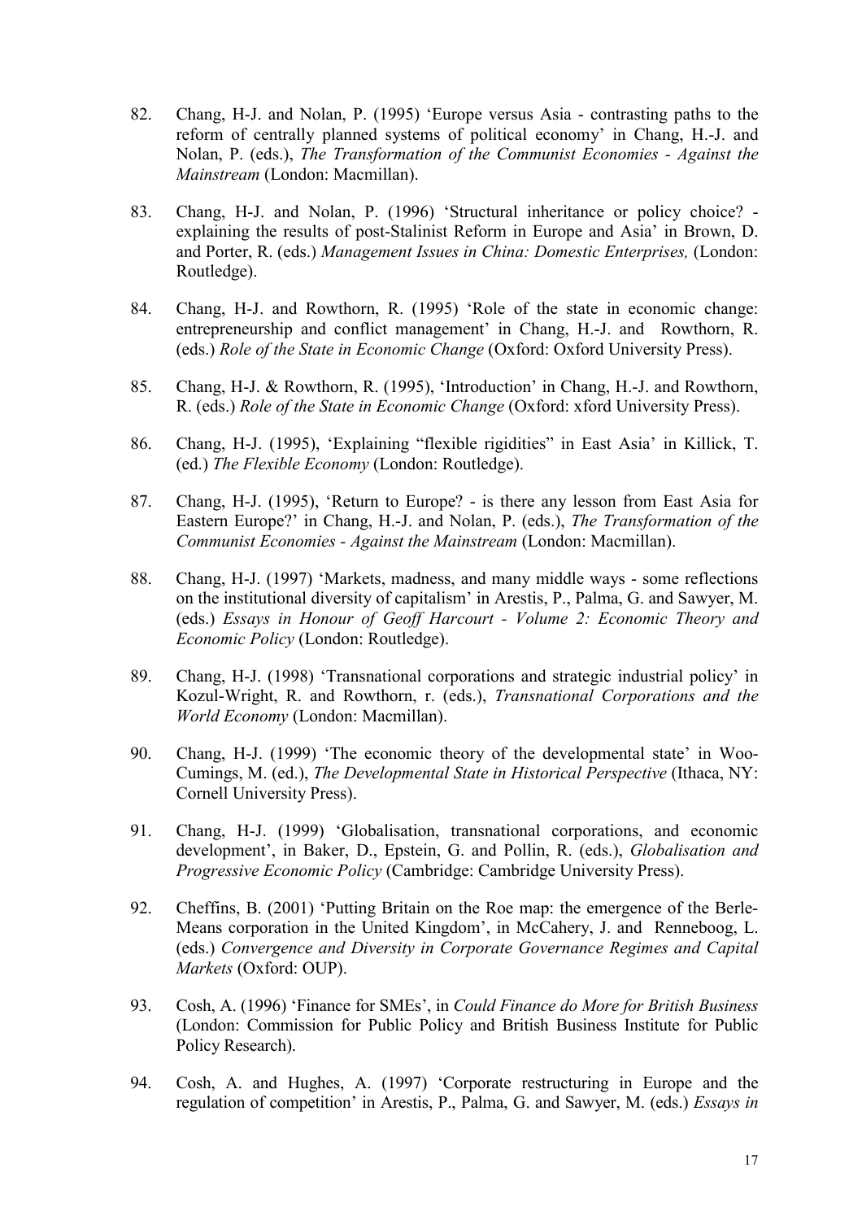82. Chang, H-J. and Nolan, P. (1995) 'Europe versus Asia - contrasting paths to the reform of centrally planned systems of political economy' in Chang, H.-J. and Nolan, P. (eds.), *The Transformation of the Communist Economies - Against the Mainstream* (London: Macmillan).

83. Chang, H-J. and Nolan, P. (1996) 'Structural inheritance or policy choice? - explaining the results of post-Stalinist Reform in Europe and Asia' in Brown, D. and Porter, R. (eds.) *Management Issues in China: Domestic Enterprises,* (London: Routledge).

84. Chang, H-J. and Rowthorn, R. (1995) 'Role of the state in economic change: entrepreneurship and conflict management' in Chang, H.-J. and Rowthorn, R. (eds.) *Role of the State in Economic Change* (Oxford: Oxford University Press).

85. Chang, H-J. & Rowthorn, R. (1995), 'Introduction' in Chang, H.-J. and Rowthorn, R. (eds.) *Role of the State in Economic Change* (Oxford: xford University Press).

86. Chang, H-J. (1995), 'Explaining "flexible rigidities" in East Asia' in Killick, T. (ed.) *The Flexible Economy* (London: Routledge).

87. Chang, H-J. (1995), 'Return to Europe? - is there any lesson from East Asia for Eastern Europe?' in Chang, H.-J. and Nolan, P. (eds.), *The Transformation of the Communist Economies - Against the Mainstream* (London: Macmillan).

88. Chang, H-J. (1997) 'Markets, madness, and many middle ways - some reflections on the institutional diversity of capitalism' in Arestis, P., Palma, G. and Sawyer, M. (eds.) *Essays in Honour of Geoff Harcourt - Volume 2: Economic Theory and Economic Policy* (London: Routledge).

89. Chang, H-J. (1998) 'Transnational corporations and strategic industrial policy' in Kozul-Wright, R. and Rowthorn, r. (eds.), *Transnational Corporations and the World Economy* (London: Macmillan).

90. Chang, H-J. (1999) 'The economic theory of the developmental state' in Woo-Cumings, M. (ed.), *The Developmental State in Historical Perspective* (Ithaca, NY: Cornell University Press).

91. Chang, H-J. (1999) 'Globalisation, transnational corporations, and economic development', in Baker, D., Epstein, G. and Pollin, R. (eds.), *Globalisation and Progressive Economic Policy* (Cambridge: Cambridge University Press).

92. Cheffins, B. (2001) 'Putting Britain on the Roe map: the emergence of the Berle-Means corporation in the United Kingdom', in McCahery, J. and Renneboog, L. (eds.) *Convergence and Diversity in Corporate Governance Regimes and Capital Markets* (Oxford: OUP).

93. Cosh, A. (1996) 'Finance for SMEs', in *Could Finance do More for British Business* (London: Commission for Public Policy and British Business Institute for Public Policy Research).

94. Cosh, A. and Hughes, A. (1997) 'Corporate restructuring in Europe and the regulation of competition' in Arestis, P., Palma, G. and Sawyer, M. (eds.) *Essays in*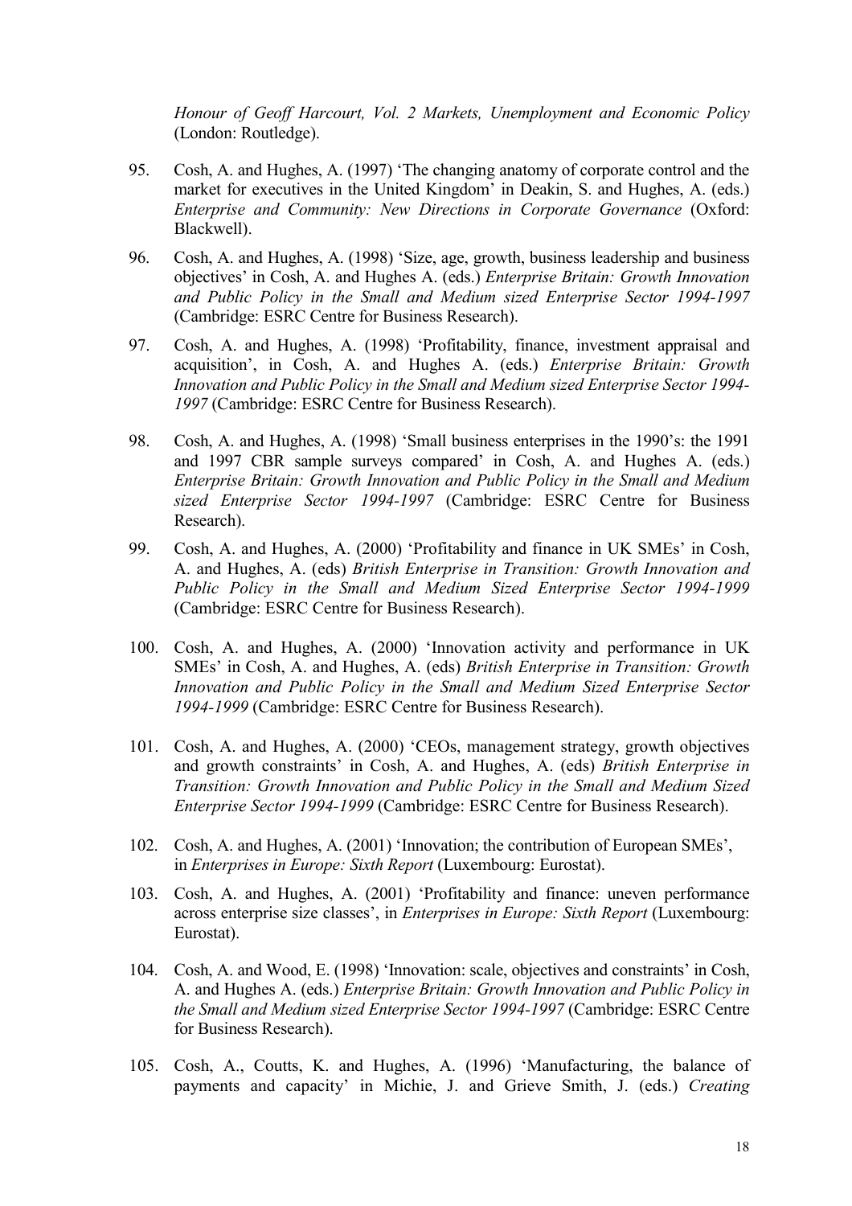*Honour of Geoff Harcourt, Vol. 2 Markets, Unemployment and Economic Policy* (London: Routledge).

95. Cosh, A. and Hughes, A. (1997) 'The changing anatomy of corporate control and the market for executives in the United Kingdom' in Deakin, S. and Hughes, A. (eds.) *Enterprise and Community: New Directions in Corporate Governance* (Oxford: Blackwell).

96. Cosh, A. and Hughes, A. (1998) 'Size, age, growth, business leadership and business objectives' in Cosh, A. and Hughes A. (eds.) *Enterprise Britain: Growth Innovation and Public Policy in the Small and Medium sized Enterprise Sector 1994-1997* (Cambridge: ESRC Centre for Business Research).

97. Cosh, A. and Hughes, A. (1998) 'Profitability, finance, investment appraisal and acquisition', in Cosh, A. and Hughes A. (eds.) *Enterprise Britain: Growth Innovation and Public Policy in the Small and Medium sized Enterprise Sector 1994-1997* (Cambridge: ESRC Centre for Business Research).

98. Cosh, A. and Hughes, A. (1998) 'Small business enterprises in the 1990's: the 1991 and 1997 CBR sample surveys compared' in Cosh, A. and Hughes A. (eds.) *Enterprise Britain: Growth Innovation and Public Policy in the Small and Medium sized Enterprise Sector 1994-1997* (Cambridge: ESRC Centre for Business Research).

99. Cosh, A. and Hughes, A. (2000) 'Profitability and finance in UK SMEs' in Cosh, A. and Hughes, A. (eds) *British Enterprise in Transition: Growth Innovation and Public Policy in the Small and Medium Sized Enterprise Sector 1994-1999* (Cambridge: ESRC Centre for Business Research).

100. Cosh, A. and Hughes, A. (2000) 'Innovation activity and performance in UK SMEs' in Cosh, A. and Hughes, A. (eds) *British Enterprise in Transition: Growth Innovation and Public Policy in the Small and Medium Sized Enterprise Sector 1994-1999* (Cambridge: ESRC Centre for Business Research).

101. Cosh, A. and Hughes, A. (2000) 'CEOs, management strategy, growth objectives and growth constraints' in Cosh, A. and Hughes, A. (eds) *British Enterprise in Transition: Growth Innovation and Public Policy in the Small and Medium Sized Enterprise Sector 1994-1999* (Cambridge: ESRC Centre for Business Research).

102. Cosh, A. and Hughes, A. (2001) 'Innovation; the contribution of European SMEs', in *Enterprises in Europe: Sixth Report* (Luxembourg: Eurostat).

103. Cosh, A. and Hughes, A. (2001) 'Profitability and finance: uneven performance across enterprise size classes', in *Enterprises in Europe: Sixth Report* (Luxembourg: Eurostat).

104. Cosh, A. and Wood, E. (1998) 'Innovation: scale, objectives and constraints' in Cosh, A. and Hughes A. (eds.) *Enterprise Britain: Growth Innovation and Public Policy in the Small and Medium sized Enterprise Sector 1994-1997* (Cambridge: ESRC Centre for Business Research).

105. Cosh, A., Coutts, K. and Hughes, A. (1996) 'Manufacturing, the balance of payments and capacity' in Michie, J. and Grieve Smith, J. (eds.) *Creating*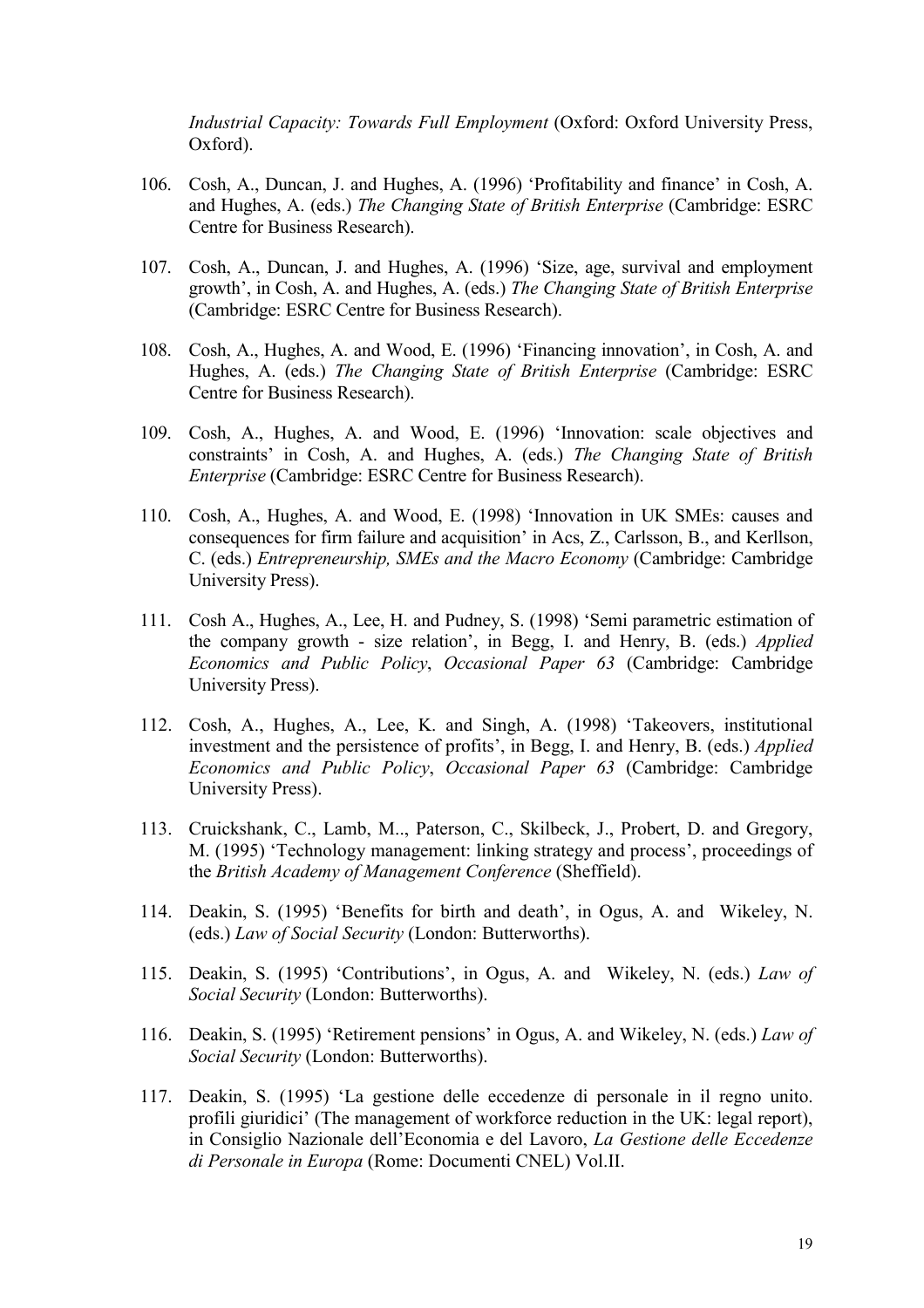*Industrial Capacity: Towards Full Employment* (Oxford: Oxford University Press, Oxford).

106. Cosh, A., Duncan, J. and Hughes, A. (1996) 'Profitability and finance' in Cosh, A. and Hughes, A. (eds.) *The Changing State of British Enterprise* (Cambridge: ESRC Centre for Business Research).

107. Cosh, A., Duncan, J. and Hughes, A. (1996) 'Size, age, survival and employment growth', in Cosh, A. and Hughes, A. (eds.) *The Changing State of British Enterprise* (Cambridge: ESRC Centre for Business Research).

108. Cosh, A., Hughes, A. and Wood, E. (1996) 'Financing innovation', in Cosh, A. and Hughes, A. (eds.) *The Changing State of British Enterprise* (Cambridge: ESRC Centre for Business Research).

109. Cosh, A., Hughes, A. and Wood, E. (1996) 'Innovation: scale objectives and constraints' in Cosh, A. and Hughes, A. (eds.) *The Changing State of British Enterprise* (Cambridge: ESRC Centre for Business Research).

110. Cosh, A., Hughes, A. and Wood, E. (1998) 'Innovation in UK SMEs: causes and consequences for firm failure and acquisition' in Acs, Z., Carlsson, B., and Kerllson, C. (eds.) *Entrepreneurship, SMEs and the Macro Economy* (Cambridge: Cambridge University Press).

111. Cosh A., Hughes, A., Lee, H. and Pudney, S. (1998) 'Semi parametric estimation of the company growth - size relation', in Begg, I. and Henry, B. (eds.) *Applied Economics and Public Policy*, *Occasional Paper 63* (Cambridge: Cambridge University Press).

112. Cosh, A., Hughes, A., Lee, K. and Singh, A. (1998) 'Takeovers, institutional investment and the persistence of profits', in Begg, I. and Henry, B. (eds.) *Applied Economics and Public Policy*, *Occasional Paper 63* (Cambridge: Cambridge University Press).

113. Cruickshank, C., Lamb, M.., Paterson, C., Skilbeck, J., Probert, D. and Gregory, M. (1995) 'Technology management: linking strategy and process', proceedings of the *British Academy of Management Conference* (Sheffield).

114. Deakin, S. (1995) 'Benefits for birth and death', in Ogus, A. and Wikeley, N. (eds.) *Law of Social Security* (London: Butterworths).

115. Deakin, S. (1995) 'Contributions', in Ogus, A. and Wikeley, N. (eds.) *Law of Social Security* (London: Butterworths).

116. Deakin, S. (1995) 'Retirement pensions' in Ogus, A. and Wikeley, N. (eds.) *Law of Social Security* (London: Butterworths).

117. Deakin, S. (1995) 'La gestione delle eccedenze di personale in il regno unito. profili giuridici' (The management of workforce reduction in the UK: legal report), in Consiglio Nazionale dell'Economia e del Lavoro, *La Gestione delle Eccedenze di Personale in Europa* (Rome: Documenti CNEL) Vol.II.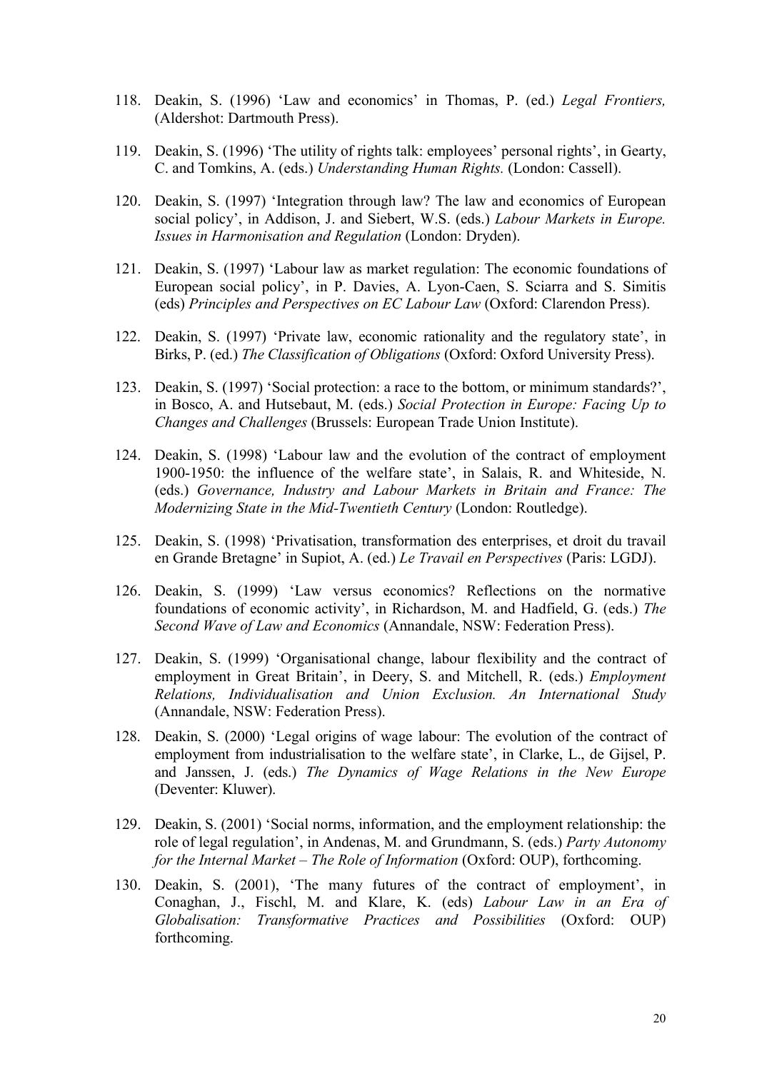118. Deakin, S. (1996) 'Law and economics' in Thomas, P. (ed.) *Legal Frontiers,* (Aldershot: Dartmouth Press).

119. Deakin, S. (1996) 'The utility of rights talk: employees' personal rights', in Gearty, C. and Tomkins, A. (eds.) *Understanding Human Rights.* (London: Cassell).

120. Deakin, S. (1997) 'Integration through law? The law and economics of European social policy', in Addison, J. and Siebert, W.S. (eds.) *Labour Markets in Europe. Issues in Harmonisation and Regulation* (London: Dryden).

121. Deakin, S. (1997) 'Labour law as market regulation: The economic foundations of European social policy', in P. Davies, A. Lyon-Caen, S. Sciarra and S. Simitis (eds) *Principles and Perspectives on EC Labour Law* (Oxford: Clarendon Press).

122. Deakin, S. (1997) 'Private law, economic rationality and the regulatory state', in Birks, P. (ed.) *The Classification of Obligations* (Oxford: Oxford University Press).

123. Deakin, S. (1997) 'Social protection: a race to the bottom, or minimum standards?', in Bosco, A. and Hutsebaut, M. (eds.) *Social Protection in Europe: Facing Up to Changes and Challenges* (Brussels: European Trade Union Institute).

124. Deakin, S. (1998) 'Labour law and the evolution of the contract of employment 1900-1950: the influence of the welfare state', in Salais, R. and Whiteside, N. (eds.) *Governance, Industry and Labour Markets in Britain and France: The Modernizing State in the Mid-Twentieth Century* (London: Routledge).

125. Deakin, S. (1998) 'Privatisation, transformation des enterprises, et droit du travail en Grande Bretagne' in Supiot, A. (ed.) *Le Travail en Perspectives* (Paris: LGDJ).

126. Deakin, S. (1999) 'Law versus economics? Reflections on the normative foundations of economic activity', in Richardson, M. and Hadfield, G. (eds.) *The Second Wave of Law and Economics* (Annandale, NSW: Federation Press).

127. Deakin, S. (1999) 'Organisational change, labour flexibility and the contract of employment in Great Britain', in Deery, S. and Mitchell, R. (eds.) *Employment Relations, Individualisation and Union Exclusion. An International Study* (Annandale, NSW: Federation Press).

128. Deakin, S. (2000) 'Legal origins of wage labour: The evolution of the contract of employment from industrialisation to the welfare state', in Clarke, L., de Gijsel, P. and Janssen, J. (eds.) *The Dynamics of Wage Relations in the New Europe* (Deventer: Kluwer).

129. Deakin, S. (2001) 'Social norms, information, and the employment relationship: the role of legal regulation', in Andenas, M. and Grundmann, S. (eds.) *Party Autonomy for the Internal Market – The Role of Information* (Oxford: OUP), forthcoming.

130. Deakin, S. (2001), 'The many futures of the contract of employment', in Conaghan, J., Fischl, M. and Klare, K. (eds) *Labour Law in an Era of Globalisation: Transformative Practices and Possibilities* (Oxford: OUP) forthcoming.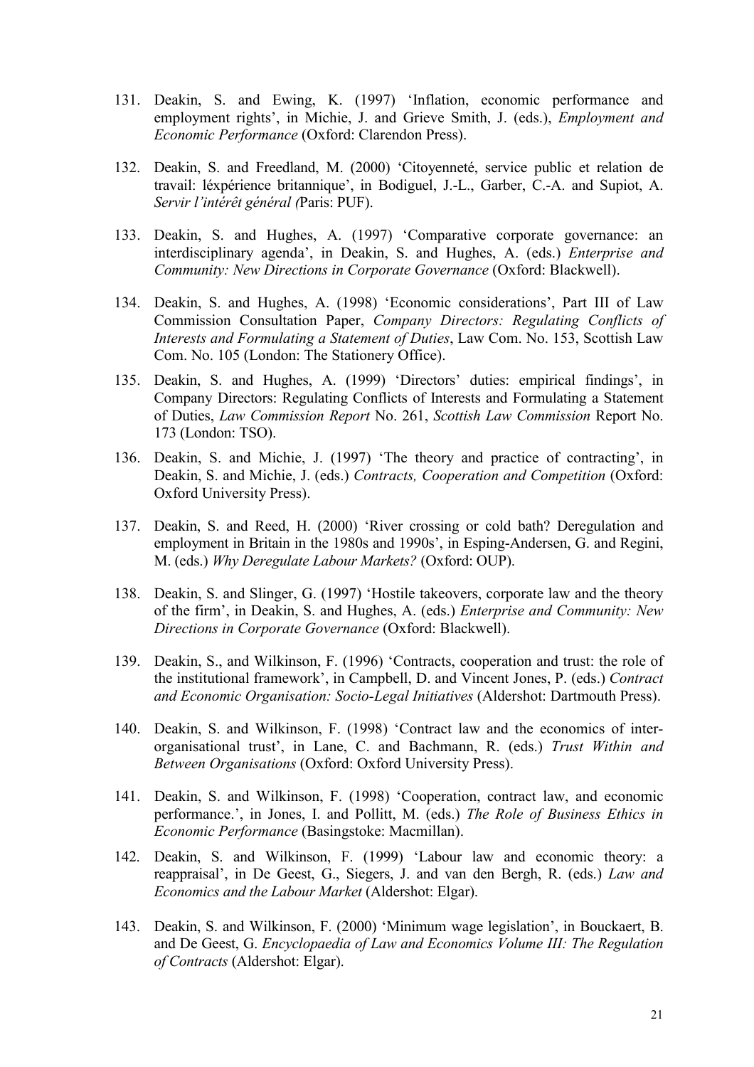131. Deakin, S. and Ewing, K. (1997) 'Inflation, economic performance and employment rights', in Michie, J. and Grieve Smith, J. (eds.), *Employment and Economic Performance* (Oxford: Clarendon Press).

132. Deakin, S. and Freedland, M. (2000) 'Citoyenneté, service public et relation de travail: léxpérience britannique', in Bodiguel, J.-L., Garber, C.-A. and Supiot, A. *Servir l'intérêt général (*Paris: PUF).

133. Deakin, S. and Hughes, A. (1997) 'Comparative corporate governance: an interdisciplinary agenda', in Deakin, S. and Hughes, A. (eds.) *Enterprise and Community: New Directions in Corporate Governance* (Oxford: Blackwell).

134. Deakin, S. and Hughes, A. (1998) 'Economic considerations', Part III of Law Commission Consultation Paper, *Company Directors: Regulating Conflicts of Interests and Formulating a Statement of Duties*, Law Com. No. 153, Scottish Law Com. No. 105 (London: The Stationery Office).

135. Deakin, S. and Hughes, A. (1999) 'Directors' duties: empirical findings', in Company Directors: Regulating Conflicts of Interests and Formulating a Statement of Duties, *Law Commission Report* No. 261, *Scottish Law Commission* Report No. 173 (London: TSO).

136. Deakin, S. and Michie, J. (1997) 'The theory and practice of contracting', in Deakin, S. and Michie, J. (eds.) *Contracts, Cooperation and Competition* (Oxford: Oxford University Press).

137. Deakin, S. and Reed, H. (2000) 'River crossing or cold bath? Deregulation and employment in Britain in the 1980s and 1990s', in Esping-Andersen, G. and Regini, M. (eds.) *Why Deregulate Labour Markets?* (Oxford: OUP).

138. Deakin, S. and Slinger, G. (1997) 'Hostile takeovers, corporate law and the theory of the firm', in Deakin, S. and Hughes, A. (eds.) *Enterprise and Community: New Directions in Corporate Governance* (Oxford: Blackwell).

139. Deakin, S., and Wilkinson, F. (1996) 'Contracts, cooperation and trust: the role of the institutional framework', in Campbell, D. and Vincent Jones, P. (eds.) *Contract and Economic Organisation: Socio-Legal Initiatives* (Aldershot: Dartmouth Press).

140. Deakin, S. and Wilkinson, F. (1998) 'Contract law and the economics of inter-organisational trust', in Lane, C. and Bachmann, R. (eds.) *Trust Within and Between Organisations* (Oxford: Oxford University Press).

141. Deakin, S. and Wilkinson, F. (1998) 'Cooperation, contract law, and economic performance.', in Jones, I. and Pollitt, M. (eds.) *The Role of Business Ethics in Economic Performance* (Basingstoke: Macmillan).

142. Deakin, S. and Wilkinson, F. (1999) 'Labour law and economic theory: a reappraisal', in De Geest, G., Siegers, J. and van den Bergh, R. (eds.) *Law and Economics and the Labour Market* (Aldershot: Elgar).

143. Deakin, S. and Wilkinson, F. (2000) 'Minimum wage legislation', in Bouckaert, B. and De Geest, G. *Encyclopaedia of Law and Economics Volume III: The Regulation of Contracts* (Aldershot: Elgar).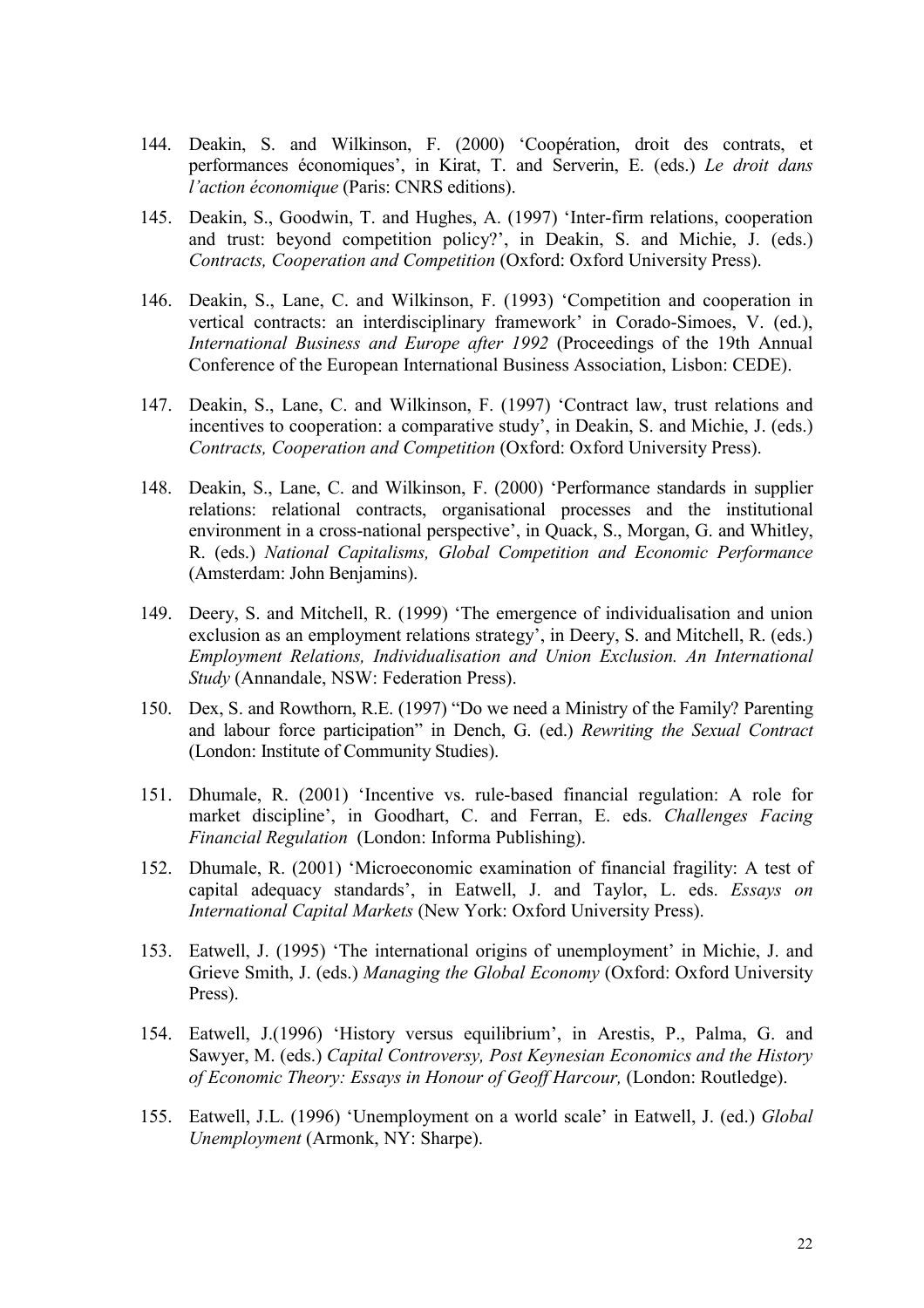144. Deakin, S. and Wilkinson, F. (2000) 'Coopération, droit des contrats, et performances économiques', in Kirat, T. and Serverin, E. (eds.) *Le droit dans l'action économique* (Paris: CNRS editions).

145. Deakin, S., Goodwin, T. and Hughes, A. (1997) 'Inter-firm relations, cooperation and trust: beyond competition policy?', in Deakin, S. and Michie, J. (eds.) *Contracts, Cooperation and Competition* (Oxford: Oxford University Press).

146. Deakin, S., Lane, C. and Wilkinson, F. (1993) 'Competition and cooperation in vertical contracts: an interdisciplinary framework' in Corado-Simoes, V. (ed.), *International Business and Europe after 1992* (Proceedings of the 19th Annual Conference of the European International Business Association, Lisbon: CEDE).

147. Deakin, S., Lane, C. and Wilkinson, F. (1997) 'Contract law, trust relations and incentives to cooperation: a comparative study', in Deakin, S. and Michie, J. (eds.) *Contracts, Cooperation and Competition* (Oxford: Oxford University Press).

148. Deakin, S., Lane, C. and Wilkinson, F. (2000) 'Performance standards in supplier relations: relational contracts, organisational processes and the institutional environment in a cross-national perspective', in Quack, S., Morgan, G. and Whitley, R. (eds.) *National Capitalisms, Global Competition and Economic Performance* (Amsterdam: John Benjamins).

149. Deery, S. and Mitchell, R. (1999) 'The emergence of individualisation and union exclusion as an employment relations strategy', in Deery, S. and Mitchell, R. (eds.) *Employment Relations, Individualisation and Union Exclusion. An International Study* (Annandale, NSW: Federation Press).

150. Dex, S. and Rowthorn, R.E. (1997) "Do we need a Ministry of the Family? Parenting and labour force participation" in Dench, G. (ed.) *Rewriting the Sexual Contract* (London: Institute of Community Studies).

151. Dhumale, R. (2001) 'Incentive vs. rule-based financial regulation: A role for market discipline', in Goodhart, C. and Ferran, E. eds. *Challenges Facing Financial Regulation* (London: Informa Publishing).

152. Dhumale, R. (2001) 'Microeconomic examination of financial fragility: A test of capital adequacy standards', in Eatwell, J. and Taylor, L. eds. *Essays on International Capital Markets* (New York: Oxford University Press).

153. Eatwell, J. (1995) 'The international origins of unemployment' in Michie, J. and Grieve Smith, J. (eds.) *Managing the Global Economy* (Oxford: Oxford University Press).

154. Eatwell, J.(1996) 'History versus equilibrium', in Arestis, P., Palma, G. and Sawyer, M. (eds.) *Capital Controversy, Post Keynesian Economics and the History of Economic Theory: Essays in Honour of Geoff Harcour,* (London: Routledge).

155. Eatwell, J.L. (1996) 'Unemployment on a world scale' in Eatwell, J. (ed.) *Global Unemployment* (Armonk, NY: Sharpe).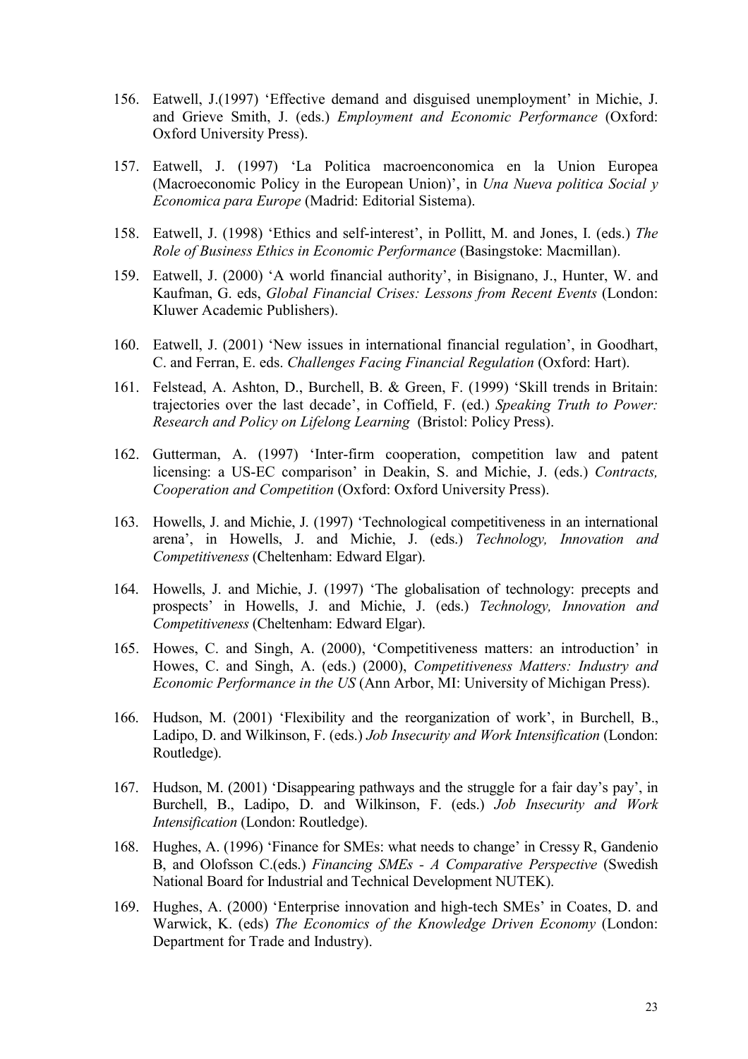156. Eatwell, J.(1997) 'Effective demand and disguised unemployment' in Michie, J. and Grieve Smith, J. (eds.) *Employment and Economic Performance* (Oxford: Oxford University Press).

157. Eatwell, J. (1997) 'La Politica macroenconomica en la Union Europea (Macroeconomic Policy in the European Union)', in *Una Nueva politica Social y Economica para Europe* (Madrid: Editorial Sistema).

158. Eatwell, J. (1998) 'Ethics and self-interest', in Pollitt, M. and Jones, I. (eds.) *The Role of Business Ethics in Economic Performance* (Basingstoke: Macmillan).

159. Eatwell, J. (2000) 'A world financial authority', in Bisignano, J., Hunter, W. and Kaufman, G. eds, *Global Financial Crises: Lessons from Recent Events* (London: Kluwer Academic Publishers).

160. Eatwell, J. (2001) 'New issues in international financial regulation', in Goodhart, C. and Ferran, E. eds. *Challenges Facing Financial Regulation* (Oxford: Hart).

161. Felstead, A. Ashton, D., Burchell, B. & Green, F. (1999) 'Skill trends in Britain: trajectories over the last decade', in Coffield, F. (ed.) *Speaking Truth to Power: Research and Policy on Lifelong Learning* (Bristol: Policy Press).

162. Gutterman, A. (1997) 'Inter-firm cooperation, competition law and patent licensing: a US-EC comparison' in Deakin, S. and Michie, J. (eds.) *Contracts, Cooperation and Competition* (Oxford: Oxford University Press).

163. Howells, J. and Michie, J. (1997) 'Technological competitiveness in an international arena', in Howells, J. and Michie, J. (eds.) *Technology, Innovation and Competitiveness* (Cheltenham: Edward Elgar).

164. Howells, J. and Michie, J. (1997) 'The globalisation of technology: precepts and prospects' in Howells, J. and Michie, J. (eds.) *Technology, Innovation and Competitiveness* (Cheltenham: Edward Elgar).

165. Howes, C. and Singh, A. (2000), 'Competitiveness matters: an introduction' in Howes, C. and Singh, A. (eds.) (2000), *Competitiveness Matters: Industry and Economic Performance in the US* (Ann Arbor, MI: University of Michigan Press).

166. Hudson, M. (2001) 'Flexibility and the reorganization of work', in Burchell, B., Ladipo, D. and Wilkinson, F. (eds.) *Job Insecurity and Work Intensification* (London: Routledge).

167. Hudson, M. (2001) 'Disappearing pathways and the struggle for a fair day's pay', in Burchell, B., Ladipo, D. and Wilkinson, F. (eds.) *Job Insecurity and Work Intensification* (London: Routledge).

168. Hughes, A. (1996) 'Finance for SMEs: what needs to change' in Cressy R, Gandenio B, and Olofsson C.(eds.) *Financing SMEs - A Comparative Perspective* (Swedish National Board for Industrial and Technical Development NUTEK).

169. Hughes, A. (2000) 'Enterprise innovation and high-tech SMEs' in Coates, D. and Warwick, K. (eds) *The Economics of the Knowledge Driven Economy* (London: Department for Trade and Industry).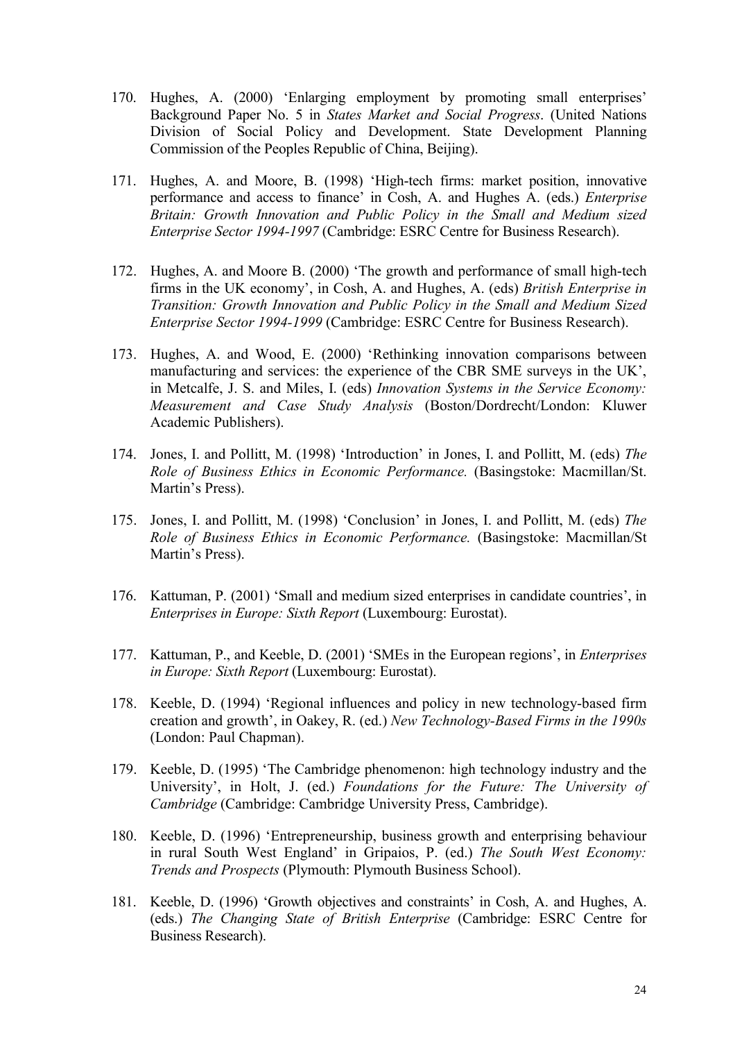170. Hughes, A. (2000) 'Enlarging employment by promoting small enterprises' Background Paper No. 5 in *States Market and Social Progress*. (United Nations Division of Social Policy and Development. State Development Planning Commission of the Peoples Republic of China, Beijing).

171. Hughes, A. and Moore, B. (1998) 'High-tech firms: market position, innovative performance and access to finance' in Cosh, A. and Hughes A. (eds.) *Enterprise Britain: Growth Innovation and Public Policy in the Small and Medium sized Enterprise Sector 1994-1997* (Cambridge: ESRC Centre for Business Research).

172. Hughes, A. and Moore B. (2000) 'The growth and performance of small high-tech firms in the UK economy', in Cosh, A. and Hughes, A. (eds) *British Enterprise in Transition: Growth Innovation and Public Policy in the Small and Medium Sized Enterprise Sector 1994-1999* (Cambridge: ESRC Centre for Business Research).

173. Hughes, A. and Wood, E. (2000) 'Rethinking innovation comparisons between manufacturing and services: the experience of the CBR SME surveys in the UK', in Metcalfe, J. S. and Miles, I. (eds) *Innovation Systems in the Service Economy: Measurement and Case Study Analysis* (Boston/Dordrecht/London: Kluwer Academic Publishers).

174. Jones, I. and Pollitt, M. (1998) 'Introduction' in Jones, I. and Pollitt, M. (eds) *The Role of Business Ethics in Economic Performance.* (Basingstoke: Macmillan/St. Martin's Press).

175. Jones, I. and Pollitt, M. (1998) 'Conclusion' in Jones, I. and Pollitt, M. (eds) *The Role of Business Ethics in Economic Performance.* (Basingstoke: Macmillan/St Martin's Press).

176. Kattuman, P. (2001) 'Small and medium sized enterprises in candidate countries', in *Enterprises in Europe: Sixth Report* (Luxembourg: Eurostat).

177. Kattuman, P., and Keeble, D. (2001) 'SMEs in the European regions', in *Enterprises in Europe: Sixth Report* (Luxembourg: Eurostat).

178. Keeble, D. (1994) 'Regional influences and policy in new technology-based firm creation and growth', in Oakey, R. (ed.) *New Technology-Based Firms in the 1990s* (London: Paul Chapman).

179. Keeble, D. (1995) 'The Cambridge phenomenon: high technology industry and the University', in Holt, J. (ed.) *Foundations for the Future: The University of Cambridge* (Cambridge: Cambridge University Press, Cambridge).

180. Keeble, D. (1996) 'Entrepreneurship, business growth and enterprising behaviour in rural South West England' in Gripaios, P. (ed.) *The South West Economy: Trends and Prospects* (Plymouth: Plymouth Business School).

181. Keeble, D. (1996) 'Growth objectives and constraints' in Cosh, A. and Hughes, A. (eds.) *The Changing State of British Enterprise* (Cambridge: ESRC Centre for Business Research).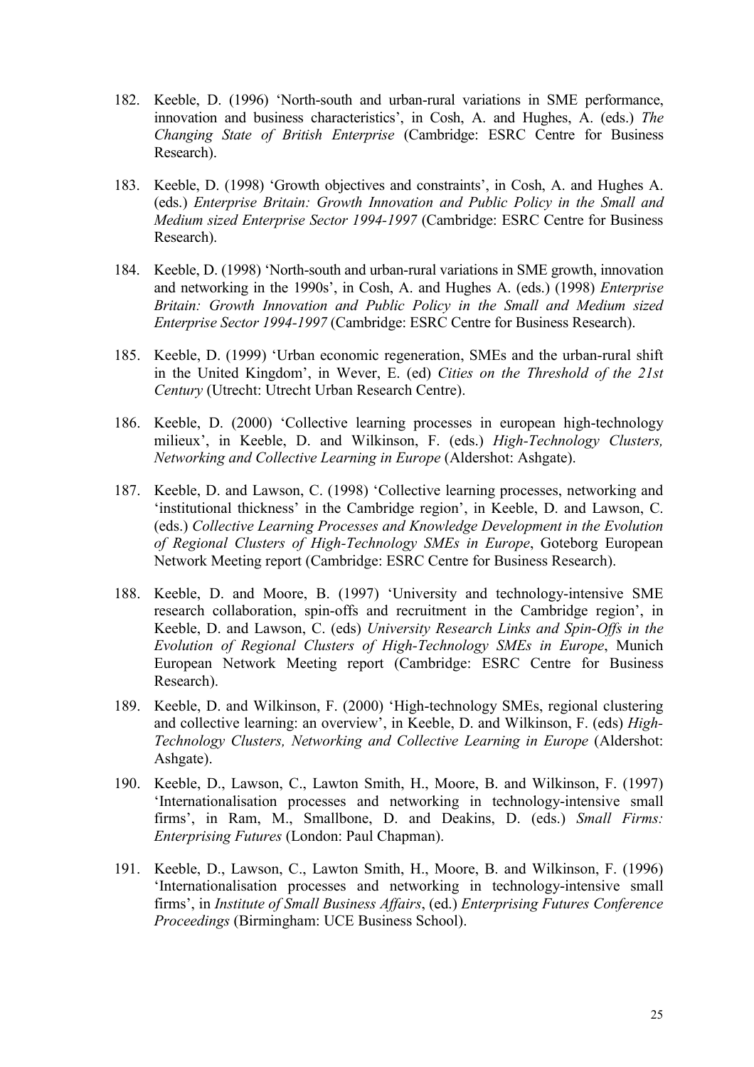182. Keeble, D. (1996) 'North-south and urban-rural variations in SME performance, innovation and business characteristics', in Cosh, A. and Hughes, A. (eds.) *The Changing State of British Enterprise* (Cambridge: ESRC Centre for Business Research).

183. Keeble, D. (1998) 'Growth objectives and constraints', in Cosh, A. and Hughes A. (eds.) *Enterprise Britain: Growth Innovation and Public Policy in the Small and Medium sized Enterprise Sector 1994-1997* (Cambridge: ESRC Centre for Business Research).

184. Keeble, D. (1998) 'North-south and urban-rural variations in SME growth, innovation and networking in the 1990s', in Cosh, A. and Hughes A. (eds.) (1998) *Enterprise Britain: Growth Innovation and Public Policy in the Small and Medium sized Enterprise Sector 1994-1997* (Cambridge: ESRC Centre for Business Research).

185. Keeble, D. (1999) 'Urban economic regeneration, SMEs and the urban-rural shift in the United Kingdom', in Wever, E. (ed) *Cities on the Threshold of the 21st Century* (Utrecht: Utrecht Urban Research Centre).

186. Keeble, D. (2000) 'Collective learning processes in european high-technology milieux', in Keeble, D. and Wilkinson, F. (eds.) *High-Technology Clusters, Networking and Collective Learning in Europe* (Aldershot: Ashgate).

187. Keeble, D. and Lawson, C. (1998) 'Collective learning processes, networking and 'institutional thickness' in the Cambridge region', in Keeble, D. and Lawson, C. (eds.) *Collective Learning Processes and Knowledge Development in the Evolution of Regional Clusters of High-Technology SMEs in Europe*, Goteborg European Network Meeting report (Cambridge: ESRC Centre for Business Research).

188. Keeble, D. and Moore, B. (1997) 'University and technology-intensive SME research collaboration, spin-offs and recruitment in the Cambridge region', in Keeble, D. and Lawson, C. (eds) *University Research Links and Spin-Offs in the Evolution of Regional Clusters of High-Technology SMEs in Europe*, Munich European Network Meeting report (Cambridge: ESRC Centre for Business Research).

189. Keeble, D. and Wilkinson, F. (2000) 'High-technology SMEs, regional clustering and collective learning: an overview', in Keeble, D. and Wilkinson, F. (eds) *High-Technology Clusters, Networking and Collective Learning in Europe* (Aldershot: Ashgate).

190. Keeble, D., Lawson, C., Lawton Smith, H., Moore, B. and Wilkinson, F. (1997) 'Internationalisation processes and networking in technology-intensive small firms', in Ram, M., Smallbone, D. and Deakins, D. (eds.) *Small Firms: Enterprising Futures* (London: Paul Chapman).

191. Keeble, D., Lawson, C., Lawton Smith, H., Moore, B. and Wilkinson, F. (1996) 'Internationalisation processes and networking in technology-intensive small firms', in *Institute of Small Business Affairs*, (ed.) *Enterprising Futures Conference Proceedings* (Birmingham: UCE Business School).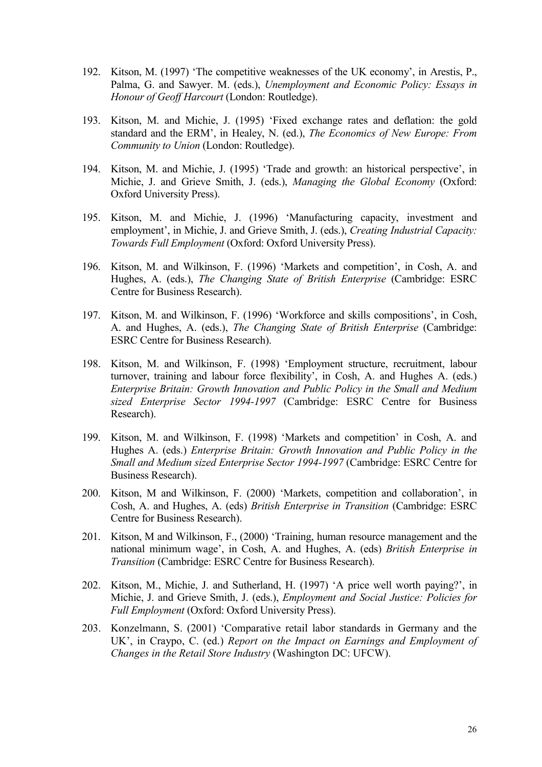192. Kitson, M. (1997) 'The competitive weaknesses of the UK economy', in Arestis, P., Palma, G. and Sawyer. M. (eds.), *Unemployment and Economic Policy: Essays in Honour of Geoff Harcourt* (London: Routledge).

193. Kitson, M. and Michie, J. (1995) 'Fixed exchange rates and deflation: the gold standard and the ERM', in Healey, N. (ed.), *The Economics of New Europe: From Community to Union* (London: Routledge).

194. Kitson, M. and Michie, J. (1995) 'Trade and growth: an historical perspective', in Michie, J. and Grieve Smith, J. (eds.), *Managing the Global Economy* (Oxford: Oxford University Press).

195. Kitson, M. and Michie, J. (1996) 'Manufacturing capacity, investment and employment', in Michie, J. and Grieve Smith, J. (eds.), *Creating Industrial Capacity: Towards Full Employment* (Oxford: Oxford University Press).

196. Kitson, M. and Wilkinson, F. (1996) 'Markets and competition', in Cosh, A. and Hughes, A. (eds.), *The Changing State of British Enterprise* (Cambridge: ESRC Centre for Business Research).

197. Kitson, M. and Wilkinson, F. (1996) 'Workforce and skills compositions', in Cosh, A. and Hughes, A. (eds.), *The Changing State of British Enterprise* (Cambridge: ESRC Centre for Business Research).

198. Kitson, M. and Wilkinson, F. (1998) 'Employment structure, recruitment, labour turnover, training and labour force flexibility', in Cosh, A. and Hughes A. (eds.) *Enterprise Britain: Growth Innovation and Public Policy in the Small and Medium sized Enterprise Sector 1994-1997* (Cambridge: ESRC Centre for Business Research).

199. Kitson, M. and Wilkinson, F. (1998) 'Markets and competition' in Cosh, A. and Hughes A. (eds.) *Enterprise Britain: Growth Innovation and Public Policy in the Small and Medium sized Enterprise Sector 1994-1997* (Cambridge: ESRC Centre for Business Research).

200. Kitson, M and Wilkinson, F. (2000) 'Markets, competition and collaboration', in Cosh, A. and Hughes, A. (eds) *British Enterprise in Transition* (Cambridge: ESRC Centre for Business Research).

201. Kitson, M and Wilkinson, F., (2000) 'Training, human resource management and the national minimum wage', in Cosh, A. and Hughes, A. (eds) *British Enterprise in Transition* (Cambridge: ESRC Centre for Business Research).

202. Kitson, M., Michie, J. and Sutherland, H. (1997) 'A price well worth paying?', in Michie, J. and Grieve Smith, J. (eds.), *Employment and Social Justice: Policies for Full Employment* (Oxford: Oxford University Press).

203. Konzelmann, S. (2001) 'Comparative retail labor standards in Germany and the UK', in Craypo, C. (ed.) *Report on the Impact on Earnings and Employment of Changes in the Retail Store Industry* (Washington DC: UFCW).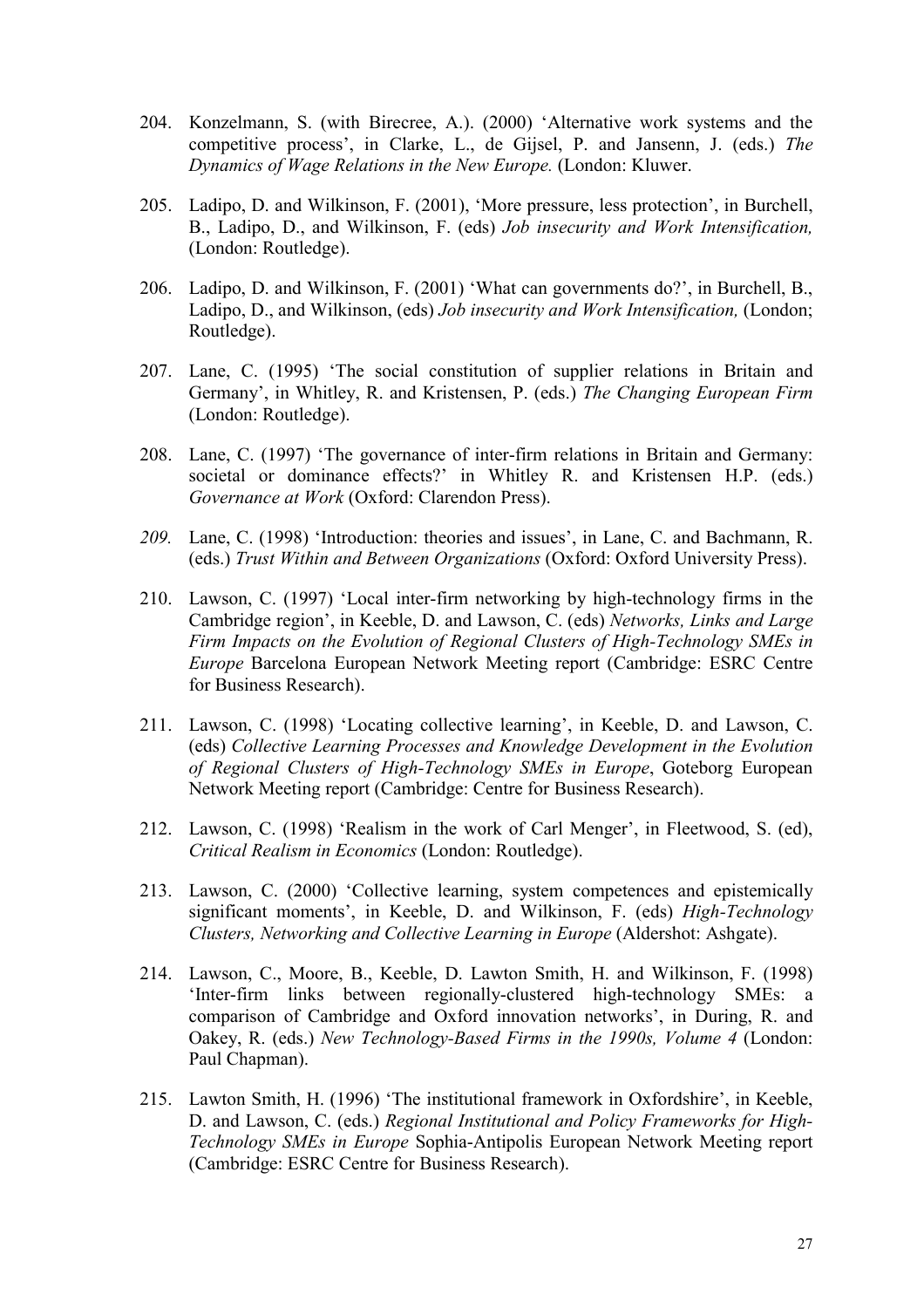204. Konzelmann, S. (with Birecree, A.). (2000) 'Alternative work systems and the competitive process', in Clarke, L., de Gijsel, P. and Jansenn, J. (eds.) *The Dynamics of Wage Relations in the New Europe.* (London: Kluwer.

205. Ladipo, D. and Wilkinson, F. (2001), 'More pressure, less protection', in Burchell, B., Ladipo, D., and Wilkinson, F. (eds) *Job insecurity and Work Intensification,* (London: Routledge).

206. Ladipo, D. and Wilkinson, F. (2001) 'What can governments do?', in Burchell, B., Ladipo, D., and Wilkinson, (eds) *Job insecurity and Work Intensification,* (London; Routledge).

207. Lane, C. (1995) 'The social constitution of supplier relations in Britain and Germany', in Whitley, R. and Kristensen, P. (eds.) *The Changing European Firm* (London: Routledge).

208. Lane, C. (1997) 'The governance of inter-firm relations in Britain and Germany: societal or dominance effects?' in Whitley R. and Kristensen H.P. (eds.) *Governance at Work* (Oxford: Clarendon Press).

*209.* Lane, C. (1998) 'Introduction: theories and issues', in Lane, C. and Bachmann, R. (eds.) *Trust Within and Between Organizations* (Oxford: Oxford University Press).

210. Lawson, C. (1997) 'Local inter-firm networking by high-technology firms in the Cambridge region', in Keeble, D. and Lawson, C. (eds) *Networks, Links and Large Firm Impacts on the Evolution of Regional Clusters of High-Technology SMEs in Europe* Barcelona European Network Meeting report (Cambridge: ESRC Centre for Business Research).

211. Lawson, C. (1998) 'Locating collective learning', in Keeble, D. and Lawson, C. (eds) *Collective Learning Processes and Knowledge Development in the Evolution of Regional Clusters of High-Technology SMEs in Europe*, Goteborg European Network Meeting report (Cambridge: Centre for Business Research).

212. Lawson, C. (1998) 'Realism in the work of Carl Menger', in Fleetwood, S. (ed), *Critical Realism in Economics* (London: Routledge).

213. Lawson, C. (2000) 'Collective learning, system competences and epistemically significant moments', in Keeble, D. and Wilkinson, F. (eds) *High-Technology Clusters, Networking and Collective Learning in Europe* (Aldershot: Ashgate).

214. Lawson, C., Moore, B., Keeble, D. Lawton Smith, H. and Wilkinson, F. (1998) 'Inter-firm links between regionally-clustered high-technology SMEs: a comparison of Cambridge and Oxford innovation networks', in During, R. and Oakey, R. (eds.) *New Technology-Based Firms in the 1990s, Volume 4* (London: Paul Chapman).

215. Lawton Smith, H. (1996) 'The institutional framework in Oxfordshire', in Keeble, D. and Lawson, C. (eds.) *Regional Institutional and Policy Frameworks for High-Technology SMEs in Europe* Sophia-Antipolis European Network Meeting report (Cambridge: ESRC Centre for Business Research).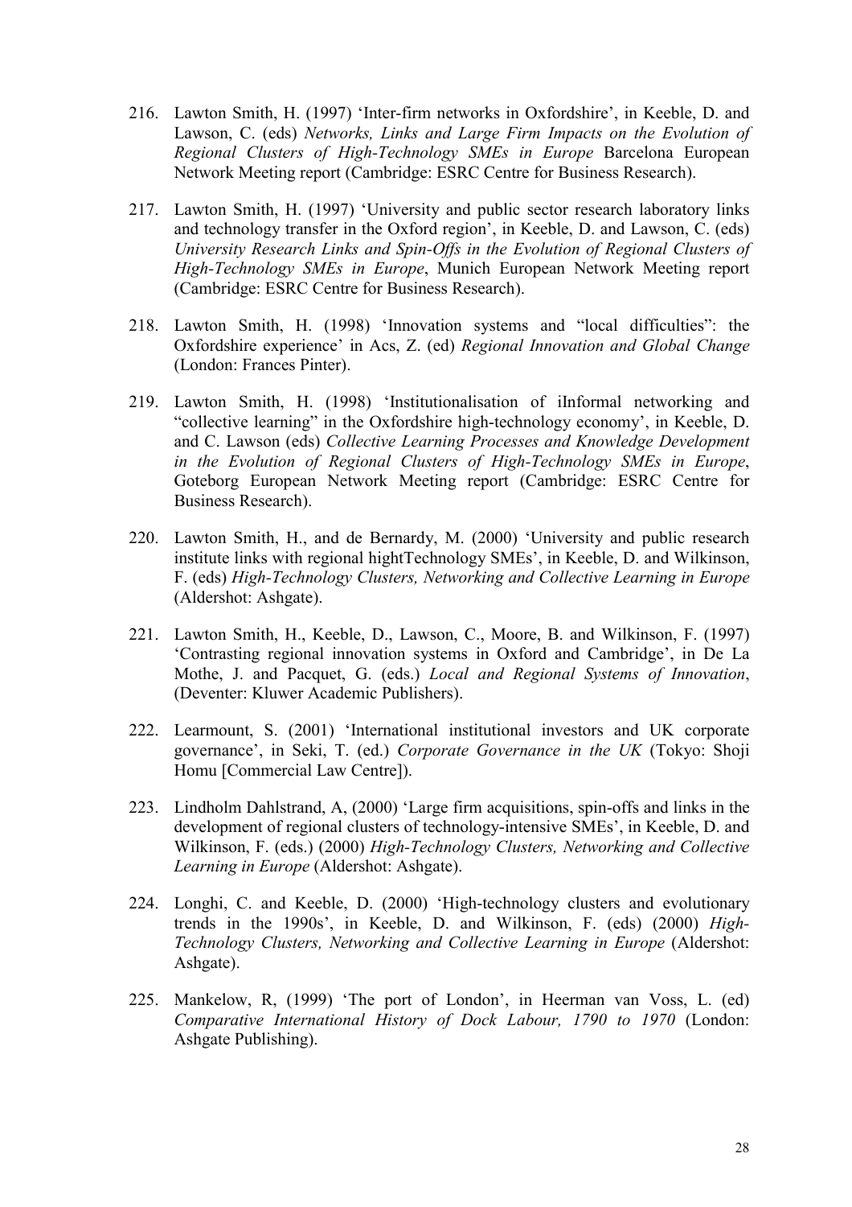216. Lawton Smith, H. (1997) 'Inter-firm networks in Oxfordshire', in Keeble, D. and Lawson, C. (eds) *Networks, Links and Large Firm Impacts on the Evolution of Regional Clusters of High-Technology SMEs in Europe* Barcelona European Network Meeting report (Cambridge: ESRC Centre for Business Research).

217. Lawton Smith, H. (1997) 'University and public sector research laboratory links and technology transfer in the Oxford region', in Keeble, D. and Lawson, C. (eds) *University Research Links and Spin-Offs in the Evolution of Regional Clusters of High-Technology SMEs in Europe*, Munich European Network Meeting report (Cambridge: ESRC Centre for Business Research).

218. Lawton Smith, H. (1998) 'Innovation systems and "local difficulties": the Oxfordshire experience' in Acs, Z. (ed) *Regional Innovation and Global Change* (London: Frances Pinter).

219. Lawton Smith, H. (1998) 'Institutionalisation of iInformal networking and "collective learning" in the Oxfordshire high-technology economy', in Keeble, D. and C. Lawson (eds) *Collective Learning Processes and Knowledge Development in the Evolution of Regional Clusters of High-Technology SMEs in Europe*, Goteborg European Network Meeting report (Cambridge: ESRC Centre for Business Research).

220. Lawton Smith, H., and de Bernardy, M. (2000) 'University and public research institute links with regional hightTechnology SMEs', in Keeble, D. and Wilkinson, F. (eds) *High-Technology Clusters, Networking and Collective Learning in Europe* (Aldershot: Ashgate).

221. Lawton Smith, H., Keeble, D., Lawson, C., Moore, B. and Wilkinson, F. (1997) 'Contrasting regional innovation systems in Oxford and Cambridge', in De La Mothe, J. and Pacquet, G. (eds.) *Local and Regional Systems of Innovation*, (Deventer: Kluwer Academic Publishers).

222. Learmount, S. (2001) 'International institutional investors and UK corporate governance', in Seki, T. (ed.) *Corporate Governance in the UK* (Tokyo: Shoji Homu [Commercial Law Centre]).

223. Lindholm Dahlstrand, A, (2000) 'Large firm acquisitions, spin-offs and links in the development of regional clusters of technology-intensive SMEs', in Keeble, D. and Wilkinson, F. (eds.) (2000) *High-Technology Clusters, Networking and Collective Learning in Europe* (Aldershot: Ashgate).

224. Longhi, C. and Keeble, D. (2000) 'High-technology clusters and evolutionary trends in the 1990s', in Keeble, D. and Wilkinson, F. (eds) (2000) *High-Technology Clusters, Networking and Collective Learning in Europe* (Aldershot: Ashgate).

225. Mankelow, R, (1999) 'The port of London', in Heerman van Voss, L. (ed) *Comparative International History of Dock Labour, 1790 to 1970* (London: Ashgate Publishing).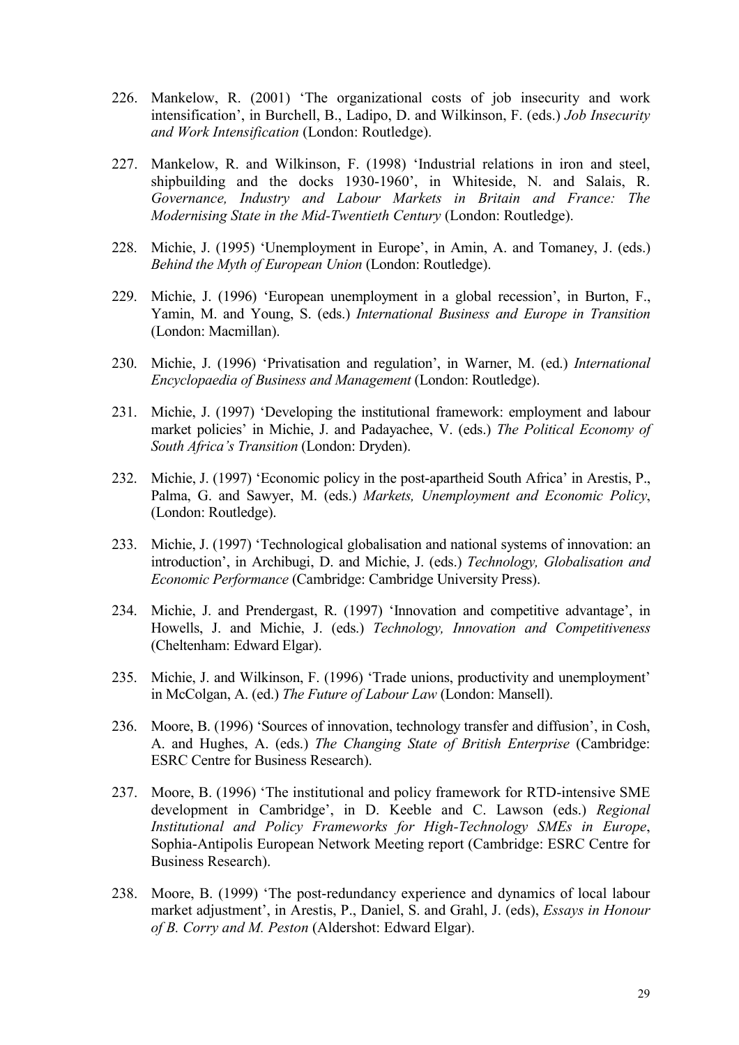226. Mankelow, R. (2001) 'The organizational costs of job insecurity and work intensification', in Burchell, B., Ladipo, D. and Wilkinson, F. (eds.) *Job Insecurity and Work Intensification* (London: Routledge).

227. Mankelow, R. and Wilkinson, F. (1998) 'Industrial relations in iron and steel, shipbuilding and the docks 1930-1960', in Whiteside, N. and Salais, R. *Governance, Industry and Labour Markets in Britain and France: The Modernising State in the Mid-Twentieth Century* (London: Routledge).

228. Michie, J. (1995) 'Unemployment in Europe', in Amin, A. and Tomaney, J. (eds.) *Behind the Myth of European Union* (London: Routledge).

229. Michie, J. (1996) 'European unemployment in a global recession', in Burton, F., Yamin, M. and Young, S. (eds.) *International Business and Europe in Transition* (London: Macmillan).

230. Michie, J. (1996) 'Privatisation and regulation', in Warner, M. (ed.) *International Encyclopaedia of Business and Management* (London: Routledge).

231. Michie, J. (1997) 'Developing the institutional framework: employment and labour market policies' in Michie, J. and Padayachee, V. (eds.) *The Political Economy of South Africa's Transition* (London: Dryden).

232. Michie, J. (1997) 'Economic policy in the post-apartheid South Africa' in Arestis, P., Palma, G. and Sawyer, M. (eds.) *Markets, Unemployment and Economic Policy*, (London: Routledge).

233. Michie, J. (1997) 'Technological globalisation and national systems of innovation: an introduction', in Archibugi, D. and Michie, J. (eds.) *Technology, Globalisation and Economic Performance* (Cambridge: Cambridge University Press).

234. Michie, J. and Prendergast, R. (1997) 'Innovation and competitive advantage', in Howells, J. and Michie, J. (eds.) *Technology, Innovation and Competitiveness* (Cheltenham: Edward Elgar).

235. Michie, J. and Wilkinson, F. (1996) 'Trade unions, productivity and unemployment' in McColgan, A. (ed.) *The Future of Labour Law* (London: Mansell).

236. Moore, B. (1996) 'Sources of innovation, technology transfer and diffusion', in Cosh, A. and Hughes, A. (eds.) *The Changing State of British Enterprise* (Cambridge: ESRC Centre for Business Research).

237. Moore, B. (1996) 'The institutional and policy framework for RTD-intensive SME development in Cambridge', in D. Keeble and C. Lawson (eds.) *Regional Institutional and Policy Frameworks for High-Technology SMEs in Europe*, Sophia-Antipolis European Network Meeting report (Cambridge: ESRC Centre for Business Research).

238. Moore, B. (1999) 'The post-redundancy experience and dynamics of local labour market adjustment', in Arestis, P., Daniel, S. and Grahl, J. (eds), *Essays in Honour of B. Corry and M. Peston* (Aldershot: Edward Elgar).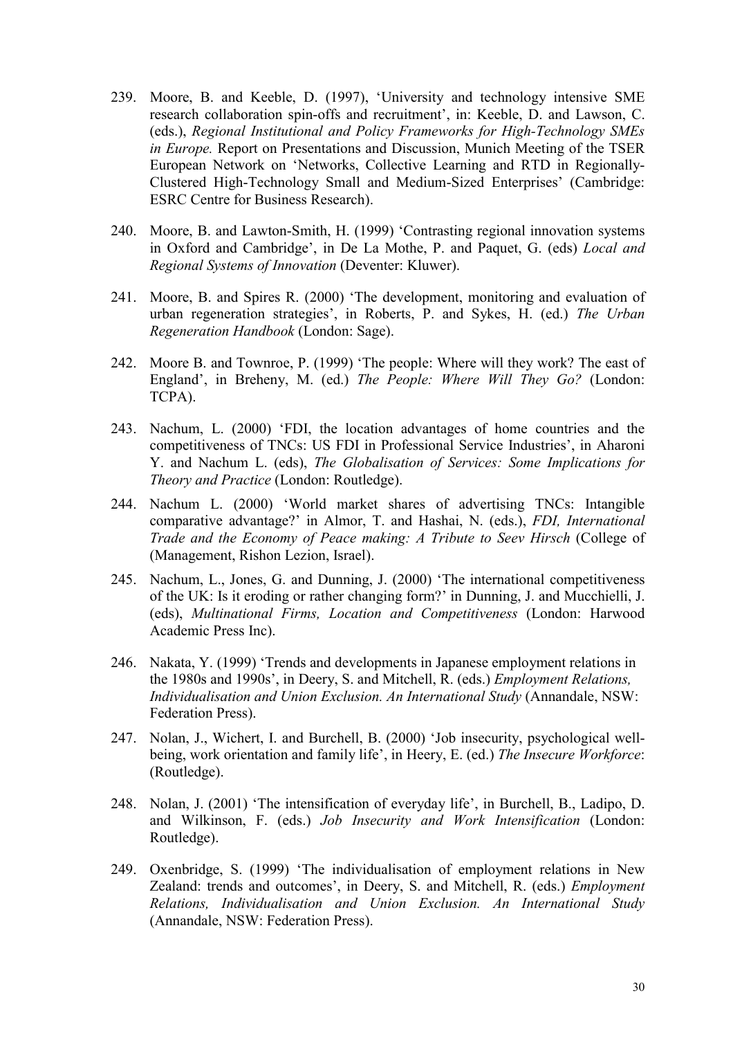239. Moore, B. and Keeble, D. (1997), 'University and technology intensive SME research collaboration spin-offs and recruitment', in: Keeble, D. and Lawson, C. (eds.), *Regional Institutional and Policy Frameworks for High-Technology SMEs in Europe.* Report on Presentations and Discussion, Munich Meeting of the TSER European Network on 'Networks, Collective Learning and RTD in Regionally-Clustered High-Technology Small and Medium-Sized Enterprises' (Cambridge: ESRC Centre for Business Research).

240. Moore, B. and Lawton-Smith, H. (1999) 'Contrasting regional innovation systems in Oxford and Cambridge', in De La Mothe, P. and Paquet, G. (eds) *Local and Regional Systems of Innovation* (Deventer: Kluwer).

241. Moore, B. and Spires R. (2000) 'The development, monitoring and evaluation of urban regeneration strategies', in Roberts, P. and Sykes, H. (ed.) *The Urban Regeneration Handbook* (London: Sage).

242. Moore B. and Townroe, P. (1999) 'The people: Where will they work? The east of England', in Breheny, M. (ed.) *The People: Where Will They Go?* (London: TCPA).

243. Nachum, L. (2000) 'FDI, the location advantages of home countries and the competitiveness of TNCs: US FDI in Professional Service Industries', in Aharoni Y. and Nachum L. (eds), *The Globalisation of Services: Some Implications for Theory and Practice* (London: Routledge).

244. Nachum L. (2000) 'World market shares of advertising TNCs: Intangible comparative advantage?' in Almor, T. and Hashai, N. (eds.), *FDI, International Trade and the Economy of Peace making: A Tribute to Seev Hirsch* (College of (Management, Rishon Lezion, Israel).

245. Nachum, L., Jones, G. and Dunning, J. (2000) 'The international competitiveness of the UK: Is it eroding or rather changing form?' in Dunning, J. and Mucchielli, J. (eds), *Multinational Firms, Location and Competitiveness* (London: Harwood Academic Press Inc).

246. Nakata, Y. (1999) 'Trends and developments in Japanese employment relations in the 1980s and 1990s', in Deery, S. and Mitchell, R. (eds.) *Employment Relations, Individualisation and Union Exclusion. An International Study* (Annandale, NSW: Federation Press).

247. Nolan, J., Wichert, I. and Burchell, B. (2000) 'Job insecurity, psychological well-being, work orientation and family life', in Heery, E. (ed.) *The Insecure Workforce*: (Routledge).

248. Nolan, J. (2001) 'The intensification of everyday life', in Burchell, B., Ladipo, D. and Wilkinson, F. (eds.) *Job Insecurity and Work Intensification* (London: Routledge).

249. Oxenbridge, S. (1999) 'The individualisation of employment relations in New Zealand: trends and outcomes', in Deery, S. and Mitchell, R. (eds.) *Employment Relations, Individualisation and Union Exclusion. An International Study* (Annandale, NSW: Federation Press).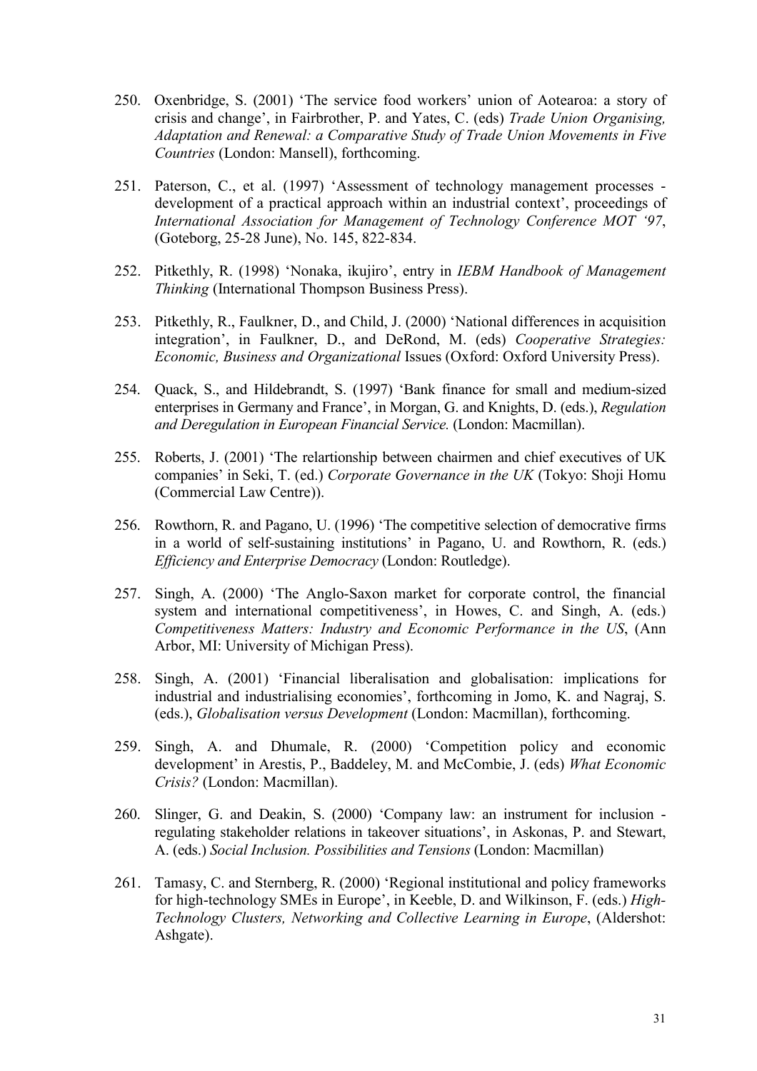250. Oxenbridge, S. (2001) 'The service food workers' union of Aotearoa: a story of crisis and change', in Fairbrother, P. and Yates, C. (eds) *Trade Union Organising, Adaptation and Renewal: a Comparative Study of Trade Union Movements in Five Countries* (London: Mansell), forthcoming.

251. Paterson, C., et al. (1997) 'Assessment of technology management processes - development of a practical approach within an industrial context', proceedings of *International Association for Management of Technology Conference MOT '97*, (Goteborg, 25-28 June), No. 145, 822-834.

252. Pitkethly, R. (1998) 'Nonaka, ikujiro', entry in *IEBM Handbook of Management Thinking* (International Thompson Business Press).

253. Pitkethly, R., Faulkner, D., and Child, J. (2000) 'National differences in acquisition integration', in Faulkner, D., and DeRond, M. (eds) *Cooperative Strategies: Economic, Business and Organizational* Issues (Oxford: Oxford University Press).

254. Quack, S., and Hildebrandt, S. (1997) 'Bank finance for small and medium-sized enterprises in Germany and France', in Morgan, G. and Knights, D. (eds.), *Regulation and Deregulation in European Financial Service.* (London: Macmillan).

255. Roberts, J. (2001) 'The relartionship between chairmen and chief executives of UK companies' in Seki, T. (ed.) *Corporate Governance in the UK* (Tokyo: Shoji Homu (Commercial Law Centre)).

256. Rowthorn, R. and Pagano, U. (1996) 'The competitive selection of democrative firms in a world of self-sustaining institutions' in Pagano, U. and Rowthorn, R. (eds.) *Efficiency and Enterprise Democracy* (London: Routledge).

257. Singh, A. (2000) 'The Anglo-Saxon market for corporate control, the financial system and international competitiveness', in Howes, C. and Singh, A. (eds.) *Competitiveness Matters: Industry and Economic Performance in the US*, (Ann Arbor, MI: University of Michigan Press).

258. Singh, A. (2001) 'Financial liberalisation and globalisation: implications for industrial and industrialising economies', forthcoming in Jomo, K. and Nagraj, S. (eds.), *Globalisation versus Development* (London: Macmillan), forthcoming.

259. Singh, A. and Dhumale, R. (2000) 'Competition policy and economic development' in Arestis, P., Baddeley, M. and McCombie, J. (eds) *What Economic Crisis?* (London: Macmillan).

260. Slinger, G. and Deakin, S. (2000) 'Company law: an instrument for inclusion - regulating stakeholder relations in takeover situations', in Askonas, P. and Stewart, A. (eds.) *Social Inclusion. Possibilities and Tensions* (London: Macmillan)

261. Tamasy, C. and Sternberg, R. (2000) 'Regional institutional and policy frameworks for high-technology SMEs in Europe', in Keeble, D. and Wilkinson, F. (eds.) *High-Technology Clusters, Networking and Collective Learning in Europe*, (Aldershot: Ashgate).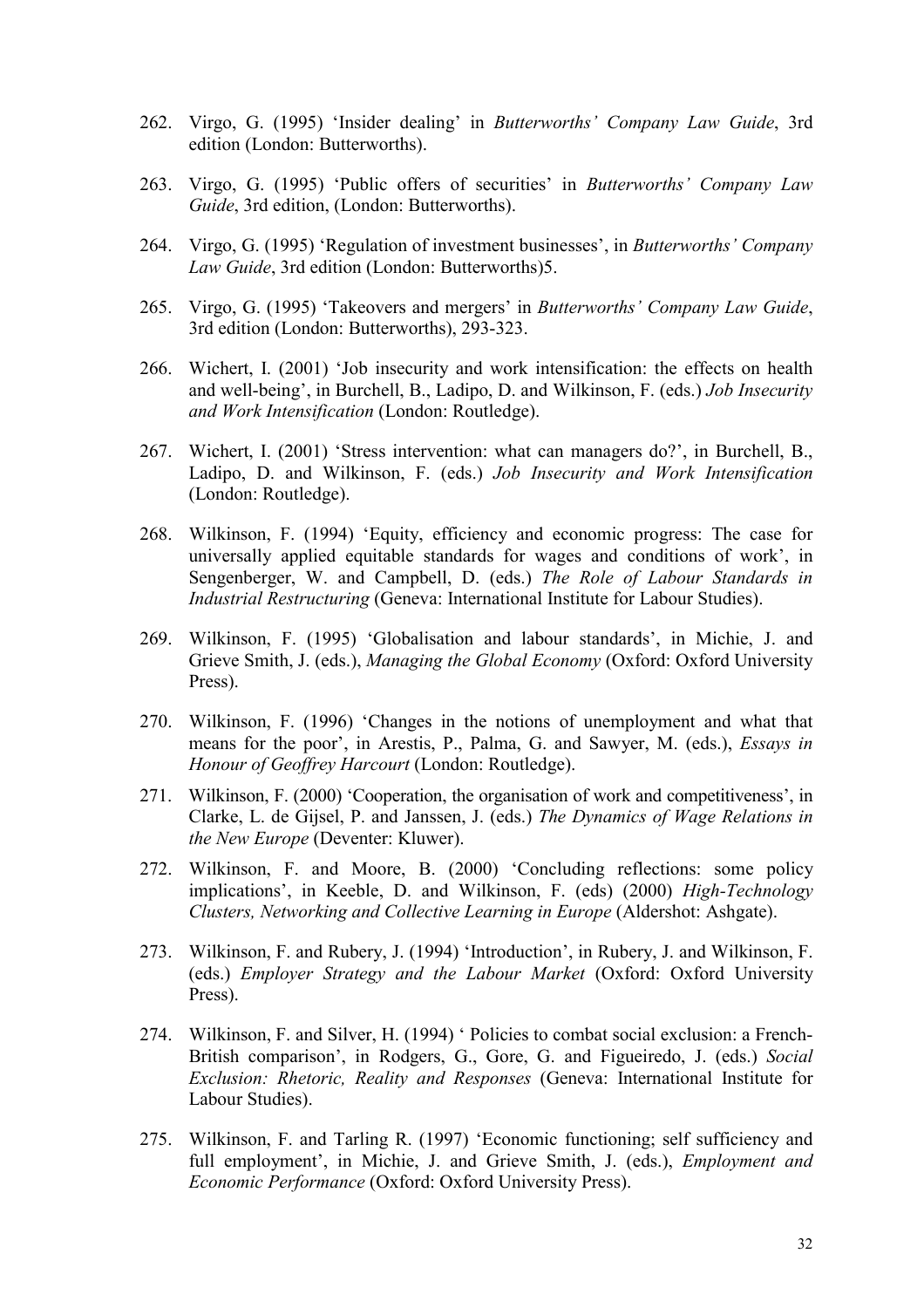262. Virgo, G. (1995) 'Insider dealing' in *Butterworths' Company Law Guide*, 3rd edition (London: Butterworths).

263. Virgo, G. (1995) 'Public offers of securities' in *Butterworths' Company Law Guide*, 3rd edition, (London: Butterworths).

264. Virgo, G. (1995) 'Regulation of investment businesses', in *Butterworths' Company Law Guide*, 3rd edition (London: Butterworths)5.

265. Virgo, G. (1995) 'Takeovers and mergers' in *Butterworths' Company Law Guide*, 3rd edition (London: Butterworths), 293-323.

266. Wichert, I. (2001) 'Job insecurity and work intensification: the effects on health and well-being', in Burchell, B., Ladipo, D. and Wilkinson, F. (eds.) *Job Insecurity and Work Intensification* (London: Routledge).

267. Wichert, I. (2001) 'Stress intervention: what can managers do?', in Burchell, B., Ladipo, D. and Wilkinson, F. (eds.) *Job Insecurity and Work Intensification* (London: Routledge).

268. Wilkinson, F. (1994) 'Equity, efficiency and economic progress: The case for universally applied equitable standards for wages and conditions of work', in Sengenberger, W. and Campbell, D. (eds.) *The Role of Labour Standards in Industrial Restructuring* (Geneva: International Institute for Labour Studies).

269. Wilkinson, F. (1995) 'Globalisation and labour standards', in Michie, J. and Grieve Smith, J. (eds.), *Managing the Global Economy* (Oxford: Oxford University Press).

270. Wilkinson, F. (1996) 'Changes in the notions of unemployment and what that means for the poor', in Arestis, P., Palma, G. and Sawyer, M. (eds.), *Essays in Honour of Geoffrey Harcourt* (London: Routledge).

271. Wilkinson, F. (2000) 'Cooperation, the organisation of work and competitiveness', in Clarke, L. de Gijsel, P. and Janssen, J. (eds.) *The Dynamics of Wage Relations in the New Europe* (Deventer: Kluwer).

272. Wilkinson, F. and Moore, B. (2000) 'Concluding reflections: some policy implications', in Keeble, D. and Wilkinson, F. (eds) (2000) *High-Technology Clusters, Networking and Collective Learning in Europe* (Aldershot: Ashgate).

273. Wilkinson, F. and Rubery, J. (1994) 'Introduction', in Rubery, J. and Wilkinson, F. (eds.) *Employer Strategy and the Labour Market* (Oxford: Oxford University Press).

274. Wilkinson, F. and Silver, H. (1994) ' Policies to combat social exclusion: a French-British comparison', in Rodgers, G., Gore, G. and Figueiredo, J. (eds.) *Social Exclusion: Rhetoric, Reality and Responses* (Geneva: International Institute for Labour Studies).

275. Wilkinson, F. and Tarling R. (1997) 'Economic functioning; self sufficiency and full employment', in Michie, J. and Grieve Smith, J. (eds.), *Employment and Economic Performance* (Oxford: Oxford University Press).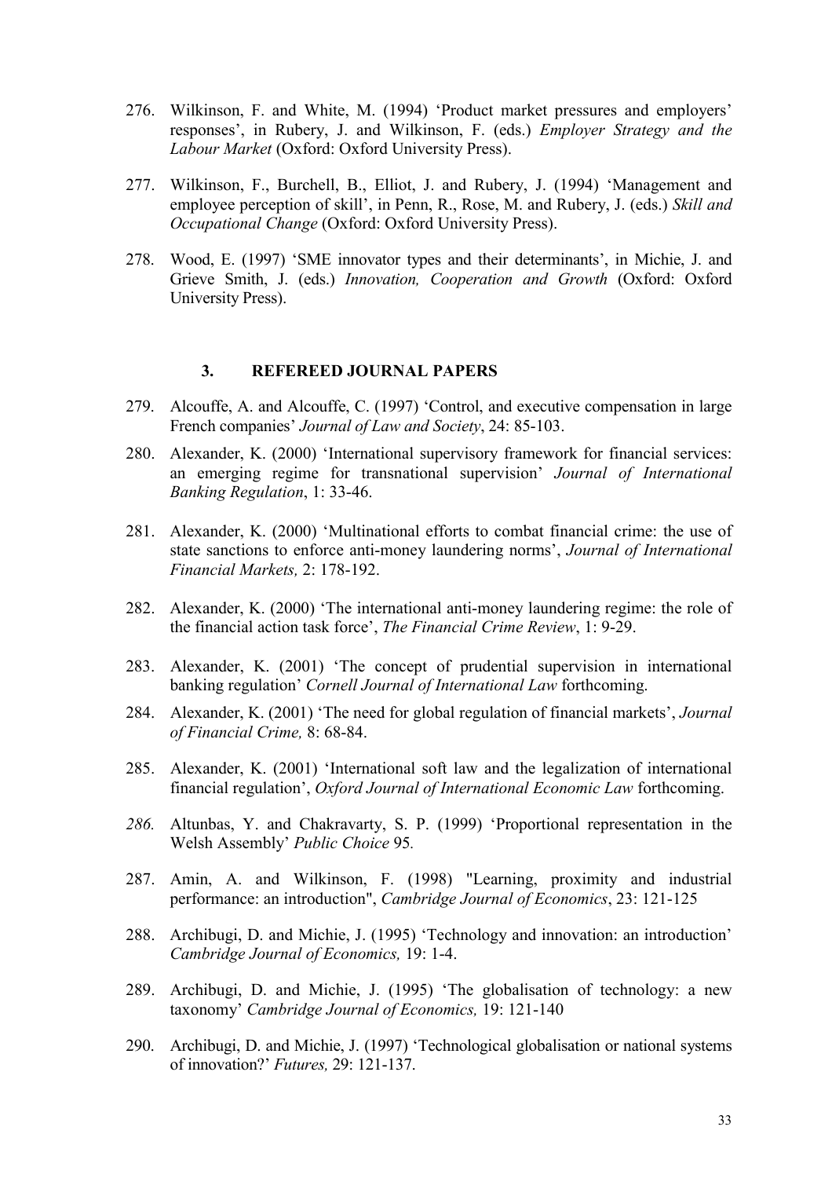276. Wilkinson, F. and White, M. (1994) ‘Product market pressures and employers’ responses’, in Rubery, J. and Wilkinson, F. (eds.) *Employer Strategy and the Labour Market* (Oxford: Oxford University Press).

277. Wilkinson, F., Burchell, B., Elliot, J. and Rubery, J. (1994) ‘Management and employee perception of skill’, in Penn, R., Rose, M. and Rubery, J. (eds.) *Skill and Occupational Change* (Oxford: Oxford University Press).

278. Wood, E. (1997) ‘SME innovator types and their determinants’, in Michie, J. and Grieve Smith, J. (eds.) *Innovation, Cooperation and Growth* (Oxford: Oxford University Press).

### 3. REFEREED JOURNAL PAPERS

279. Alcouffe, A. and Alcouffe, C. (1997) ‘Control, and executive compensation in large French companies’ *Journal of Law and Society*, 24: 85-103.

280. Alexander, K. (2000) ‘International supervisory framework for financial services: an emerging regime for transnational supervision’ *Journal of International Banking Regulation*, 1: 33-46.

281. Alexander, K. (2000) ‘Multinational efforts to combat financial crime: the use of state sanctions to enforce anti-money laundering norms’, *Journal of International Financial Markets,* 2: 178-192.

282. Alexander, K. (2000) ‘The international anti-money laundering regime: the role of the financial action task force’, *The Financial Crime Review*, 1: 9-29.

283. Alexander, K. (2001) ‘The concept of prudential supervision in international banking regulation’ *Cornell Journal of International Law* forthcoming.

284. Alexander, K. (2001) ‘The need for global regulation of financial markets’, *Journal of Financial Crime,* 8: 68-84.

285. Alexander, K. (2001) ‘International soft law and the legalization of international financial regulation’, *Oxford Journal of International Economic Law* forthcoming.

286. Altunbas, Y. and Chakravarty, S. P. (1999) ‘Proportional representation in the Welsh Assembly’ *Public Choice* 95*.*

287. Amin, A. and Wilkinson, F. (1998) "Learning, proximity and industrial performance: an introduction", *Cambridge Journal of Economics*, 23: 121-125

288. Archibugi, D. and Michie, J. (1995) ‘Technology and innovation: an introduction’ *Cambridge Journal of Economics,* 19: 1-4.

289. Archibugi, D. and Michie, J. (1995) ‘The globalisation of technology: a new taxonomy’ *Cambridge Journal of Economics,* 19: 121-140

290. Archibugi, D. and Michie, J. (1997) ‘Technological globalisation or national systems of innovation?’ *Futures,* 29: 121-137.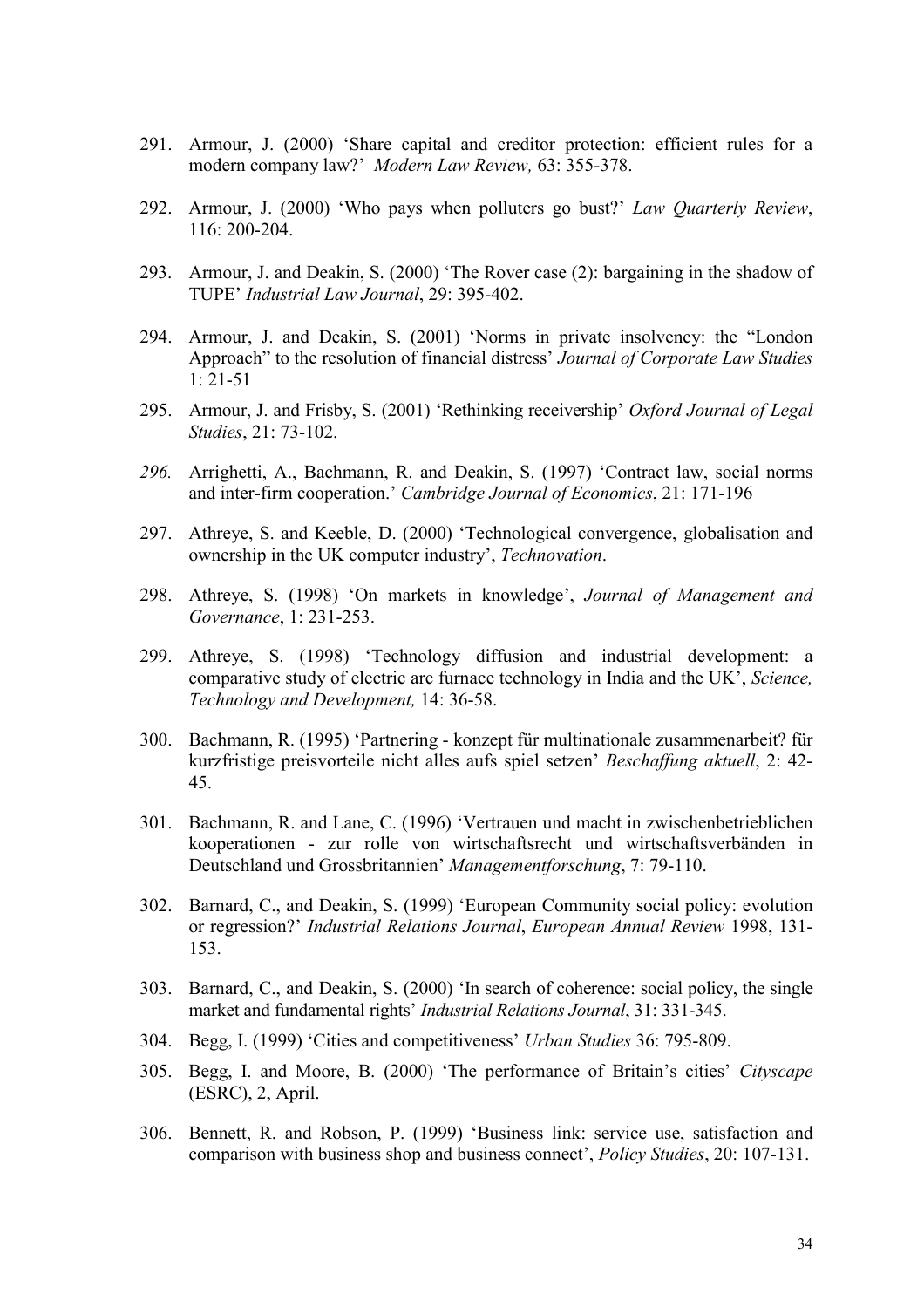291. Armour, J. (2000) 'Share capital and creditor protection: efficient rules for a modern company law?' *Modern Law Review,* 63: 355-378.

292. Armour, J. (2000) 'Who pays when polluters go bust?' *Law Quarterly Review*, 116: 200-204.

293. Armour, J. and Deakin, S. (2000) 'The Rover case (2): bargaining in the shadow of TUPE' *Industrial Law Journal*, 29: 395-402.

294. Armour, J. and Deakin, S. (2001) 'Norms in private insolvency: the "London Approach" to the resolution of financial distress' *Journal of Corporate Law Studies* 1: 21-51

295. Armour, J. and Frisby, S. (2001) 'Rethinking receivership' *Oxford Journal of Legal Studies*, 21: 73-102.

296. Arrighetti, A., Bachmann, R. and Deakin, S. (1997) 'Contract law, social norms and inter-firm cooperation.' *Cambridge Journal of Economics*, 21: 171-196

297. Athreye, S. and Keeble, D. (2000) 'Technological convergence, globalisation and ownership in the UK computer industry', *Technovation*.

298. Athreye, S. (1998) 'On markets in knowledge', *Journal of Management and Governance*, 1: 231-253.

299. Athreye, S. (1998) 'Technology diffusion and industrial development: a comparative study of electric arc furnace technology in India and the UK', *Science, Technology and Development,* 14: 36-58.

300. Bachmann, R. (1995) 'Partnering - konzept für multinationale zusammenarbeit? für kurzfristige preisvorteile nicht alles aufs spiel setzen' *Beschaffung aktuell*, 2: 42-45.

301. Bachmann, R. and Lane, C. (1996) 'Vertrauen und macht in zwischenbetrieblichen kooperationen - zur rolle von wirtschaftsrecht und wirtschaftsverbänden in Deutschland und Grossbritannien' *Managementforschung*, 7: 79-110.

302. Barnard, C., and Deakin, S. (1999) 'European Community social policy: evolution or regression?' *Industrial Relations Journal*, *European Annual Review* 1998, 131-153.

303. Barnard, C., and Deakin, S. (2000) 'In search of coherence: social policy, the single market and fundamental rights' *Industrial Relations Journal*, 31: 331-345.

304. Begg, I. (1999) 'Cities and competitiveness' *Urban Studies* 36: 795-809.

305. Begg, I. and Moore, B. (2000) 'The performance of Britain's cities' *Cityscape* (ESRC), 2, April.

306. Bennett, R. and Robson, P. (1999) 'Business link: service use, satisfaction and comparison with business shop and business connect', *Policy Studies*, 20: 107-131.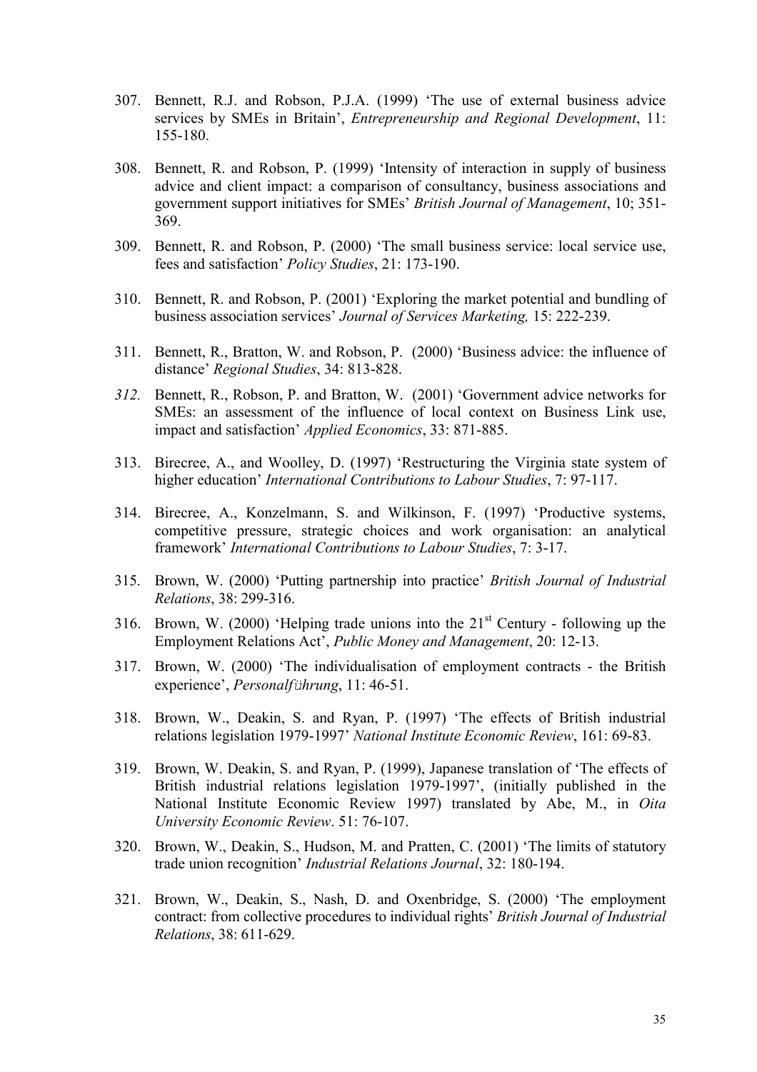307. Bennett, R.J. and Robson, P.J.A. (1999) 'The use of external business advice services by SMEs in Britain', *Entrepreneurship and Regional Development*, 11: 155-180.

308. Bennett, R. and Robson, P. (1999) 'Intensity of interaction in supply of business advice and client impact: a comparison of consultancy, business associations and government support initiatives for SMEs' *British Journal of Management*, 10; 351-369.

309. Bennett, R. and Robson, P. (2000) 'The small business service: local service use, fees and satisfaction' *Policy Studies*, 21: 173-190.

310. Bennett, R. and Robson, P. (2001) 'Exploring the market potential and bundling of business association services' *Journal of Services Marketing,* 15: 222-239.

311. Bennett, R., Bratton, W. and Robson, P. (2000) 'Business advice: the influence of distance' *Regional Studies*, 34: 813-828.

*312.* Bennett, R., Robson, P. and Bratton, W. (2001) 'Government advice networks for SMEs: an assessment of the influence of local context on Business Link use, impact and satisfaction' *Applied Economics*, 33: 871-885.

313. Birecree, A., and Woolley, D. (1997) 'Restructuring the Virginia state system of higher education' *International Contributions to Labour Studies*, 7: 97-117.

314. Birecree, A., Konzelmann, S. and Wilkinson, F. (1997) 'Productive systems, competitive pressure, strategic choices and work organisation: an analytical framework' *International Contributions to Labour Studies*, 7: 3-17.

315. Brown, W. (2000) 'Putting partnership into practice' *British Journal of Industrial Relations*, 38: 299-316.

316. Brown, W. (2000) 'Helping trade unions into the 21st Century - following up the Employment Relations Act', *Public Money and Management*, 20: 12-13.

317. Brown, W. (2000) 'The individualisation of employment contracts - the British experience', *Personalführung*, 11: 46-51.

318. Brown, W., Deakin, S. and Ryan, P. (1997) 'The effects of British industrial relations legislation 1979-1997' *National Institute Economic Review*, 161: 69-83.

319. Brown, W. Deakin, S. and Ryan, P. (1999), Japanese translation of 'The effects of British industrial relations legislation 1979-1997', (initially published in the National Institute Economic Review 1997) translated by Abe, M., in *Oita University Economic Review*. 51: 76-107.

320. Brown, W., Deakin, S., Hudson, M. and Pratten, C. (2001) 'The limits of statutory trade union recognition' *Industrial Relations Journal*, 32: 180-194.

321. Brown, W., Deakin, S., Nash, D. and Oxenbridge, S. (2000) 'The employment contract: from collective procedures to individual rights' *British Journal of Industrial Relations*, 38: 611-629.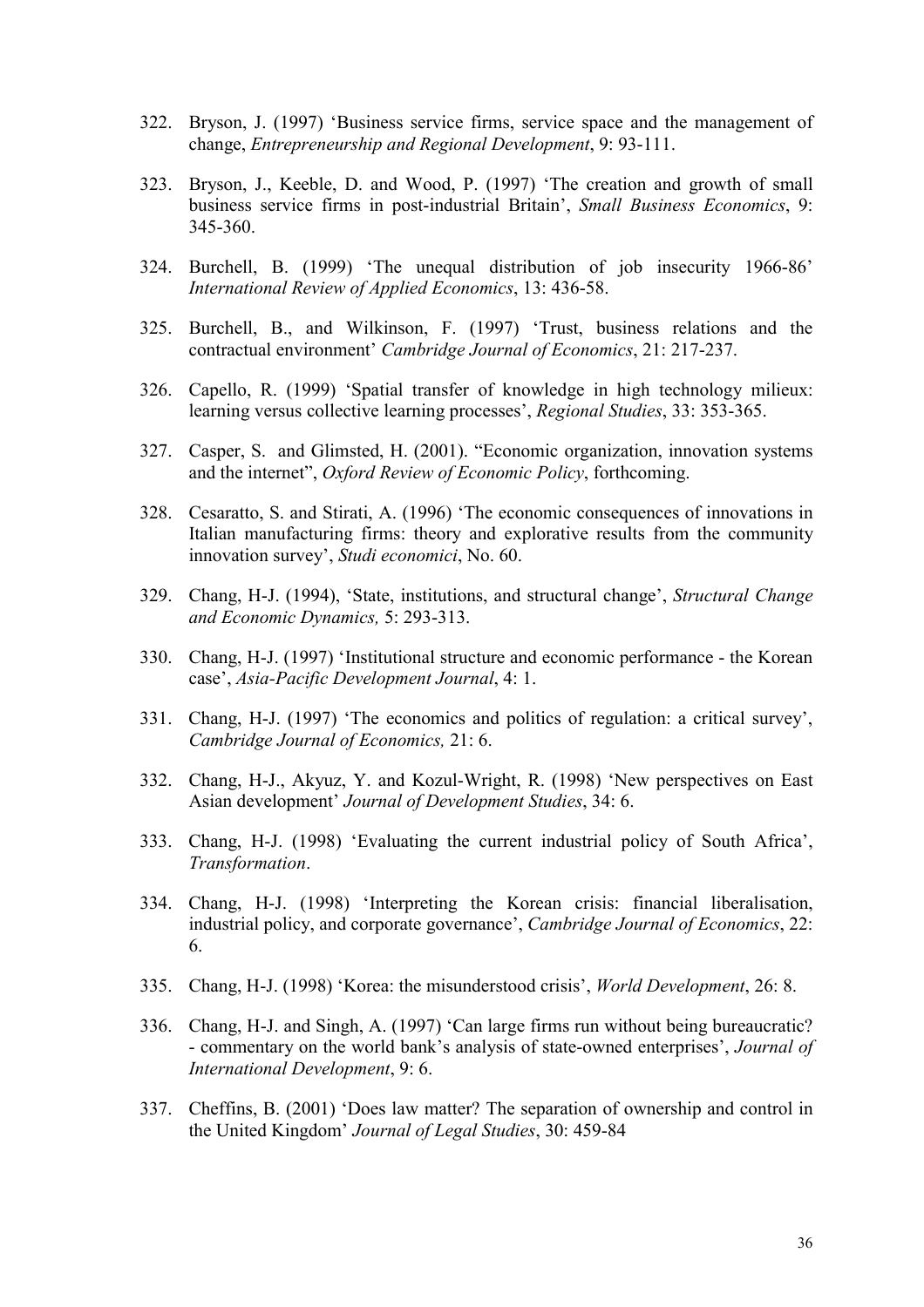322. Bryson, J. (1997) 'Business service firms, service space and the management of change, *Entrepreneurship and Regional Development*, 9: 93-111.

323. Bryson, J., Keeble, D. and Wood, P. (1997) 'The creation and growth of small business service firms in post-industrial Britain', *Small Business Economics*, 9: 345-360.

324. Burchell, B. (1999) 'The unequal distribution of job insecurity 1966-86' *International Review of Applied Economics*, 13: 436-58.

325. Burchell, B., and Wilkinson, F. (1997) 'Trust, business relations and the contractual environment' *Cambridge Journal of Economics*, 21: 217-237.

326. Capello, R. (1999) 'Spatial transfer of knowledge in high technology milieux: learning versus collective learning processes', *Regional Studies*, 33: 353-365.

327. Casper, S. and Glimsted, H. (2001). "Economic organization, innovation systems and the internet", *Oxford Review of Economic Policy*, forthcoming.

328. Cesaratto, S. and Stirati, A. (1996) 'The economic consequences of innovations in Italian manufacturing firms: theory and explorative results from the community innovation survey', *Studi economici*, No. 60.

329. Chang, H-J. (1994), 'State, institutions, and structural change', *Structural Change and Economic Dynamics,* 5: 293-313.

330. Chang, H-J. (1997) 'Institutional structure and economic performance - the Korean case', *Asia-Pacific Development Journal*, 4: 1.

331. Chang, H-J. (1997) 'The economics and politics of regulation: a critical survey', *Cambridge Journal of Economics,* 21: 6.

332. Chang, H-J., Akyuz, Y. and Kozul-Wright, R. (1998) 'New perspectives on East Asian development' *Journal of Development Studies*, 34: 6.

333. Chang, H-J. (1998) 'Evaluating the current industrial policy of South Africa', *Transformation*.

334. Chang, H-J. (1998) 'Interpreting the Korean crisis: financial liberalisation, industrial policy, and corporate governance', *Cambridge Journal of Economics*, 22: 6.

335. Chang, H-J. (1998) 'Korea: the misunderstood crisis', *World Development*, 26: 8.

336. Chang, H-J. and Singh, A. (1997) 'Can large firms run without being bureaucratic? - commentary on the world bank's analysis of state-owned enterprises', *Journal of International Development*, 9: 6.

337. Cheffins, B. (2001) 'Does law matter? The separation of ownership and control in the United Kingdom' *Journal of Legal Studies*, 30: 459-84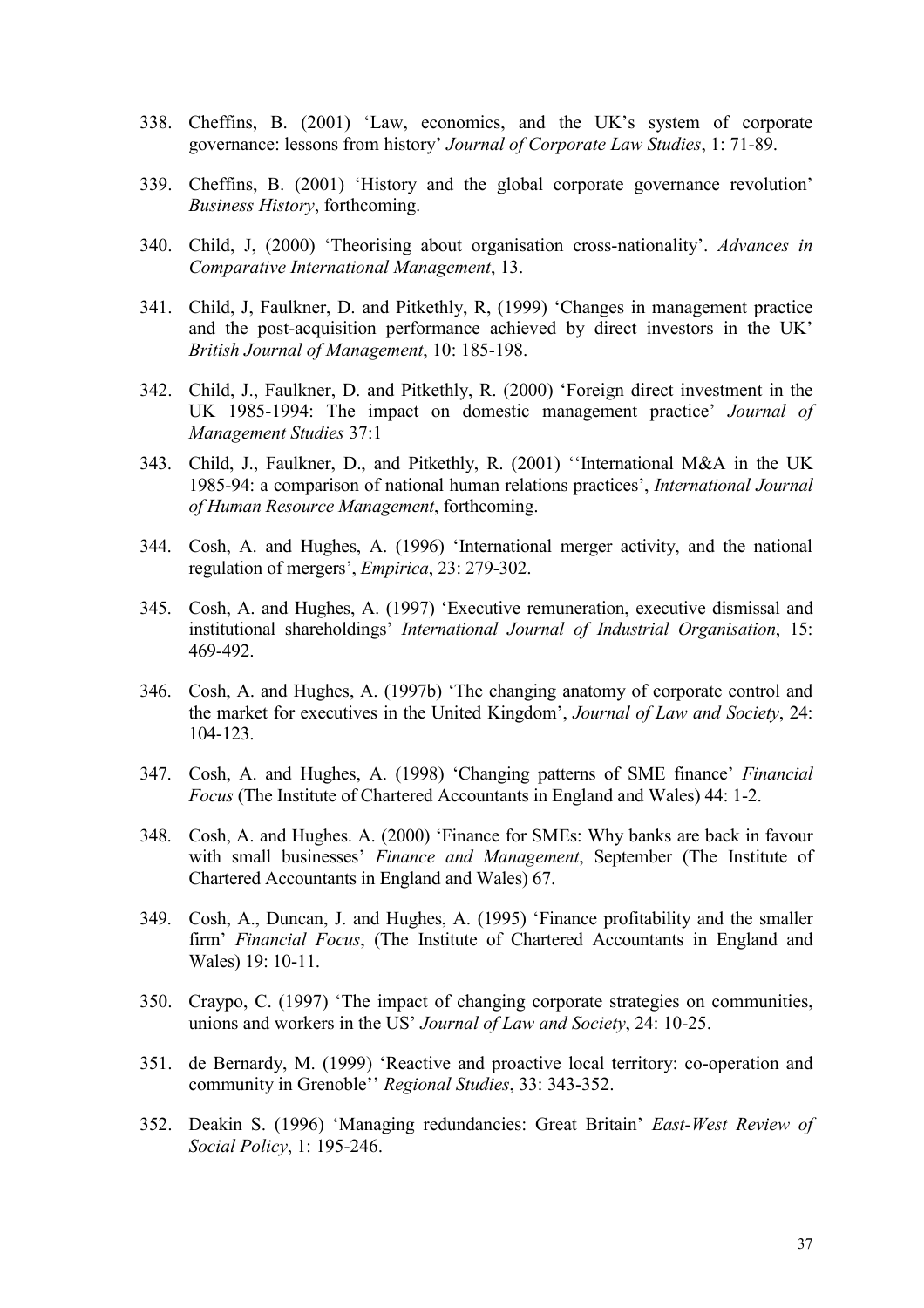338. Cheffins, B. (2001) 'Law, economics, and the UK's system of corporate governance: lessons from history' *Journal of Corporate Law Studies*, 1: 71-89.

339. Cheffins, B. (2001) 'History and the global corporate governance revolution' *Business History*, forthcoming.

340. Child, J, (2000) 'Theorising about organisation cross-nationality'. *Advances in Comparative International Management*, 13.

341. Child, J, Faulkner, D. and Pitkethly, R, (1999) 'Changes in management practice and the post-acquisition performance achieved by direct investors in the UK' *British Journal of Management*, 10: 185-198.

342. Child, J., Faulkner, D. and Pitkethly, R. (2000) 'Foreign direct investment in the UK 1985-1994: The impact on domestic management practice' *Journal of Management Studies* 37:1

343. Child, J., Faulkner, D., and Pitkethly, R. (2001) ''International M&A in the UK 1985-94: a comparison of national human relations practices', *International Journal of Human Resource Management*, forthcoming.

344. Cosh, A. and Hughes, A. (1996) 'International merger activity, and the national regulation of mergers', *Empirica*, 23: 279-302.

345. Cosh, A. and Hughes, A. (1997) 'Executive remuneration, executive dismissal and institutional shareholdings' *International Journal of Industrial Organisation*, 15: 469-492.

346. Cosh, A. and Hughes, A. (1997b) 'The changing anatomy of corporate control and the market for executives in the United Kingdom', *Journal of Law and Society*, 24: 104-123.

347. Cosh, A. and Hughes, A. (1998) 'Changing patterns of SME finance' *Financial Focus* (The Institute of Chartered Accountants in England and Wales) 44: 1-2.

348. Cosh, A. and Hughes. A. (2000) 'Finance for SMEs: Why banks are back in favour with small businesses' *Finance and Management*, September (The Institute of Chartered Accountants in England and Wales) 67.

349. Cosh, A., Duncan, J. and Hughes, A. (1995) 'Finance profitability and the smaller firm' *Financial Focus*, (The Institute of Chartered Accountants in England and Wales) 19: 10-11.

350. Craypo, C. (1997) 'The impact of changing corporate strategies on communities, unions and workers in the US' *Journal of Law and Society*, 24: 10-25.

351. de Bernardy, M. (1999) 'Reactive and proactive local territory: co-operation and community in Grenoble'' *Regional Studies*, 33: 343-352.

352. Deakin S. (1996) 'Managing redundancies: Great Britain' *East-West Review of Social Policy*, 1: 195-246.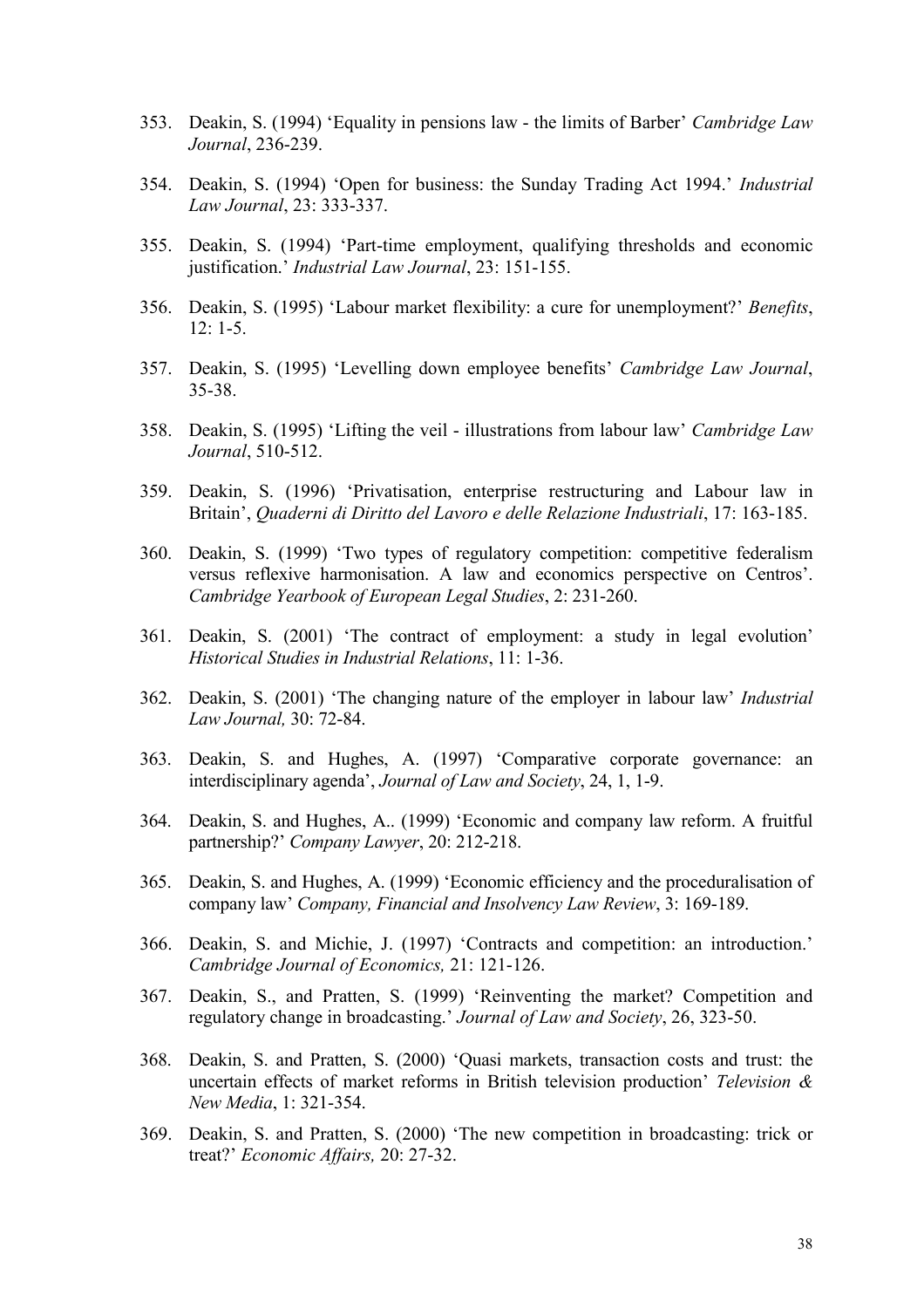353. Deakin, S. (1994) 'Equality in pensions law - the limits of Barber' *Cambridge Law Journal*, 236-239.

354. Deakin, S. (1994) 'Open for business: the Sunday Trading Act 1994.' *Industrial Law Journal*, 23: 333-337.

355. Deakin, S. (1994) 'Part-time employment, qualifying thresholds and economic justification.' *Industrial Law Journal*, 23: 151-155.

356. Deakin, S. (1995) 'Labour market flexibility: a cure for unemployment?' *Benefits*, 12: 1-5.

357. Deakin, S. (1995) 'Levelling down employee benefits' *Cambridge Law Journal*, 35-38.

358. Deakin, S. (1995) 'Lifting the veil - illustrations from labour law' *Cambridge Law Journal*, 510-512.

359. Deakin, S. (1996) 'Privatisation, enterprise restructuring and Labour law in Britain', *Quaderni di Diritto del Lavoro e delle Relazione Industriali*, 17: 163-185.

360. Deakin, S. (1999) 'Two types of regulatory competition: competitive federalism versus reflexive harmonisation. A law and economics perspective on Centros'. *Cambridge Yearbook of European Legal Studies*, 2: 231-260.

361. Deakin, S. (2001) 'The contract of employment: a study in legal evolution' *Historical Studies in Industrial Relations*, 11: 1-36.

362. Deakin, S. (2001) 'The changing nature of the employer in labour law' *Industrial Law Journal,* 30: 72-84.

363. Deakin, S. and Hughes, A. (1997) 'Comparative corporate governance: an interdisciplinary agenda', *Journal of Law and Society*, 24, 1, 1-9.

364. Deakin, S. and Hughes, A.. (1999) 'Economic and company law reform. A fruitful partnership?' *Company Lawyer*, 20: 212-218.

365. Deakin, S. and Hughes, A. (1999) 'Economic efficiency and the proceduralisation of company law' *Company, Financial and Insolvency Law Review*, 3: 169-189.

366. Deakin, S. and Michie, J. (1997) 'Contracts and competition: an introduction.' *Cambridge Journal of Economics,* 21: 121-126.

367. Deakin, S., and Pratten, S. (1999) 'Reinventing the market? Competition and regulatory change in broadcasting.' *Journal of Law and Society*, 26, 323-50.

368. Deakin, S. and Pratten, S. (2000) 'Quasi markets, transaction costs and trust: the uncertain effects of market reforms in British television production' *Television & New Media*, 1: 321-354.

369. Deakin, S. and Pratten, S. (2000) 'The new competition in broadcasting: trick or treat?' *Economic Affairs,* 20: 27-32.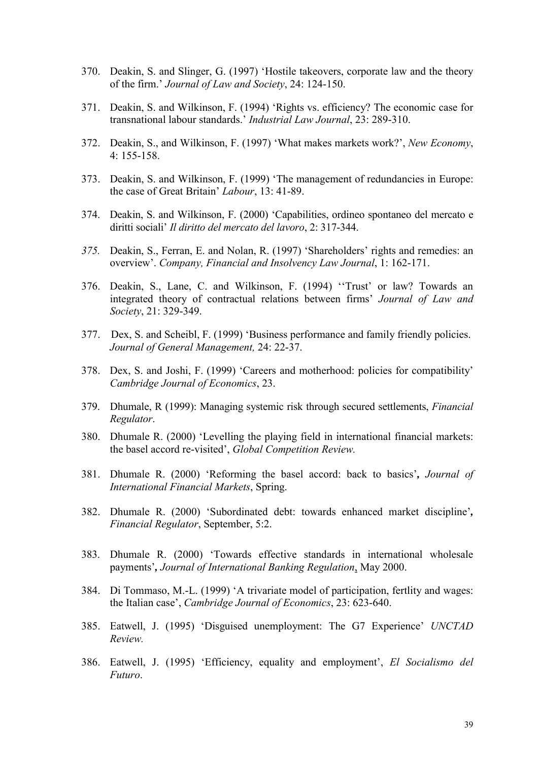370. Deakin, S. and Slinger, G. (1997) 'Hostile takeovers, corporate law and the theory of the firm.' *Journal of Law and Society*, 24: 124-150.

371. Deakin, S. and Wilkinson, F. (1994) 'Rights vs. efficiency? The economic case for transnational labour standards.' *Industrial Law Journal*, 23: 289-310.

372. Deakin, S., and Wilkinson, F. (1997) 'What makes markets work?', *New Economy*, 4: 155-158.

373. Deakin, S. and Wilkinson, F. (1999) 'The management of redundancies in Europe: the case of Great Britain' *Labour*, 13: 41-89.

374. Deakin, S. and Wilkinson, F. (2000) 'Capabilities, ordineo spontaneo del mercato e diritti sociali' *Il diritto del mercato del lavoro*, 2: 317-344.

375. Deakin, S., Ferran, E. and Nolan, R. (1997) 'Shareholders' rights and remedies: an overview'. *Company, Financial and Insolvency Law Journal*, 1: 162-171.

376. Deakin, S., Lane, C. and Wilkinson, F. (1994) ''Trust' or law? Towards an integrated theory of contractual relations between firms' *Journal of Law and Society*, 21: 329-349.

377. Dex, S. and Scheibl, F. (1999) 'Business performance and family friendly policies. *Journal of General Management,* 24: 22-37.

378. Dex, S. and Joshi, F. (1999) 'Careers and motherhood: policies for compatibility' *Cambridge Journal of Economics*, 23.

379. Dhumale, R (1999): Managing systemic risk through secured settlements, *Financial Regulator*.

380. Dhumale R. (2000) 'Levelling the playing field in international financial markets: the basel accord re-visited', *Global Competition Review.*

381. Dhumale R. (2000) 'Reforming the basel accord: back to basics'**,** *Journal of International Financial Markets*, Spring.

382. Dhumale R. (2000) 'Subordinated debt: towards enhanced market discipline'**,** *Financial Regulator*, September, 5:2.

383. Dhumale R. (2000) 'Towards effective standards in international wholesale payments'**,** *Journal of International Banking Regulation*, May 2000.

384. Di Tommaso, M.-L. (1999) 'A trivariate model of participation, fertlity and wages: the Italian case', *Cambridge Journal of Economics*, 23: 623-640.

385. Eatwell, J. (1995) 'Disguised unemployment: The G7 Experience' *UNCTAD Review.*

386. Eatwell, J. (1995) 'Efficiency, equality and employment', *El Socialismo del Futuro*.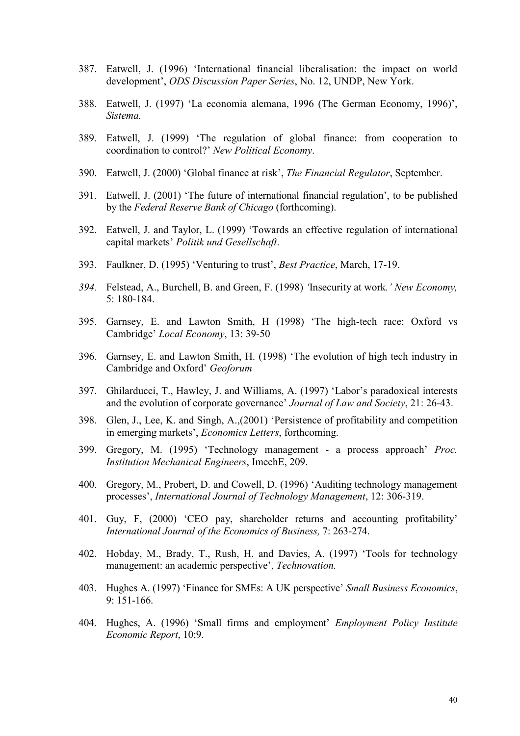387. Eatwell, J. (1996) 'International financial liberalisation: the impact on world development', *ODS Discussion Paper Series*, No. 12, UNDP, New York.

388. Eatwell, J. (1997) 'La economia alemana, 1996 (The German Economy, 1996)', *Sistema.*

389. Eatwell, J. (1999) 'The regulation of global finance: from cooperation to coordination to control?' *New Political Economy*.

390. Eatwell, J. (2000) 'Global finance at risk', *The Financial Regulator*, September.

391. Eatwell, J. (2001) 'The future of international financial regulation', to be published by the *Federal Reserve Bank of Chicago* (forthcoming).

392. Eatwell, J. and Taylor, L. (1999) 'Towards an effective regulation of international capital markets' *Politik und Gesellschaft*.

393. Faulkner, D. (1995) 'Venturing to trust', *Best Practice*, March, 17-19.

394. Felstead, A., Burchell, B. and Green, F. (1998) *'*Insecurity at work*.' New Economy,* 5: 180-184.

395. Garnsey, E. and Lawton Smith, H (1998) 'The high-tech race: Oxford vs Cambridge' *Local Economy*, 13: 39-50

396. Garnsey, E. and Lawton Smith, H. (1998) 'The evolution of high tech industry in Cambridge and Oxford' *Geoforum*

397. Ghilarducci, T., Hawley, J. and Williams, A. (1997) 'Labor's paradoxical interests and the evolution of corporate governance' *Journal of Law and Society*, 21: 26-43.

398. Glen, J., Lee, K. and Singh, A.,(2001) 'Persistence of profitability and competition in emerging markets', *Economics Letters*, forthcoming.

399. Gregory, M. (1995) 'Technology management - a process approach' *Proc. Institution Mechanical Engineers*, ImechE, 209.

400. Gregory, M., Probert, D. and Cowell, D. (1996) 'Auditing technology management processes', *International Journal of Technology Management*, 12: 306-319.

401. Guy, F, (2000) 'CEO pay, shareholder returns and accounting profitability' *International Journal of the Economics of Business,* 7: 263-274.

402. Hobday, M., Brady, T., Rush, H. and Davies, A. (1997) 'Tools for technology management: an academic perspective', *Technovation.*

403. Hughes A. (1997) 'Finance for SMEs: A UK perspective' *Small Business Economics*, 9: 151-166.

404. Hughes, A. (1996) 'Small firms and employment' *Employment Policy Institute Economic Report*, 10:9.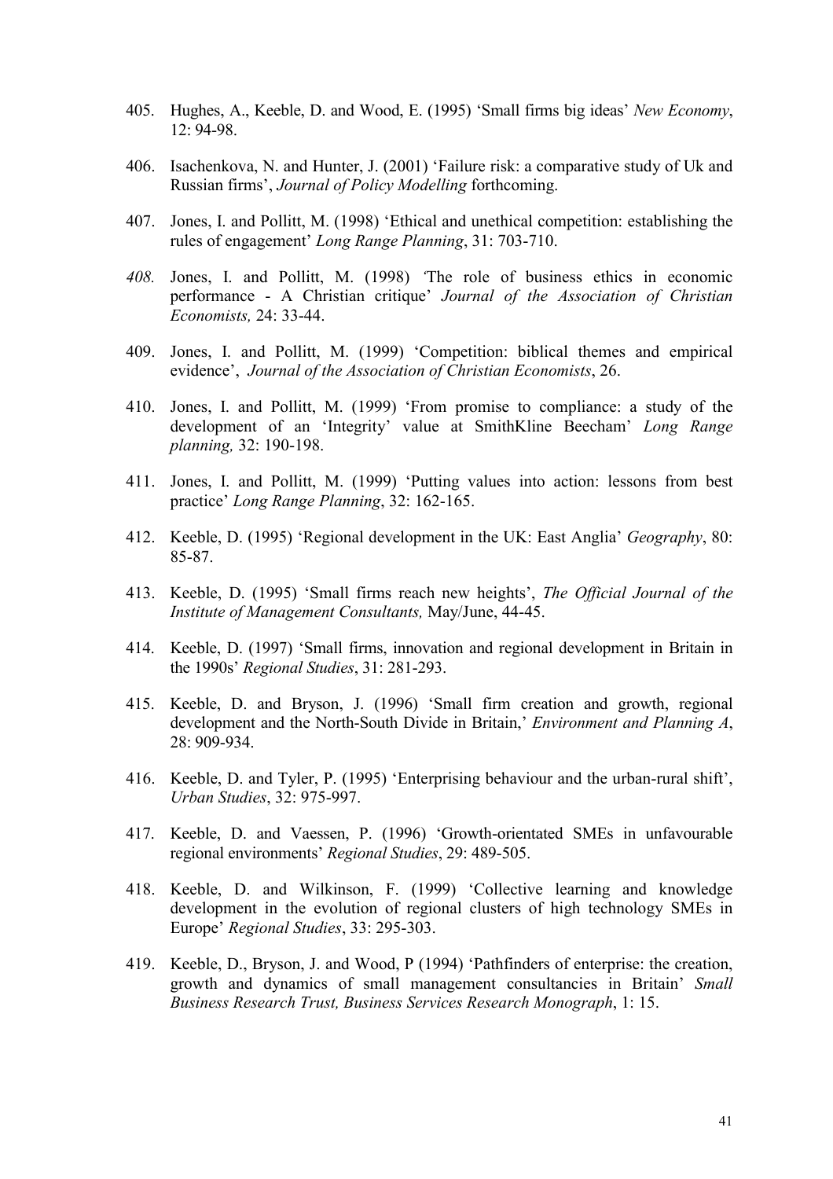405. Hughes, A., Keeble, D. and Wood, E. (1995) 'Small firms big ideas' *New Economy*, 12: 94-98.

406. Isachenkova, N. and Hunter, J. (2001) 'Failure risk: a comparative study of Uk and Russian firms', *Journal of Policy Modelling* forthcoming.

407. Jones, I. and Pollitt, M. (1998) 'Ethical and unethical competition: establishing the rules of engagement' *Long Range Planning*, 31: 703-710.

*408.* Jones, I. and Pollitt, M. (1998) 'The role of business ethics in economic performance - A Christian critique' *Journal of the Association of Christian Economists,* 24: 33-44.

409. Jones, I. and Pollitt, M. (1999) 'Competition: biblical themes and empirical evidence', *Journal of the Association of Christian Economists*, 26.

410. Jones, I. and Pollitt, M. (1999) 'From promise to compliance: a study of the development of an 'Integrity' value at SmithKline Beecham' *Long Range planning,* 32: 190-198.

411. Jones, I. and Pollitt, M. (1999) 'Putting values into action: lessons from best practice' *Long Range Planning*, 32: 162-165.

412. Keeble, D. (1995) 'Regional development in the UK: East Anglia' *Geography*, 80: 85-87.

413. Keeble, D. (1995) 'Small firms reach new heights', *The Official Journal of the Institute of Management Consultants,* May/June, 44-45.

414. Keeble, D. (1997) 'Small firms, innovation and regional development in Britain in the 1990s' *Regional Studies*, 31: 281-293.

415. Keeble, D. and Bryson, J. (1996) 'Small firm creation and growth, regional development and the North-South Divide in Britain,' *Environment and Planning A*, 28: 909-934.

416. Keeble, D. and Tyler, P. (1995) 'Enterprising behaviour and the urban-rural shift', *Urban Studies*, 32: 975-997.

417. Keeble, D. and Vaessen, P. (1996) 'Growth-orientated SMEs in unfavourable regional environments' *Regional Studies*, 29: 489-505.

418. Keeble, D. and Wilkinson, F. (1999) 'Collective learning and knowledge development in the evolution of regional clusters of high technology SMEs in Europe' *Regional Studies*, 33: 295-303.

419. Keeble, D., Bryson, J. and Wood, P (1994) 'Pathfinders of enterprise: the creation, growth and dynamics of small management consultancies in Britain' *Small Business Research Trust, Business Services Research Monograph*, 1: 15.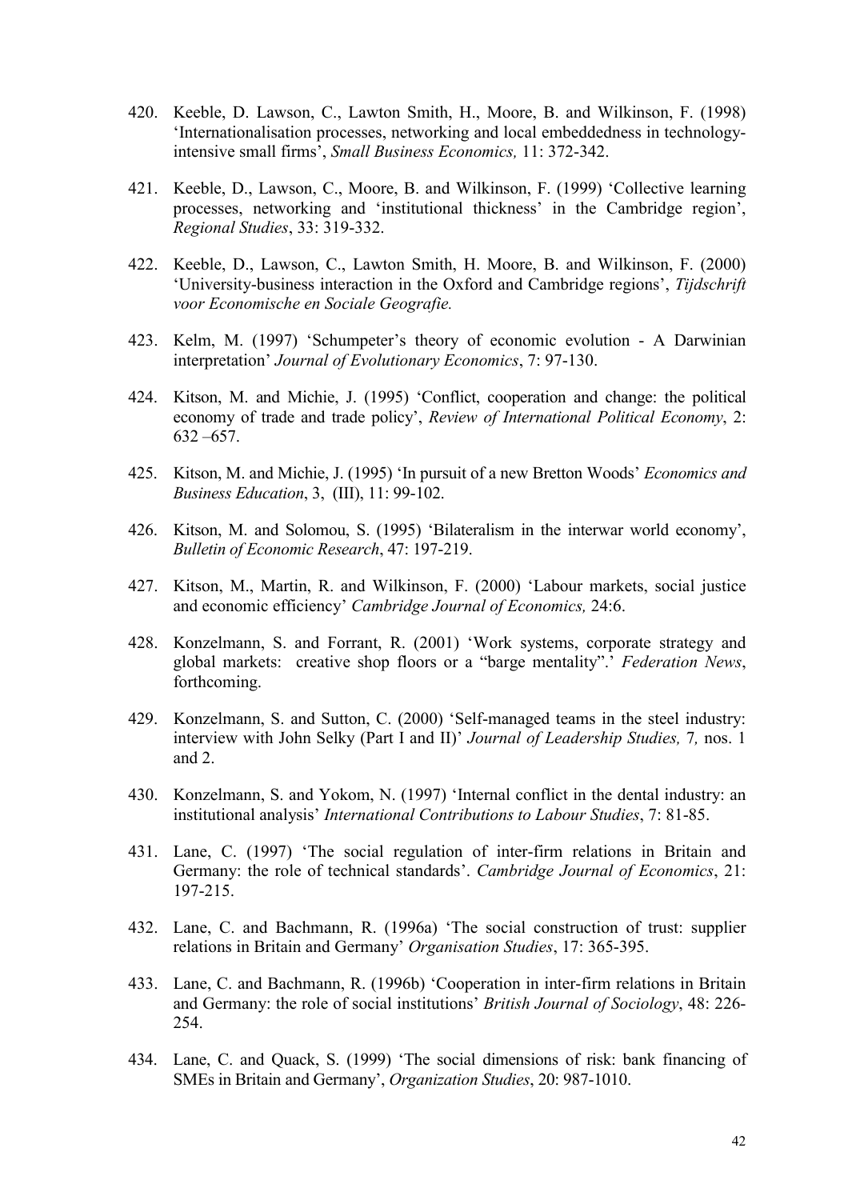420. Keeble, D. Lawson, C., Lawton Smith, H., Moore, B. and Wilkinson, F. (1998) 'Internationalisation processes, networking and local embeddedness in technology-intensive small firms', *Small Business Economics,* 11: 372-342.

421. Keeble, D., Lawson, C., Moore, B. and Wilkinson, F. (1999) 'Collective learning processes, networking and 'institutional thickness' in the Cambridge region', *Regional Studies*, 33: 319-332.

422. Keeble, D., Lawson, C., Lawton Smith, H. Moore, B. and Wilkinson, F. (2000) 'University-business interaction in the Oxford and Cambridge regions', *Tijdschrift voor Economische en Sociale Geografie.*

423. Kelm, M. (1997) 'Schumpeter's theory of economic evolution - A Darwinian interpretation' *Journal of Evolutionary Economics*, 7: 97-130.

424. Kitson, M. and Michie, J. (1995) 'Conflict, cooperation and change: the political economy of trade and trade policy', *Review of International Political Economy*, 2: 632 –657.

425. Kitson, M. and Michie, J. (1995) 'In pursuit of a new Bretton Woods' *Economics and Business Education*, 3, (III), 11: 99-102.

426. Kitson, M. and Solomou, S. (1995) 'Bilateralism in the interwar world economy', *Bulletin of Economic Research*, 47: 197-219.

427. Kitson, M., Martin, R. and Wilkinson, F. (2000) 'Labour markets, social justice and economic efficiency' *Cambridge Journal of Economics,* 24:6.

428. Konzelmann, S. and Forrant, R. (2001) 'Work systems, corporate strategy and global markets: creative shop floors or a "barge mentality".' *Federation News*, forthcoming.

429. Konzelmann, S. and Sutton, C. (2000) 'Self-managed teams in the steel industry: interview with John Selky (Part I and II)' *Journal of Leadership Studies,* 7*,* nos. 1 and 2.

430. Konzelmann, S. and Yokom, N. (1997) 'Internal conflict in the dental industry: an institutional analysis' *International Contributions to Labour Studies*, 7: 81-85.

431. Lane, C. (1997) 'The social regulation of inter-firm relations in Britain and Germany: the role of technical standards'. *Cambridge Journal of Economics*, 21: 197-215.

432. Lane, C. and Bachmann, R. (1996a) 'The social construction of trust: supplier relations in Britain and Germany' *Organisation Studies*, 17: 365-395.

433. Lane, C. and Bachmann, R. (1996b) 'Cooperation in inter-firm relations in Britain and Germany: the role of social institutions' *British Journal of Sociology*, 48: 226-254.

434. Lane, C. and Quack, S. (1999) 'The social dimensions of risk: bank financing of SMEs in Britain and Germany', *Organization Studies*, 20: 987-1010.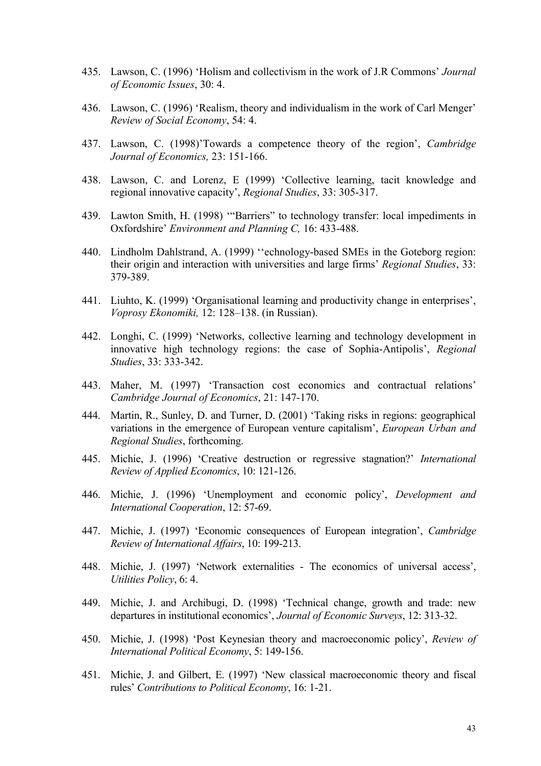435. Lawson, C. (1996) 'Holism and collectivism in the work of J.R Commons' *Journal of Economic Issues*, 30: 4.

436. Lawson, C. (1996) 'Realism, theory and individualism in the work of Carl Menger' *Review of Social Economy*, 54: 4.

437. Lawson, C. (1998)'Towards a competence theory of the region', *Cambridge Journal of Economics,* 23: 151-166.

438. Lawson, C. and Lorenz, E (1999) 'Collective learning, tacit knowledge and regional innovative capacity', *Regional Studies*, 33: 305-317.

439. Lawton Smith, H. (1998) '"Barriers" to technology transfer: local impediments in Oxfordshire' *Environment and Planning C,* 16: 433-488.

440. Lindholm Dahlstrand, A. (1999) ''echnology-based SMEs in the Goteborg region: their origin and interaction with universities and large firms' *Regional Studies*, 33: 379-389.

441. Liuhto, K. (1999) 'Organisational learning and productivity change in enterprises', *Voprosy Ekonomiki,* 12: 128–138. (in Russian).

442. Longhi, C. (1999) 'Networks, collective learning and technology development in innovative high technology regions: the case of Sophia-Antipolis', *Regional Studies*, 33: 333-342.

443. Maher, M. (1997) 'Transaction cost economics and contractual relations' *Cambridge Journal of Economics*, 21: 147-170.

444. Martin, R., Sunley, D. and Turner, D. (2001) 'Taking risks in regions: geographical variations in the emergence of European venture capitalism', *European Urban and Regional Studies*, forthcoming.

445. Michie, J. (1996) 'Creative destruction or regressive stagnation?' *International Review of Applied Economics*, 10: 121-126.

446. Michie, J. (1996) 'Unemployment and economic policy', *Development and International Cooperation*, 12: 57-69.

447. Michie, J. (1997) 'Economic consequences of European integration', *Cambridge Review of International Affairs*, 10: 199-213.

448. Michie, J. (1997) 'Network externalities - The economics of universal access', *Utilities Policy*, 6: 4.

449. Michie, J. and Archibugi, D. (1998) 'Technical change, growth and trade: new departures in institutional economics', *Journal of Economic Surveys*, 12: 313-32.

450. Michie, J. (1998) 'Post Keynesian theory and macroeconomic policy', *Review of International Political Economy*, 5: 149-156.

451. Michie, J. and Gilbert, E. (1997) 'New classical macroeconomic theory and fiscal rules' *Contributions to Political Economy*, 16: 1-21.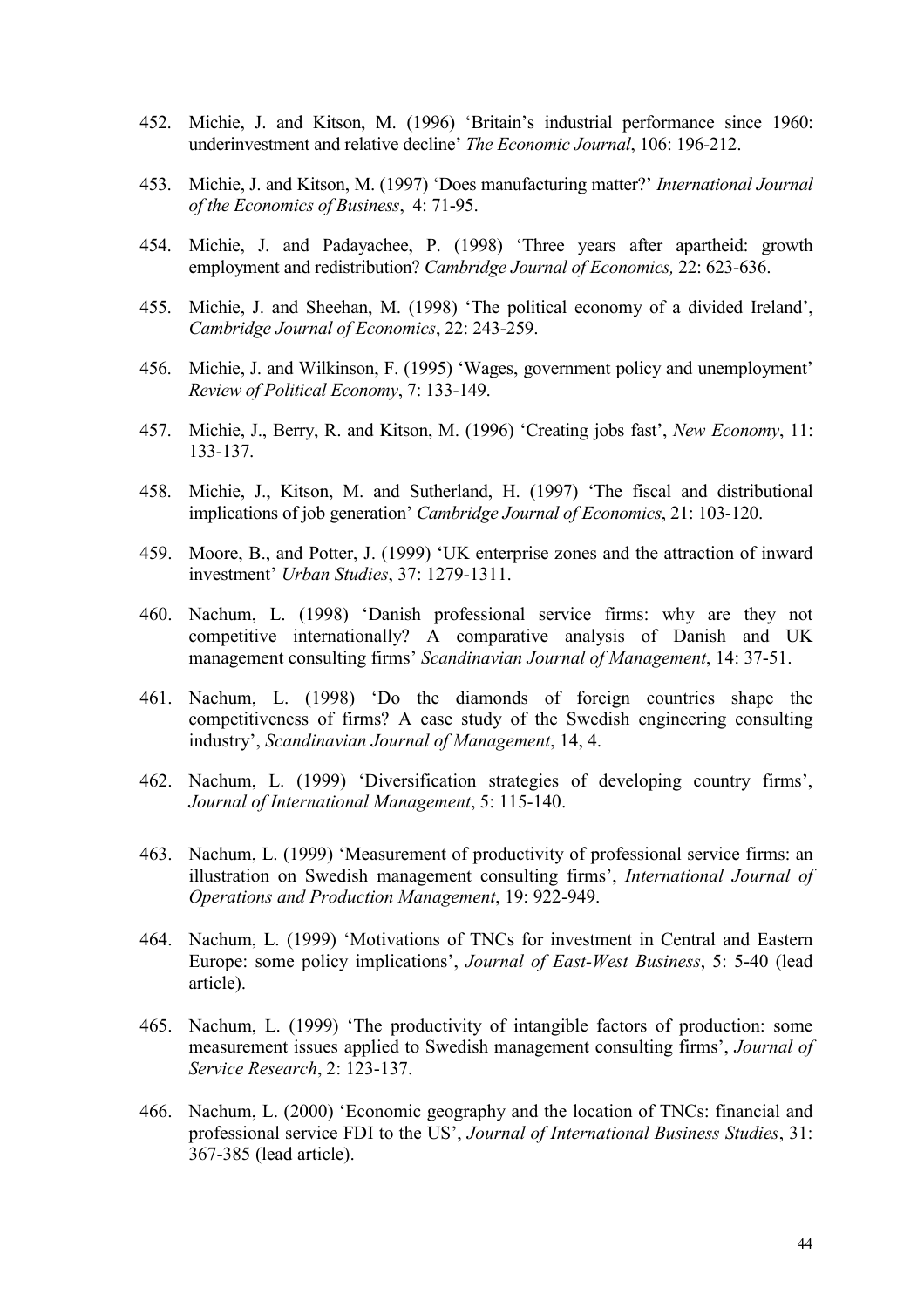452. Michie, J. and Kitson, M. (1996) 'Britain's industrial performance since 1960: underinvestment and relative decline' *The Economic Journal*, 106: 196-212.

453. Michie, J. and Kitson, M. (1997) 'Does manufacturing matter?' *International Journal of the Economics of Business*, 4: 71-95.

454. Michie, J. and Padayachee, P. (1998) 'Three years after apartheid: growth employment and redistribution? *Cambridge Journal of Economics,* 22: 623-636.

455. Michie, J. and Sheehan, M. (1998) 'The political economy of a divided Ireland', *Cambridge Journal of Economics*, 22: 243-259.

456. Michie, J. and Wilkinson, F. (1995) 'Wages, government policy and unemployment' *Review of Political Economy*, 7: 133-149.

457. Michie, J., Berry, R. and Kitson, M. (1996) 'Creating jobs fast', *New Economy*, 11: 133-137.

458. Michie, J., Kitson, M. and Sutherland, H. (1997) 'The fiscal and distributional implications of job generation' *Cambridge Journal of Economics*, 21: 103-120.

459. Moore, B., and Potter, J. (1999) 'UK enterprise zones and the attraction of inward investment' *Urban Studies*, 37: 1279-1311.

460. Nachum, L. (1998) 'Danish professional service firms: why are they not competitive internationally? A comparative analysis of Danish and UK management consulting firms' *Scandinavian Journal of Management*, 14: 37-51.

461. Nachum, L. (1998) 'Do the diamonds of foreign countries shape the competitiveness of firms? A case study of the Swedish engineering consulting industry', *Scandinavian Journal of Management*, 14, 4.

462. Nachum, L. (1999) 'Diversification strategies of developing country firms', *Journal of International Management*, 5: 115-140.

463. Nachum, L. (1999) 'Measurement of productivity of professional service firms: an illustration on Swedish management consulting firms', *International Journal of Operations and Production Management*, 19: 922-949.

464. Nachum, L. (1999) 'Motivations of TNCs for investment in Central and Eastern Europe: some policy implications', *Journal of East-West Business*, 5: 5-40 (lead article).

465. Nachum, L. (1999) 'The productivity of intangible factors of production: some measurement issues applied to Swedish management consulting firms', *Journal of Service Research*, 2: 123-137.

466. Nachum, L. (2000) 'Economic geography and the location of TNCs: financial and professional service FDI to the US', *Journal of International Business Studies*, 31: 367-385 (lead article).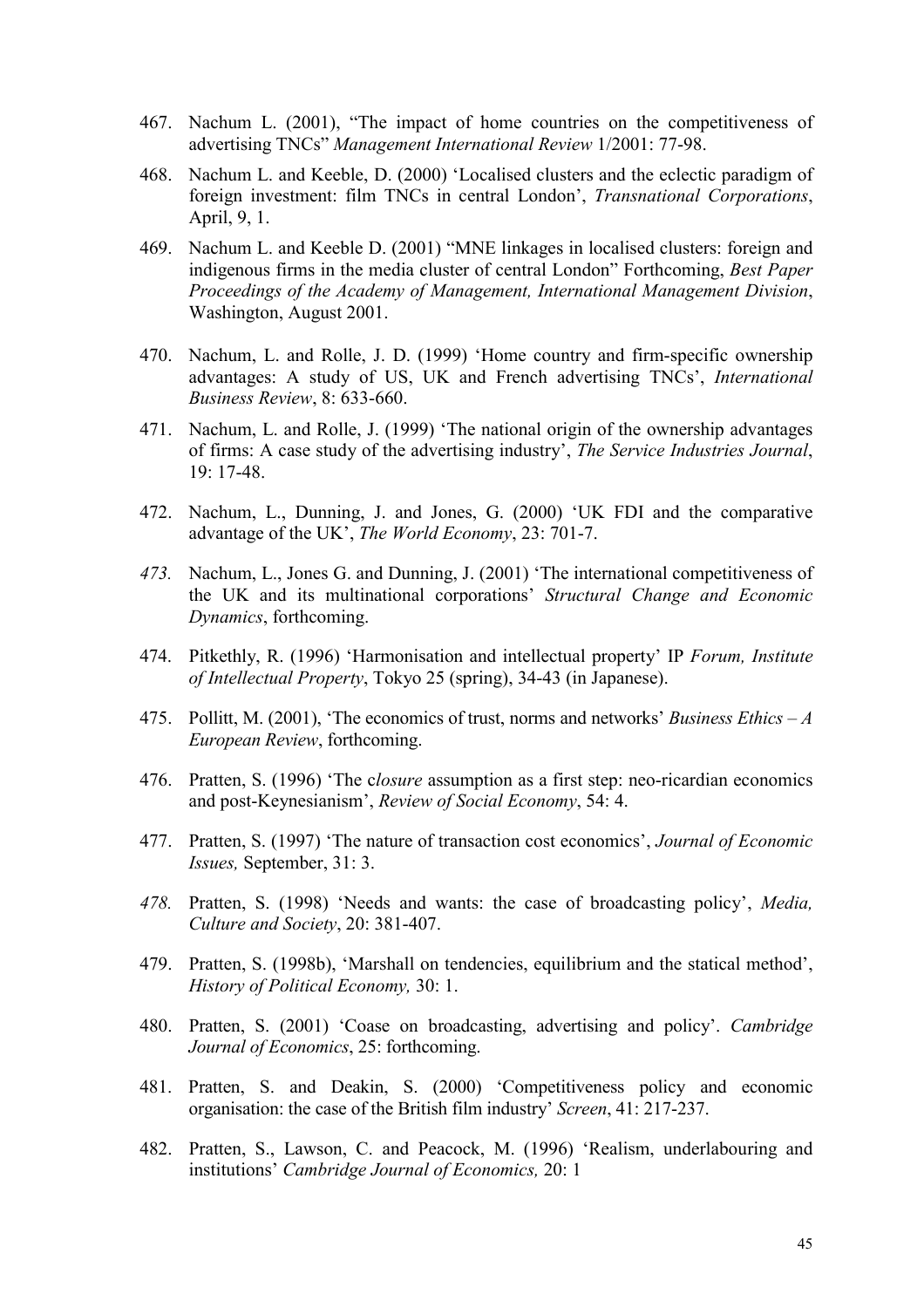467. Nachum L. (2001), "The impact of home countries on the competitiveness of advertising TNCs" *Management International Review* 1/2001: 77-98.

468. Nachum L. and Keeble, D. (2000) 'Localised clusters and the eclectic paradigm of foreign investment: film TNCs in central London', *Transnational Corporations*, April, 9, 1.

469. Nachum L. and Keeble D. (2001) "MNE linkages in localised clusters: foreign and indigenous firms in the media cluster of central London" Forthcoming, *Best Paper Proceedings of the Academy of Management, International Management Division*, Washington, August 2001.

470. Nachum, L. and Rolle, J. D. (1999) 'Home country and firm-specific ownership advantages: A study of US, UK and French advertising TNCs', *International Business Review*, 8: 633-660.

471. Nachum, L. and Rolle, J. (1999) 'The national origin of the ownership advantages of firms: A case study of the advertising industry', *The Service Industries Journal*, 19: 17-48.

472. Nachum, L., Dunning, J. and Jones, G. (2000) 'UK FDI and the comparative advantage of the UK', *The World Economy*, 23: 701-7.

473. Nachum, L., Jones G. and Dunning, J. (2001) 'The international competitiveness of the UK and its multinational corporations' *Structural Change and Economic Dynamics*, forthcoming.

474. Pitkethly, R. (1996) 'Harmonisation and intellectual property' IP *Forum, Institute of Intellectual Property*, Tokyo 25 (spring), 34-43 (in Japanese).

475. Pollitt, M. (2001), 'The economics of trust, norms and networks' *Business Ethics – A European Review*, forthcoming.

476. Pratten, S. (1996) 'The c*losure* assumption as a first step: neo-ricardian economics and post-Keynesianism', *Review of Social Economy*, 54: 4.

477. Pratten, S. (1997) 'The nature of transaction cost economics', *Journal of Economic Issues,* September, 31: 3.

478. Pratten, S. (1998) 'Needs and wants: the case of broadcasting policy', *Media, Culture and Society*, 20: 381-407.

479. Pratten, S. (1998b), 'Marshall on tendencies, equilibrium and the statical method', *History of Political Economy,* 30: 1.

480. Pratten, S. (2001) 'Coase on broadcasting, advertising and policy'. *Cambridge Journal of Economics*, 25: forthcoming.

481. Pratten, S. and Deakin, S. (2000) 'Competitiveness policy and economic organisation: the case of the British film industry' *Screen*, 41: 217-237.

482. Pratten, S., Lawson, C. and Peacock, M. (1996) 'Realism, underlabouring and institutions' *Cambridge Journal of Economics,* 20: 1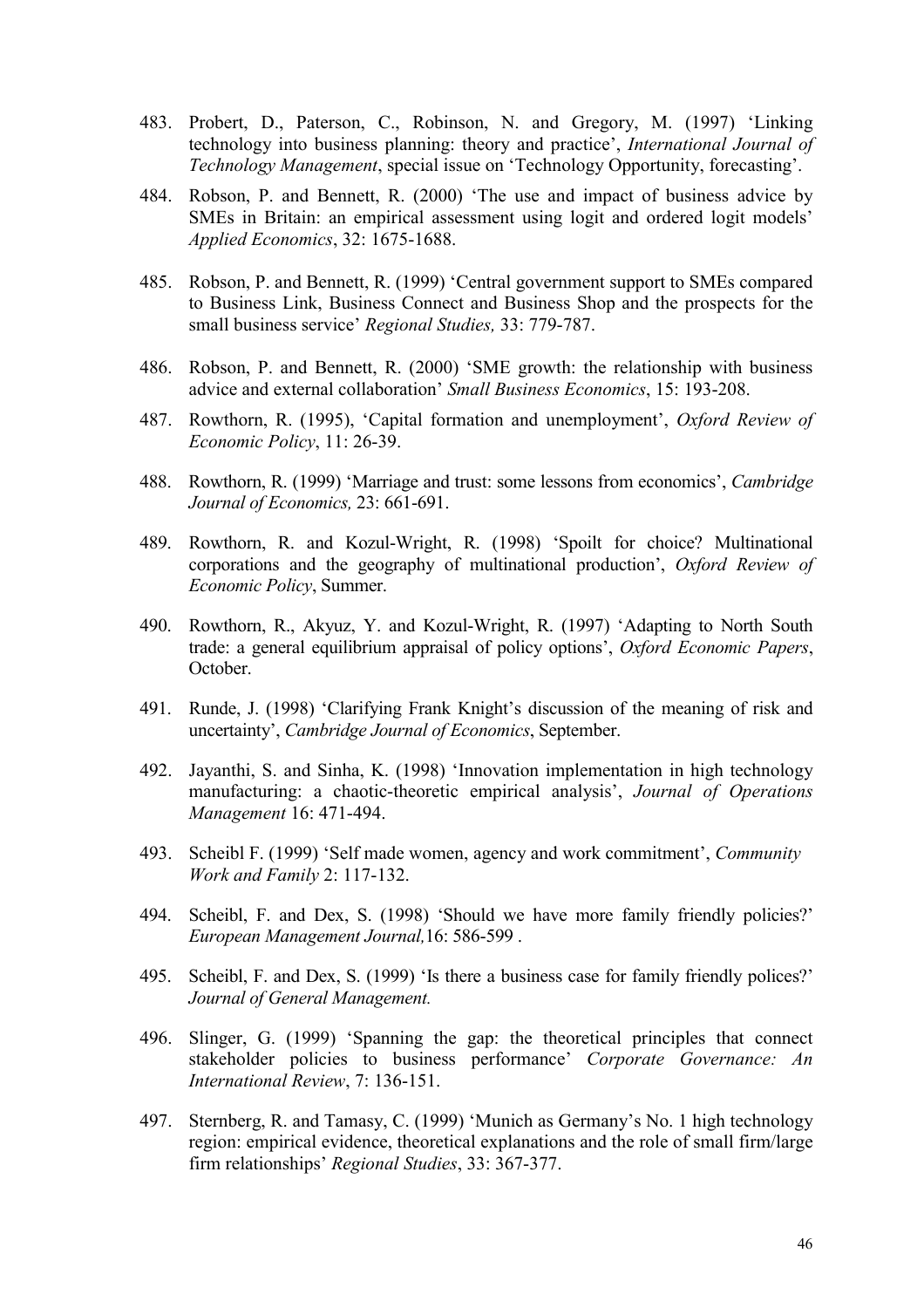483. Probert, D., Paterson, C., Robinson, N. and Gregory, M. (1997) 'Linking technology into business planning: theory and practice', *International Journal of Technology Management*, special issue on 'Technology Opportunity, forecasting'.

484. Robson, P. and Bennett, R. (2000) 'The use and impact of business advice by SMEs in Britain: an empirical assessment using logit and ordered logit models' *Applied Economics*, 32: 1675-1688.

485. Robson, P. and Bennett, R. (1999) 'Central government support to SMEs compared to Business Link, Business Connect and Business Shop and the prospects for the small business service' *Regional Studies,* 33: 779-787.

486. Robson, P. and Bennett, R. (2000) 'SME growth: the relationship with business advice and external collaboration' *Small Business Economics*, 15: 193-208.

487. Rowthorn, R. (1995), 'Capital formation and unemployment', *Oxford Review of Economic Policy*, 11: 26-39.

488. Rowthorn, R. (1999) 'Marriage and trust: some lessons from economics', *Cambridge Journal of Economics,* 23: 661-691.

489. Rowthorn, R. and Kozul-Wright, R. (1998) 'Spoilt for choice? Multinational corporations and the geography of multinational production', *Oxford Review of Economic Policy*, Summer.

490. Rowthorn, R., Akyuz, Y. and Kozul-Wright, R. (1997) 'Adapting to North South trade: a general equilibrium appraisal of policy options', *Oxford Economic Papers*, October.

491. Runde, J. (1998) 'Clarifying Frank Knight's discussion of the meaning of risk and uncertainty', *Cambridge Journal of Economics*, September.

492. Jayanthi, S. and Sinha, K. (1998) 'Innovation implementation in high technology manufacturing: a chaotic-theoretic empirical analysis', *Journal of Operations Management* 16: 471-494.

493. Scheibl F. (1999) 'Self made women, agency and work commitment', *Community Work and Family* 2: 117-132.

494. Scheibl, F. and Dex, S. (1998) 'Should we have more family friendly policies?' *European Management Journal,*16: 586-599 .

495. Scheibl, F. and Dex, S. (1999) 'Is there a business case for family friendly polices?' *Journal of General Management.*

496. Slinger, G. (1999) 'Spanning the gap: the theoretical principles that connect stakeholder policies to business performance' *Corporate Governance: An International Review*, 7: 136-151.

497. Sternberg, R. and Tamasy, C. (1999) 'Munich as Germany's No. 1 high technology region: empirical evidence, theoretical explanations and the role of small firm/large firm relationships' *Regional Studies*, 33: 367-377.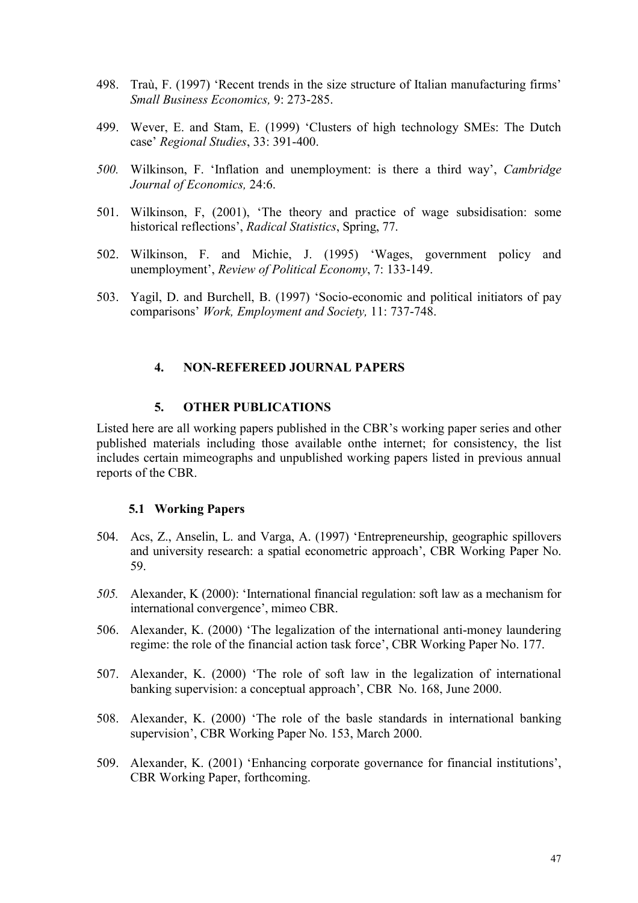498. Traù, F. (1997) 'Recent trends in the size structure of Italian manufacturing firms' *Small Business Economics,* 9: 273-285.

499. Wever, E. and Stam, E. (1999) 'Clusters of high technology SMEs: The Dutch case' *Regional Studies*, 33: 391-400.

*500.* Wilkinson, F. 'Inflation and unemployment: is there a third way', *Cambridge Journal of Economics,* 24:6.

501. Wilkinson, F, (2001), 'The theory and practice of wage subsidisation: some historical reflections', *Radical Statistics*, Spring, 77.

502. Wilkinson, F. and Michie, J. (1995) 'Wages, government policy and unemployment', *Review of Political Economy*, 7: 133-149.

503. Yagil, D. and Burchell, B. (1997) 'Socio-economic and political initiators of pay comparisons' *Work, Employment and Society,* 11: 737-748.

## 4. NON-REFEREED JOURNAL PAPERS

## 5. OTHER PUBLICATIONS

Listed here are all working papers published in the CBR's working paper series and other published materials including those available onthe internet; for consistency, the list includes certain mimeographs and unpublished working papers listed in previous annual reports of the CBR.

### 5.1 Working Papers

504. Acs, Z., Anselin, L. and Varga, A. (1997) 'Entrepreneurship, geographic spillovers and university research: a spatial econometric approach', CBR Working Paper No. 59.

*505.* Alexander, K (2000): 'International financial regulation: soft law as a mechanism for international convergence', mimeo CBR.

506. Alexander, K. (2000) 'The legalization of the international anti-money laundering regime: the role of the financial action task force', CBR Working Paper No. 177.

507. Alexander, K. (2000) 'The role of soft law in the legalization of international banking supervision: a conceptual approach', CBR No. 168, June 2000.

508. Alexander, K. (2000) 'The role of the basle standards in international banking supervision', CBR Working Paper No. 153, March 2000.

509. Alexander, K. (2001) 'Enhancing corporate governance for financial institutions', CBR Working Paper, forthcoming.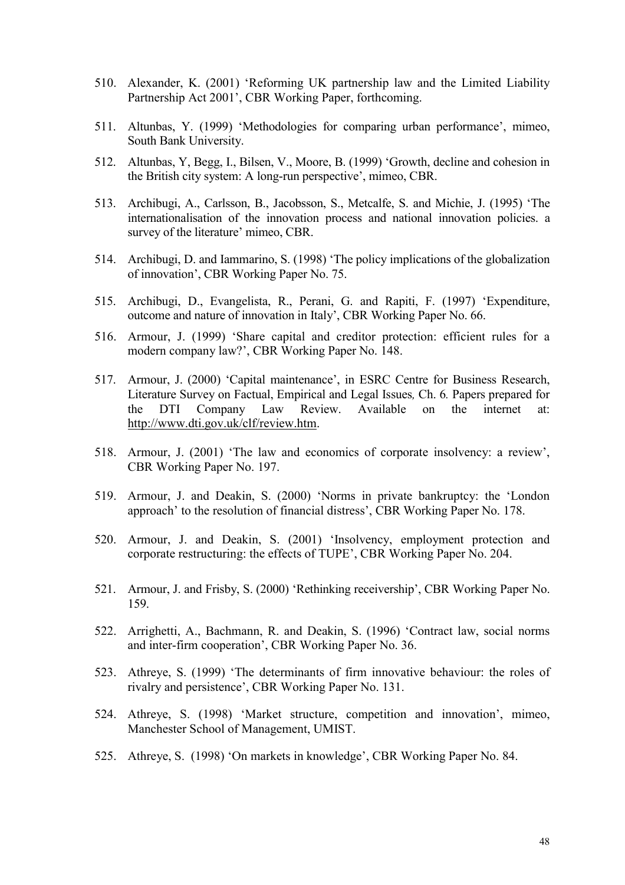510. Alexander, K. (2001) 'Reforming UK partnership law and the Limited Liability Partnership Act 2001', CBR Working Paper, forthcoming.

511. Altunbas, Y. (1999) 'Methodologies for comparing urban performance', mimeo, South Bank University.

512. Altunbas, Y, Begg, I., Bilsen, V., Moore, B. (1999) 'Growth, decline and cohesion in the British city system: A long-run perspective', mimeo, CBR.

513. Archibugi, A., Carlsson, B., Jacobsson, S., Metcalfe, S. and Michie, J. (1995) 'The internationalisation of the innovation process and national innovation policies. a survey of the literature' mimeo, CBR.

514. Archibugi, D. and Iammarino, S. (1998) 'The policy implications of the globalization of innovation', CBR Working Paper No. 75.

515. Archibugi, D., Evangelista, R., Perani, G. and Rapiti, F. (1997) 'Expenditure, outcome and nature of innovation in Italy', CBR Working Paper No. 66.

516. Armour, J. (1999) 'Share capital and creditor protection: efficient rules for a modern company law?', CBR Working Paper No. 148.

517. Armour, J. (2000) 'Capital maintenance', in ESRC Centre for Business Research, Literature Survey on Factual, Empirical and Legal Issues*,* Ch. 6*.* Papers prepared for the DTI Company Law Review. Available on the internet at: http://www.dti.gov.uk/clf/review.htm.

518. Armour, J. (2001) 'The law and economics of corporate insolvency: a review', CBR Working Paper No. 197.

519. Armour, J. and Deakin, S. (2000) 'Norms in private bankruptcy: the 'London approach' to the resolution of financial distress', CBR Working Paper No. 178.

520. Armour, J. and Deakin, S. (2001) 'Insolvency, employment protection and corporate restructuring: the effects of TUPE', CBR Working Paper No. 204.

521. Armour, J. and Frisby, S. (2000) 'Rethinking receivership', CBR Working Paper No. 159.

522. Arrighetti, A., Bachmann, R. and Deakin, S. (1996) 'Contract law, social norms and inter-firm cooperation', CBR Working Paper No. 36.

523. Athreye, S. (1999) 'The determinants of firm innovative behaviour: the roles of rivalry and persistence', CBR Working Paper No. 131.

524. Athreye, S. (1998) 'Market structure, competition and innovation', mimeo, Manchester School of Management, UMIST.

525. Athreye, S. (1998) 'On markets in knowledge', CBR Working Paper No. 84.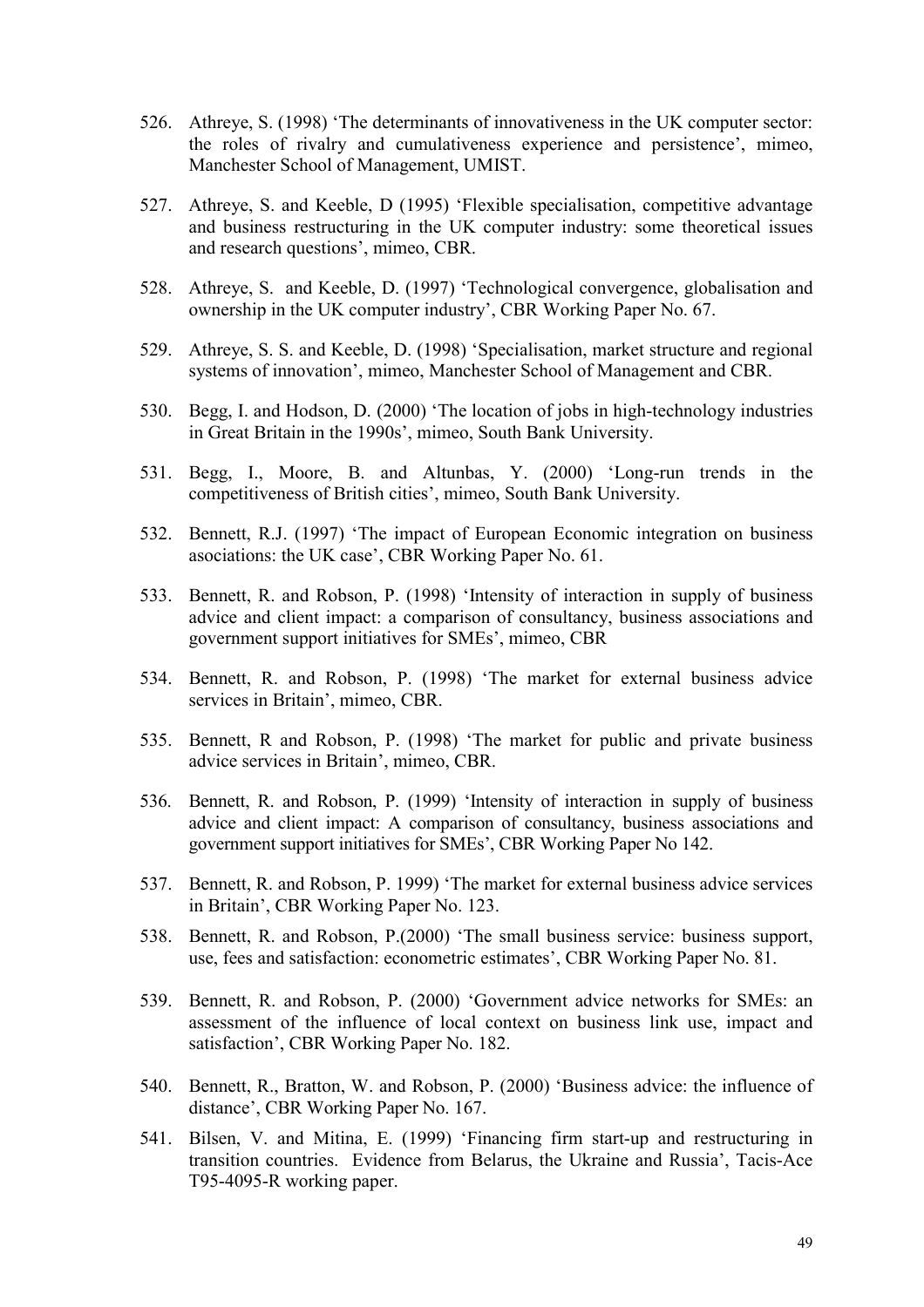526. Athreye, S. (1998) 'The determinants of innovativeness in the UK computer sector: the roles of rivalry and cumulativeness experience and persistence', mimeo, Manchester School of Management, UMIST.

527. Athreye, S. and Keeble, D (1995) 'Flexible specialisation, competitive advantage and business restructuring in the UK computer industry: some theoretical issues and research questions', mimeo, CBR.

528. Athreye, S. and Keeble, D. (1997) 'Technological convergence, globalisation and ownership in the UK computer industry', CBR Working Paper No. 67.

529. Athreye, S. S. and Keeble, D. (1998) 'Specialisation, market structure and regional systems of innovation', mimeo, Manchester School of Management and CBR.

530. Begg, I. and Hodson, D. (2000) 'The location of jobs in high-technology industries in Great Britain in the 1990s', mimeo, South Bank University.

531. Begg, I., Moore, B. and Altunbas, Y. (2000) 'Long-run trends in the competitiveness of British cities', mimeo, South Bank University.

532. Bennett, R.J. (1997) 'The impact of European Economic integration on business asociations: the UK case', CBR Working Paper No. 61.

533. Bennett, R. and Robson, P. (1998) 'Intensity of interaction in supply of business advice and client impact: a comparison of consultancy, business associations and government support initiatives for SMEs', mimeo, CBR

534. Bennett, R. and Robson, P. (1998) 'The market for external business advice services in Britain', mimeo, CBR.

535. Bennett, R and Robson, P. (1998) 'The market for public and private business advice services in Britain', mimeo, CBR.

536. Bennett, R. and Robson, P. (1999) 'Intensity of interaction in supply of business advice and client impact: A comparison of consultancy, business associations and government support initiatives for SMEs', CBR Working Paper No 142.

537. Bennett, R. and Robson, P. 1999) 'The market for external business advice services in Britain', CBR Working Paper No. 123.

538. Bennett, R. and Robson, P.(2000) 'The small business service: business support, use, fees and satisfaction: econometric estimates', CBR Working Paper No. 81.

539. Bennett, R. and Robson, P. (2000) 'Government advice networks for SMEs: an assessment of the influence of local context on business link use, impact and satisfaction', CBR Working Paper No. 182.

540. Bennett, R., Bratton, W. and Robson, P. (2000) 'Business advice: the influence of distance', CBR Working Paper No. 167.

541. Bilsen, V. and Mitina, E. (1999) 'Financing firm start-up and restructuring in transition countries. Evidence from Belarus, the Ukraine and Russia', Tacis-Ace T95-4095-R working paper.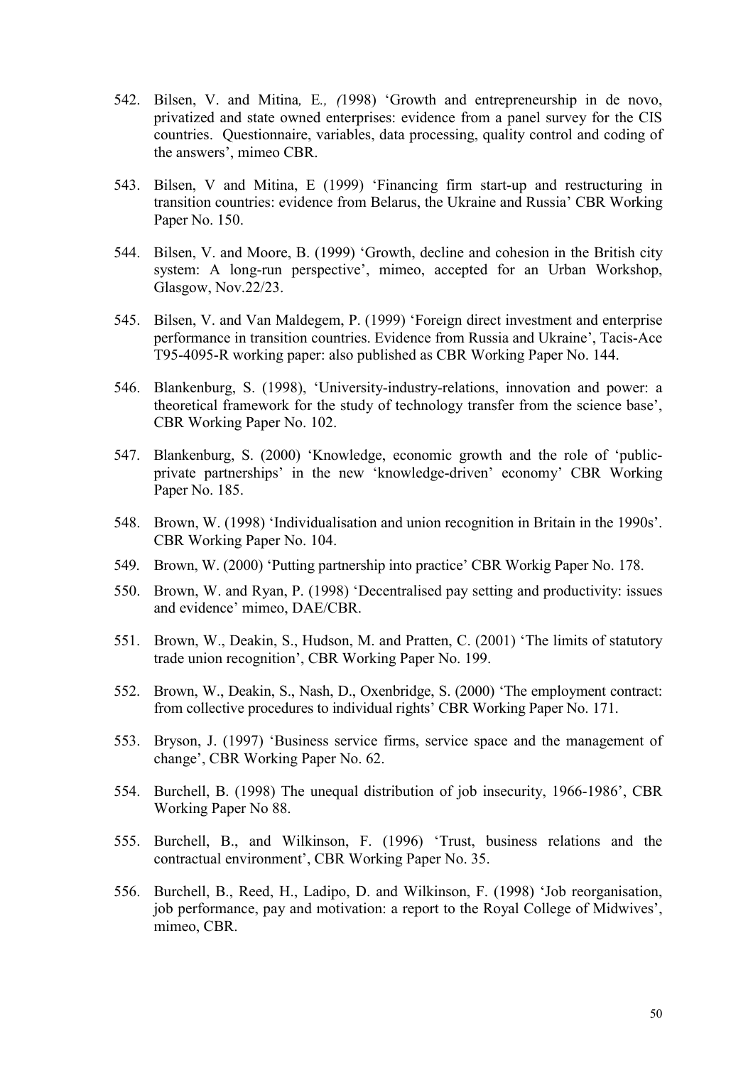542. Bilsen, V. and Mitina*, E., (*1998) 'Growth and entrepreneurship in de novo, privatized and state owned enterprises: evidence from a panel survey for the CIS countries. Questionnaire, variables, data processing, quality control and coding of the answers', mimeo CBR.

543. Bilsen, V and Mitina, E (1999) 'Financing firm start-up and restructuring in transition countries: evidence from Belarus, the Ukraine and Russia' CBR Working Paper No. 150.

544. Bilsen, V. and Moore, B. (1999) 'Growth, decline and cohesion in the British city system: A long-run perspective', mimeo, accepted for an Urban Workshop, Glasgow, Nov.22/23.

545. Bilsen, V. and Van Maldegem, P. (1999) 'Foreign direct investment and enterprise performance in transition countries. Evidence from Russia and Ukraine', Tacis-Ace T95-4095-R working paper: also published as CBR Working Paper No. 144.

546. Blankenburg, S. (1998), 'University-industry-relations, innovation and power: a theoretical framework for the study of technology transfer from the science base', CBR Working Paper No. 102.

547. Blankenburg, S. (2000) 'Knowledge, economic growth and the role of 'public-private partnerships' in the new 'knowledge-driven' economy' CBR Working Paper No. 185.

548. Brown, W. (1998) 'Individualisation and union recognition in Britain in the 1990s'. CBR Working Paper No. 104.

549. Brown, W. (2000) 'Putting partnership into practice' CBR Workig Paper No. 178.

550. Brown, W. and Ryan, P. (1998) 'Decentralised pay setting and productivity: issues and evidence' mimeo, DAE/CBR.

551. Brown, W., Deakin, S., Hudson, M. and Pratten, C. (2001) 'The limits of statutory trade union recognition', CBR Working Paper No. 199.

552. Brown, W., Deakin, S., Nash, D., Oxenbridge, S. (2000) 'The employment contract: from collective procedures to individual rights' CBR Working Paper No. 171.

553. Bryson, J. (1997) 'Business service firms, service space and the management of change', CBR Working Paper No. 62.

554. Burchell, B. (1998) The unequal distribution of job insecurity, 1966-1986', CBR Working Paper No 88.

555. Burchell, B., and Wilkinson, F. (1996) 'Trust, business relations and the contractual environment', CBR Working Paper No. 35.

556. Burchell, B., Reed, H., Ladipo, D. and Wilkinson, F. (1998) 'Job reorganisation, job performance, pay and motivation: a report to the Royal College of Midwives', mimeo, CBR.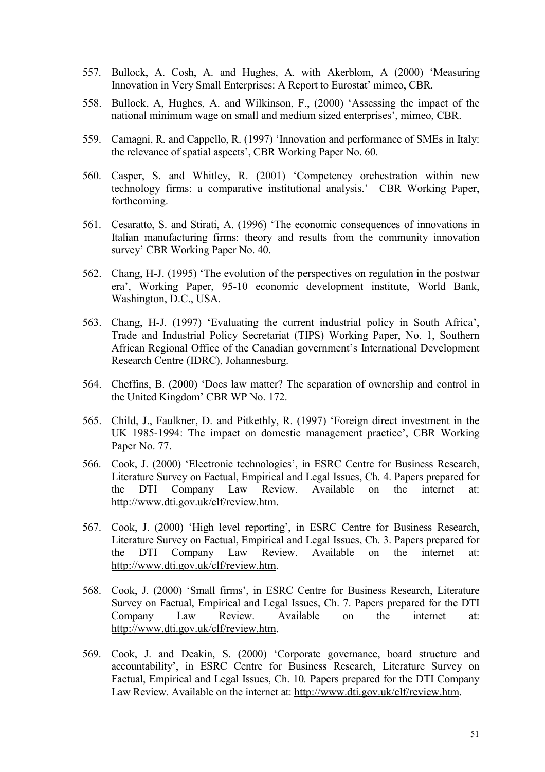557. Bullock, A. Cosh, A. and Hughes, A. with Akerblom, A (2000) 'Measuring Innovation in Very Small Enterprises: A Report to Eurostat' mimeo, CBR.

558. Bullock, A, Hughes, A. and Wilkinson, F., (2000) 'Assessing the impact of the national minimum wage on small and medium sized enterprises', mimeo, CBR.

559. Camagni, R. and Cappello, R. (1997) 'Innovation and performance of SMEs in Italy: the relevance of spatial aspects', CBR Working Paper No. 60.

560. Casper, S. and Whitley, R. (2001) 'Competency orchestration within new technology firms: a comparative institutional analysis.' CBR Working Paper, forthcoming.

561. Cesaratto, S. and Stirati, A. (1996) 'The economic consequences of innovations in Italian manufacturing firms: theory and results from the community innovation survey' CBR Working Paper No. 40.

562. Chang, H-J. (1995) 'The evolution of the perspectives on regulation in the postwar era', Working Paper, 95-10 economic development institute, World Bank, Washington, D.C., USA.

563. Chang, H-J. (1997) 'Evaluating the current industrial policy in South Africa', Trade and Industrial Policy Secretariat (TIPS) Working Paper, No. 1, Southern African Regional Office of the Canadian government's International Development Research Centre (IDRC), Johannesburg.

564. Cheffins, B. (2000) 'Does law matter? The separation of ownership and control in the United Kingdom' CBR WP No. 172.

565. Child, J., Faulkner, D. and Pitkethly, R. (1997) 'Foreign direct investment in the UK 1985-1994: The impact on domestic management practice', CBR Working Paper No. 77.

566. Cook, J. (2000) 'Electronic technologies', in ESRC Centre for Business Research, Literature Survey on Factual, Empirical and Legal Issues, Ch. 4. Papers prepared for the DTI Company Law Review. Available on the internet at: http://www.dti.gov.uk/clf/review.htm.

567. Cook, J. (2000) 'High level reporting', in ESRC Centre for Business Research, Literature Survey on Factual, Empirical and Legal Issues, Ch. 3. Papers prepared for the DTI Company Law Review. Available on the internet at: http://www.dti.gov.uk/clf/review.htm.

568. Cook, J. (2000) 'Small firms', in ESRC Centre for Business Research, Literature Survey on Factual, Empirical and Legal Issues, Ch. 7. Papers prepared for the DTI Company Law Review. Available on the internet at: http://www.dti.gov.uk/clf/review.htm.

569. Cook, J. and Deakin, S. (2000) 'Corporate governance, board structure and accountability', in ESRC Centre for Business Research, Literature Survey on Factual, Empirical and Legal Issues, Ch. 10. Papers prepared for the DTI Company Law Review. Available on the internet at: http://www.dti.gov.uk/clf/review.htm.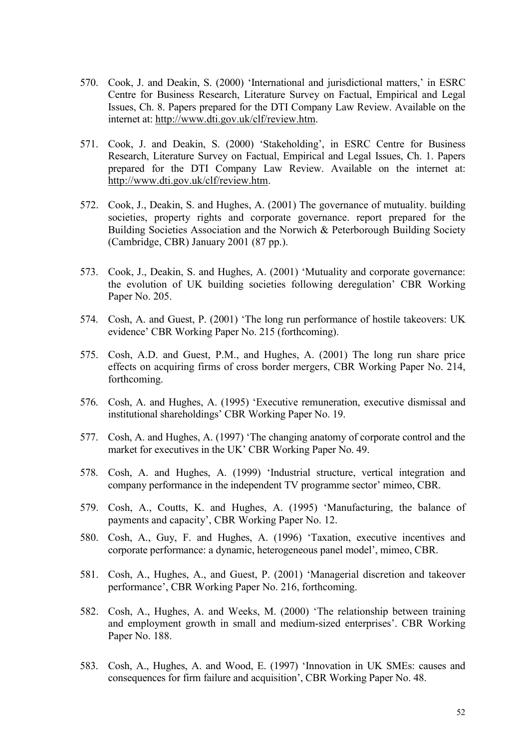570. Cook, J. and Deakin, S. (2000) 'International and jurisdictional matters,' in ESRC Centre for Business Research, Literature Survey on Factual, Empirical and Legal Issues, Ch. 8. Papers prepared for the DTI Company Law Review. Available on the internet at: http://www.dti.gov.uk/clf/review.htm.

571. Cook, J. and Deakin, S. (2000) 'Stakeholding', in ESRC Centre for Business Research, Literature Survey on Factual, Empirical and Legal Issues, Ch. 1. Papers prepared for the DTI Company Law Review. Available on the internet at: http://www.dti.gov.uk/clf/review.htm.

572. Cook, J., Deakin, S. and Hughes, A. (2001) The governance of mutuality. building societies, property rights and corporate governance. report prepared for the Building Societies Association and the Norwich & Peterborough Building Society (Cambridge, CBR) January 2001 (87 pp.).

573. Cook, J., Deakin, S. and Hughes, A. (2001) 'Mutuality and corporate governance: the evolution of UK building societies following deregulation' CBR Working Paper No. 205.

574. Cosh, A. and Guest, P. (2001) 'The long run performance of hostile takeovers: UK evidence' CBR Working Paper No. 215 (forthcoming).

575. Cosh, A.D. and Guest, P.M., and Hughes, A. (2001) The long run share price effects on acquiring firms of cross border mergers, CBR Working Paper No. 214, forthcoming.

576. Cosh, A. and Hughes, A. (1995) 'Executive remuneration, executive dismissal and institutional shareholdings' CBR Working Paper No. 19.

577. Cosh, A. and Hughes, A. (1997) 'The changing anatomy of corporate control and the market for executives in the UK' CBR Working Paper No. 49.

578. Cosh, A. and Hughes, A. (1999) 'Industrial structure, vertical integration and company performance in the independent TV programme sector' mimeo, CBR.

579. Cosh, A., Coutts, K. and Hughes, A. (1995) 'Manufacturing, the balance of payments and capacity', CBR Working Paper No. 12.

580. Cosh, A., Guy, F. and Hughes, A. (1996) 'Taxation, executive incentives and corporate performance: a dynamic, heterogeneous panel model', mimeo, CBR.

581. Cosh, A., Hughes, A., and Guest, P. (2001) 'Managerial discretion and takeover performance', CBR Working Paper No. 216, forthcoming.

582. Cosh, A., Hughes, A. and Weeks, M. (2000) 'The relationship between training and employment growth in small and medium-sized enterprises'. CBR Working Paper No. 188.

583. Cosh, A., Hughes, A. and Wood, E. (1997) 'Innovation in UK SMEs: causes and consequences for firm failure and acquisition', CBR Working Paper No. 48.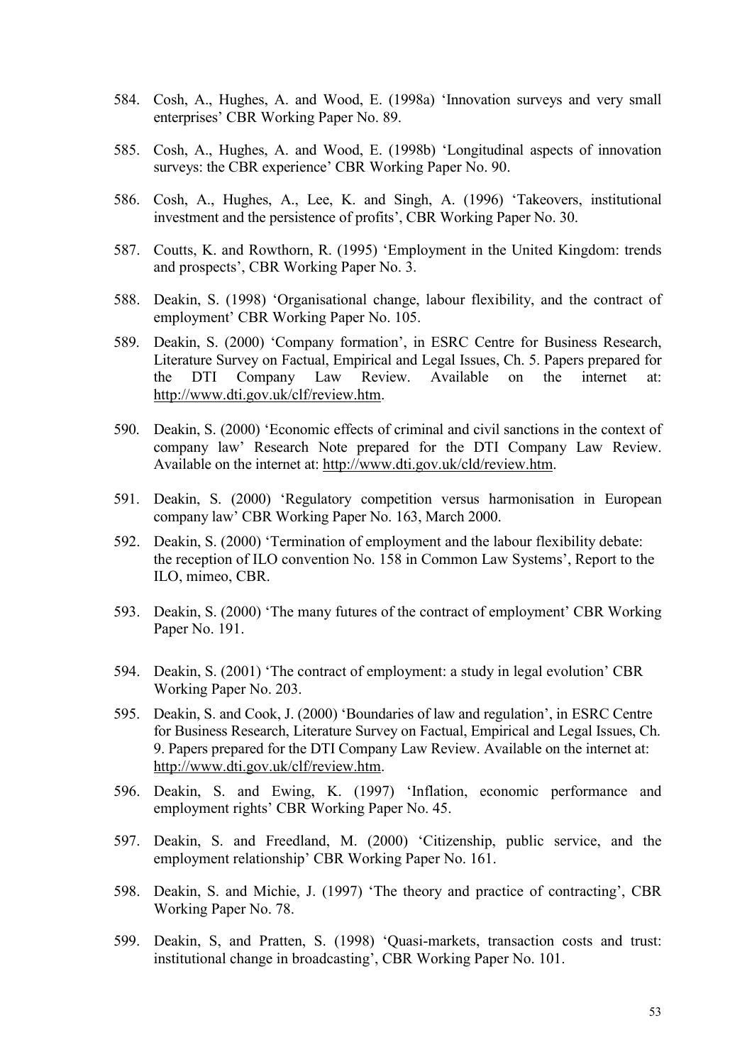584. Cosh, A., Hughes, A. and Wood, E. (1998a) 'Innovation surveys and very small enterprises' CBR Working Paper No. 89.

585. Cosh, A., Hughes, A. and Wood, E. (1998b) 'Longitudinal aspects of innovation surveys: the CBR experience' CBR Working Paper No. 90.

586. Cosh, A., Hughes, A., Lee, K. and Singh, A. (1996) 'Takeovers, institutional investment and the persistence of profits', CBR Working Paper No. 30.

587. Coutts, K. and Rowthorn, R. (1995) 'Employment in the United Kingdom: trends and prospects', CBR Working Paper No. 3.

588. Deakin, S. (1998) 'Organisational change, labour flexibility, and the contract of employment' CBR Working Paper No. 105.

589. Deakin, S. (2000) 'Company formation', in ESRC Centre for Business Research, Literature Survey on Factual, Empirical and Legal Issues, Ch. 5. Papers prepared for the DTI Company Law Review. Available on the internet at: http://www.dti.gov.uk/clf/review.htm.

590. Deakin, S. (2000) 'Economic effects of criminal and civil sanctions in the context of company law' Research Note prepared for the DTI Company Law Review. Available on the internet at: http://www.dti.gov.uk/cld/review.htm.

591. Deakin, S. (2000) 'Regulatory competition versus harmonisation in European company law' CBR Working Paper No. 163, March 2000.

592. Deakin, S. (2000) 'Termination of employment and the labour flexibility debate: the reception of ILO convention No. 158 in Common Law Systems', Report to the ILO, mimeo, CBR.

593. Deakin, S. (2000) 'The many futures of the contract of employment' CBR Working Paper No. 191.

594. Deakin, S. (2001) 'The contract of employment: a study in legal evolution' CBR Working Paper No. 203.

595. Deakin, S. and Cook, J. (2000) 'Boundaries of law and regulation', in ESRC Centre for Business Research, Literature Survey on Factual, Empirical and Legal Issues, Ch. 9. Papers prepared for the DTI Company Law Review. Available on the internet at: http://www.dti.gov.uk/clf/review.htm.

596. Deakin, S. and Ewing, K. (1997) 'Inflation, economic performance and employment rights' CBR Working Paper No. 45.

597. Deakin, S. and Freedland, M. (2000) 'Citizenship, public service, and the employment relationship' CBR Working Paper No. 161.

598. Deakin, S. and Michie, J. (1997) 'The theory and practice of contracting', CBR Working Paper No. 78.

599. Deakin, S, and Pratten, S. (1998) 'Quasi-markets, transaction costs and trust: institutional change in broadcasting', CBR Working Paper No. 101.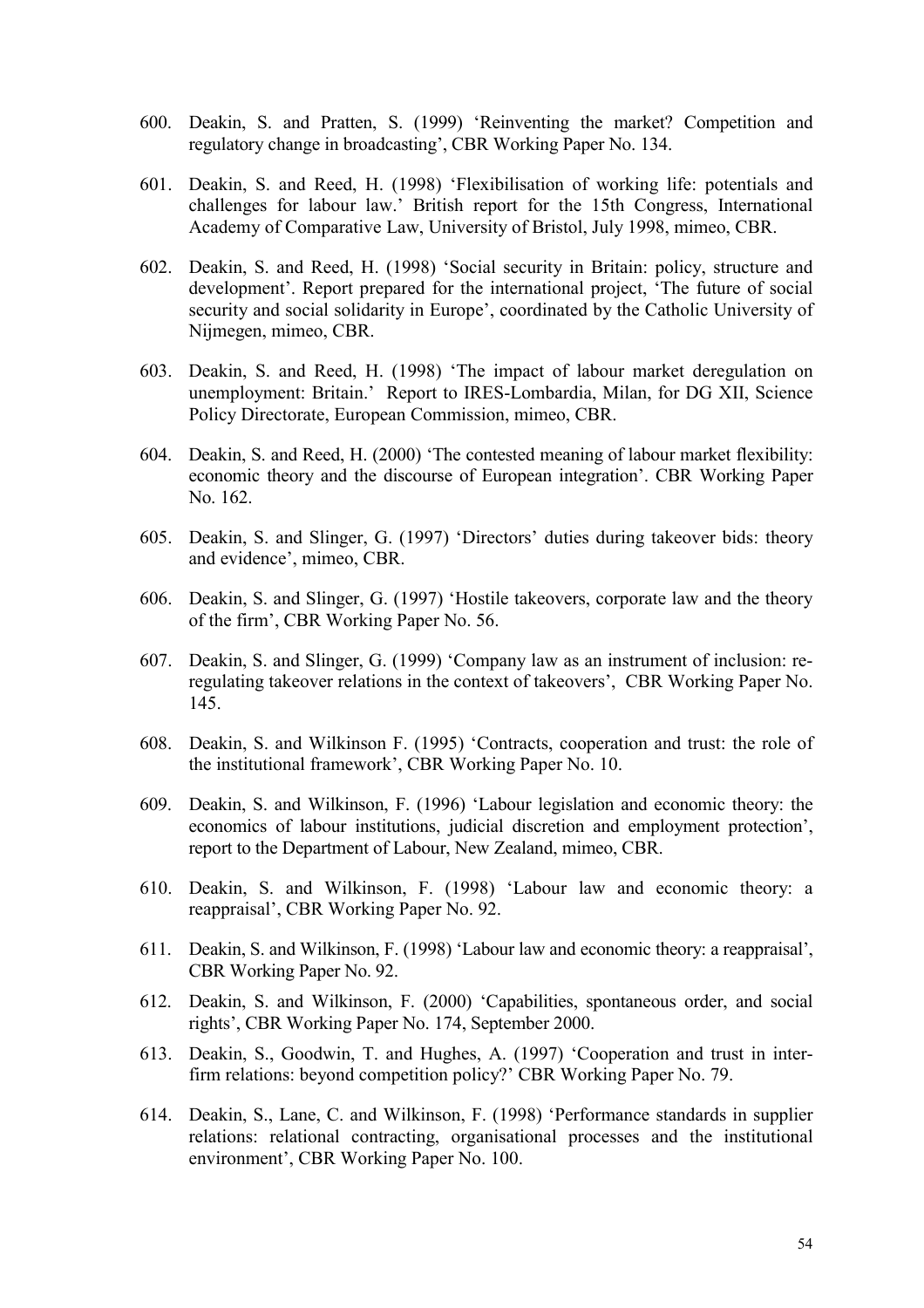600. Deakin, S. and Pratten, S. (1999) 'Reinventing the market? Competition and regulatory change in broadcasting', CBR Working Paper No. 134.

601. Deakin, S. and Reed, H. (1998) 'Flexibilisation of working life: potentials and challenges for labour law.' British report for the 15th Congress, International Academy of Comparative Law, University of Bristol, July 1998, mimeo, CBR.

602. Deakin, S. and Reed, H. (1998) 'Social security in Britain: policy, structure and development'. Report prepared for the international project, 'The future of social security and social solidarity in Europe', coordinated by the Catholic University of Nijmegen, mimeo, CBR.

603. Deakin, S. and Reed, H. (1998) 'The impact of labour market deregulation on unemployment: Britain.' Report to IRES-Lombardia, Milan, for DG XII, Science Policy Directorate, European Commission, mimeo, CBR.

604. Deakin, S. and Reed, H. (2000) 'The contested meaning of labour market flexibility: economic theory and the discourse of European integration'. CBR Working Paper No. 162.

605. Deakin, S. and Slinger, G. (1997) 'Directors' duties during takeover bids: theory and evidence', mimeo, CBR.

606. Deakin, S. and Slinger, G. (1997) 'Hostile takeovers, corporate law and the theory of the firm', CBR Working Paper No. 56.

607. Deakin, S. and Slinger, G. (1999) 'Company law as an instrument of inclusion: re-regulating takeover relations in the context of takeovers', CBR Working Paper No. 145.

608. Deakin, S. and Wilkinson F. (1995) 'Contracts, cooperation and trust: the role of the institutional framework', CBR Working Paper No. 10.

609. Deakin, S. and Wilkinson, F. (1996) 'Labour legislation and economic theory: the economics of labour institutions, judicial discretion and employment protection', report to the Department of Labour, New Zealand, mimeo, CBR.

610. Deakin, S. and Wilkinson, F. (1998) 'Labour law and economic theory: a reappraisal', CBR Working Paper No. 92.

611. Deakin, S. and Wilkinson, F. (1998) 'Labour law and economic theory: a reappraisal', CBR Working Paper No. 92.

612. Deakin, S. and Wilkinson, F. (2000) 'Capabilities, spontaneous order, and social rights', CBR Working Paper No. 174, September 2000.

613. Deakin, S., Goodwin, T. and Hughes, A. (1997) 'Cooperation and trust in inter-firm relations: beyond competition policy?' CBR Working Paper No. 79.

614. Deakin, S., Lane, C. and Wilkinson, F. (1998) 'Performance standards in supplier relations: relational contracting, organisational processes and the institutional environment', CBR Working Paper No. 100.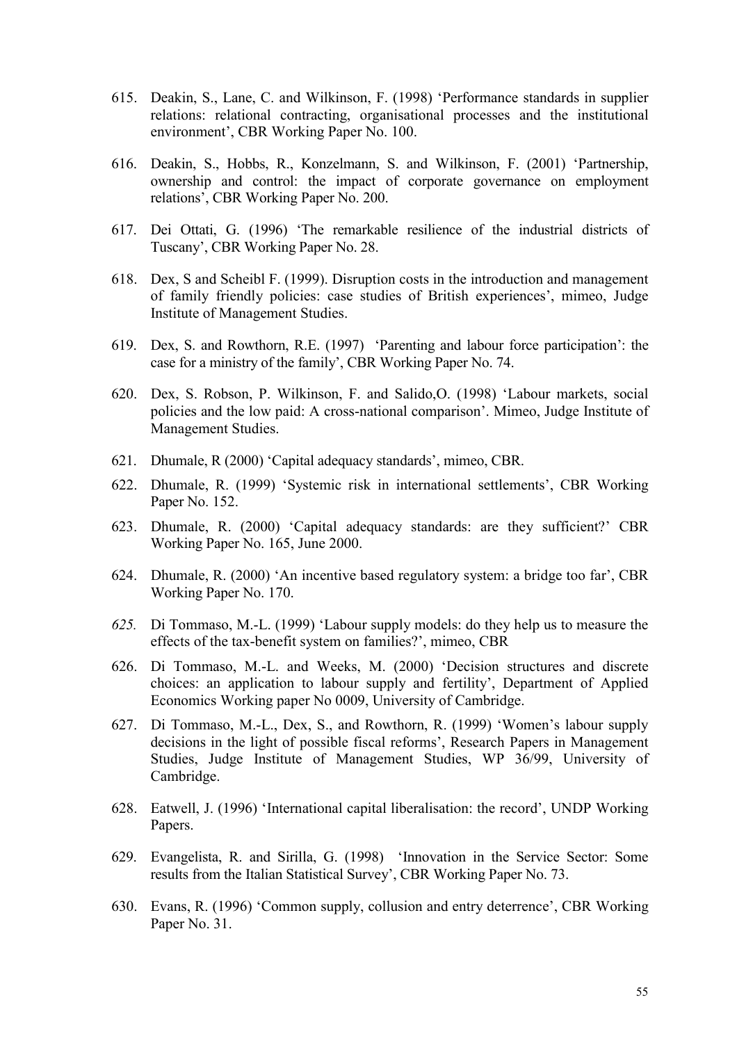615. Deakin, S., Lane, C. and Wilkinson, F. (1998) 'Performance standards in supplier relations: relational contracting, organisational processes and the institutional environment', CBR Working Paper No. 100.

616. Deakin, S., Hobbs, R., Konzelmann, S. and Wilkinson, F. (2001) 'Partnership, ownership and control: the impact of corporate governance on employment relations', CBR Working Paper No. 200.

617. Dei Ottati, G. (1996) 'The remarkable resilience of the industrial districts of Tuscany', CBR Working Paper No. 28.

618. Dex, S and Scheibl F. (1999). Disruption costs in the introduction and management of family friendly policies: case studies of British experiences', mimeo, Judge Institute of Management Studies.

619. Dex, S. and Rowthorn, R.E. (1997) 'Parenting and labour force participation': the case for a ministry of the family', CBR Working Paper No. 74.

620. Dex, S. Robson, P. Wilkinson, F. and Salido,O. (1998) 'Labour markets, social policies and the low paid: A cross-national comparison'. Mimeo, Judge Institute of Management Studies.

621. Dhumale, R (2000) 'Capital adequacy standards', mimeo, CBR.

622. Dhumale, R. (1999) 'Systemic risk in international settlements', CBR Working Paper No. 152.

623. Dhumale, R. (2000) 'Capital adequacy standards: are they sufficient?' CBR Working Paper No. 165, June 2000.

624. Dhumale, R. (2000) 'An incentive based regulatory system: a bridge too far', CBR Working Paper No. 170.

625. Di Tommaso, M.-L. (1999) 'Labour supply models: do they help us to measure the effects of the tax-benefit system on families?', mimeo, CBR

626. Di Tommaso, M.-L. and Weeks, M. (2000) 'Decision structures and discrete choices: an application to labour supply and fertility', Department of Applied Economics Working paper No 0009, University of Cambridge.

627. Di Tommaso, M.-L., Dex, S., and Rowthorn, R. (1999) 'Women's labour supply decisions in the light of possible fiscal reforms', Research Papers in Management Studies, Judge Institute of Management Studies, WP 36/99, University of Cambridge.

628. Eatwell, J. (1996) 'International capital liberalisation: the record', UNDP Working Papers.

629. Evangelista, R. and Sirilla, G. (1998) 'Innovation in the Service Sector: Some results from the Italian Statistical Survey', CBR Working Paper No. 73.

630. Evans, R. (1996) 'Common supply, collusion and entry deterrence', CBR Working Paper No. 31.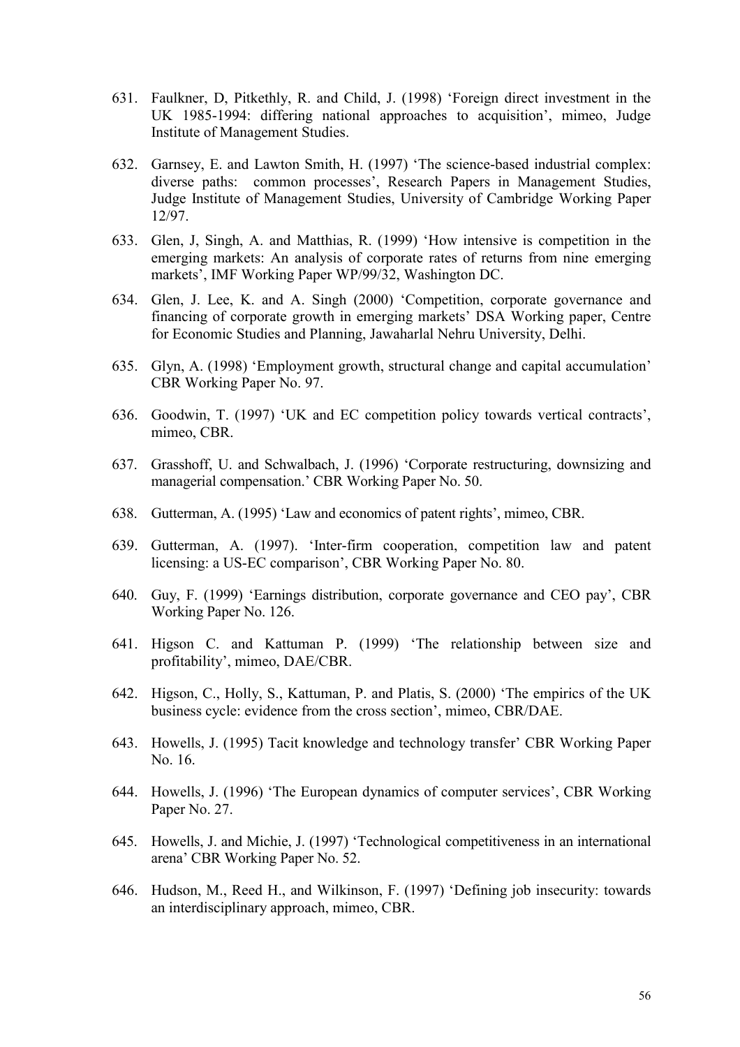631. Faulkner, D, Pitkethly, R. and Child, J. (1998) 'Foreign direct investment in the UK 1985-1994: differing national approaches to acquisition', mimeo, Judge Institute of Management Studies.

632. Garnsey, E. and Lawton Smith, H. (1997) 'The science-based industrial complex: diverse paths: common processes', Research Papers in Management Studies, Judge Institute of Management Studies, University of Cambridge Working Paper 12/97.

633. Glen, J, Singh, A. and Matthias, R. (1999) 'How intensive is competition in the emerging markets: An analysis of corporate rates of returns from nine emerging markets', IMF Working Paper WP/99/32, Washington DC.

634. Glen, J. Lee, K. and A. Singh (2000) 'Competition, corporate governance and financing of corporate growth in emerging markets' DSA Working paper, Centre for Economic Studies and Planning, Jawaharlal Nehru University, Delhi.

635. Glyn, A. (1998) 'Employment growth, structural change and capital accumulation' CBR Working Paper No. 97.

636. Goodwin, T. (1997) 'UK and EC competition policy towards vertical contracts', mimeo, CBR.

637. Grasshoff, U. and Schwalbach, J. (1996) 'Corporate restructuring, downsizing and managerial compensation.' CBR Working Paper No. 50.

638. Gutterman, A. (1995) 'Law and economics of patent rights', mimeo, CBR.

639. Gutterman, A. (1997). 'Inter-firm cooperation, competition law and patent licensing: a US-EC comparison', CBR Working Paper No. 80.

640. Guy, F. (1999) 'Earnings distribution, corporate governance and CEO pay', CBR Working Paper No. 126.

641. Higson C. and Kattuman P. (1999) 'The relationship between size and profitability', mimeo, DAE/CBR.

642. Higson, C., Holly, S., Kattuman, P. and Platis, S. (2000) 'The empirics of the UK business cycle: evidence from the cross section', mimeo, CBR/DAE.

643. Howells, J. (1995) Tacit knowledge and technology transfer' CBR Working Paper No. 16.

644. Howells, J. (1996) 'The European dynamics of computer services', CBR Working Paper No. 27.

645. Howells, J. and Michie, J. (1997) 'Technological competitiveness in an international arena' CBR Working Paper No. 52.

646. Hudson, M., Reed H., and Wilkinson, F. (1997) 'Defining job insecurity: towards an interdisciplinary approach, mimeo, CBR.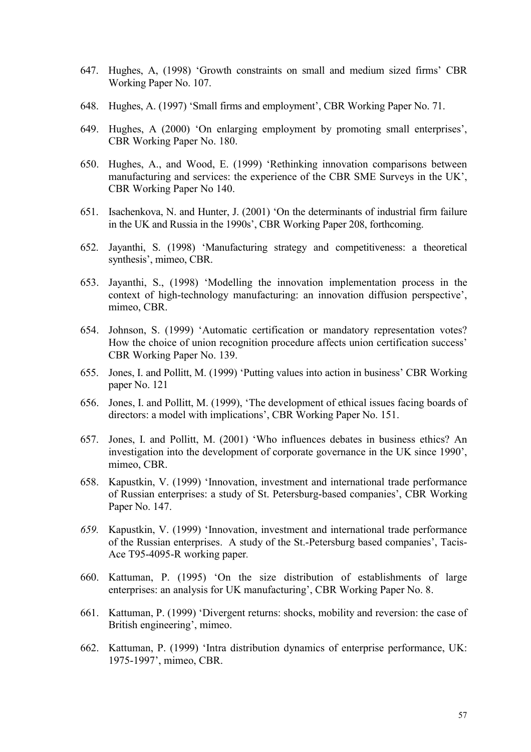647. Hughes, A, (1998) 'Growth constraints on small and medium sized firms' CBR Working Paper No. 107.

648. Hughes, A. (1997) 'Small firms and employment', CBR Working Paper No. 71.

649. Hughes, A (2000) 'On enlarging employment by promoting small enterprises', CBR Working Paper No. 180.

650. Hughes, A., and Wood, E. (1999) 'Rethinking innovation comparisons between manufacturing and services: the experience of the CBR SME Surveys in the UK', CBR Working Paper No 140.

651. Isachenkova, N. and Hunter, J. (2001) 'On the determinants of industrial firm failure in the UK and Russia in the 1990s', CBR Working Paper 208, forthcoming.

652. Jayanthi, S. (1998) 'Manufacturing strategy and competitiveness: a theoretical synthesis', mimeo, CBR.

653. Jayanthi, S., (1998) 'Modelling the innovation implementation process in the context of high-technology manufacturing: an innovation diffusion perspective', mimeo, CBR.

654. Johnson, S. (1999) 'Automatic certification or mandatory representation votes? How the choice of union recognition procedure affects union certification success' CBR Working Paper No. 139.

655. Jones, I. and Pollitt, M. (1999) 'Putting values into action in business' CBR Working paper No. 121

656. Jones, I. and Pollitt, M. (1999), 'The development of ethical issues facing boards of directors: a model with implications', CBR Working Paper No. 151.

657. Jones, I. and Pollitt, M. (2001) 'Who influences debates in business ethics? An investigation into the development of corporate governance in the UK since 1990', mimeo, CBR.

658. Kapustkin, V. (1999) 'Innovation, investment and international trade performance of Russian enterprises: a study of St. Petersburg-based companies', CBR Working Paper No. 147.

659. Kapustkin, V. (1999) 'Innovation, investment and international trade performance of the Russian enterprises. A study of the St.-Petersburg based companies', Tacis-Ace T95-4095-R working paper.

660. Kattuman, P. (1995) 'On the size distribution of establishments of large enterprises: an analysis for UK manufacturing', CBR Working Paper No. 8.

661. Kattuman, P. (1999) 'Divergent returns: shocks, mobility and reversion: the case of British engineering', mimeo.

662. Kattuman, P. (1999) 'Intra distribution dynamics of enterprise performance, UK: 1975-1997', mimeo, CBR.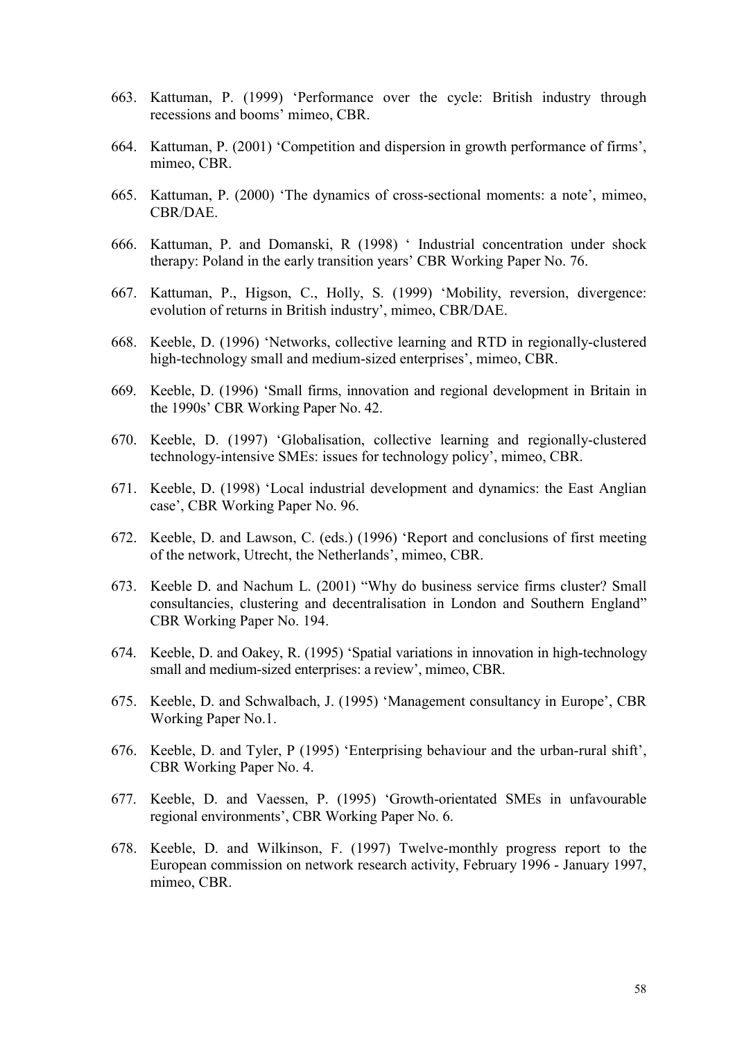663. Kattuman, P. (1999) 'Performance over the cycle: British industry through recessions and booms' mimeo, CBR.

664. Kattuman, P. (2001) 'Competition and dispersion in growth performance of firms', mimeo, CBR.

665. Kattuman, P. (2000) 'The dynamics of cross-sectional moments: a note', mimeo, CBR/DAE.

666. Kattuman, P. and Domanski, R (1998) ' Industrial concentration under shock therapy: Poland in the early transition years' CBR Working Paper No. 76.

667. Kattuman, P., Higson, C., Holly, S. (1999) 'Mobility, reversion, divergence: evolution of returns in British industry', mimeo, CBR/DAE.

668. Keeble, D. (1996) 'Networks, collective learning and RTD in regionally-clustered high-technology small and medium-sized enterprises', mimeo, CBR.

669. Keeble, D. (1996) 'Small firms, innovation and regional development in Britain in the 1990s' CBR Working Paper No. 42.

670. Keeble, D. (1997) 'Globalisation, collective learning and regionally-clustered technology-intensive SMEs: issues for technology policy', mimeo, CBR.

671. Keeble, D. (1998) 'Local industrial development and dynamics: the East Anglian case', CBR Working Paper No. 96.

672. Keeble, D. and Lawson, C. (eds.) (1996) 'Report and conclusions of first meeting of the network, Utrecht, the Netherlands', mimeo, CBR.

673. Keeble D. and Nachum L. (2001) "Why do business service firms cluster? Small consultancies, clustering and decentralisation in London and Southern England" CBR Working Paper No. 194.

674. Keeble, D. and Oakey, R. (1995) 'Spatial variations in innovation in high-technology small and medium-sized enterprises: a review', mimeo, CBR.

675. Keeble, D. and Schwalbach, J. (1995) 'Management consultancy in Europe', CBR Working Paper No.1.

676. Keeble, D. and Tyler, P (1995) 'Enterprising behaviour and the urban-rural shift', CBR Working Paper No. 4.

677. Keeble, D. and Vaessen, P. (1995) 'Growth-orientated SMEs in unfavourable regional environments', CBR Working Paper No. 6.

678. Keeble, D. and Wilkinson, F. (1997) Twelve-monthly progress report to the European commission on network research activity, February 1996 - January 1997, mimeo, CBR.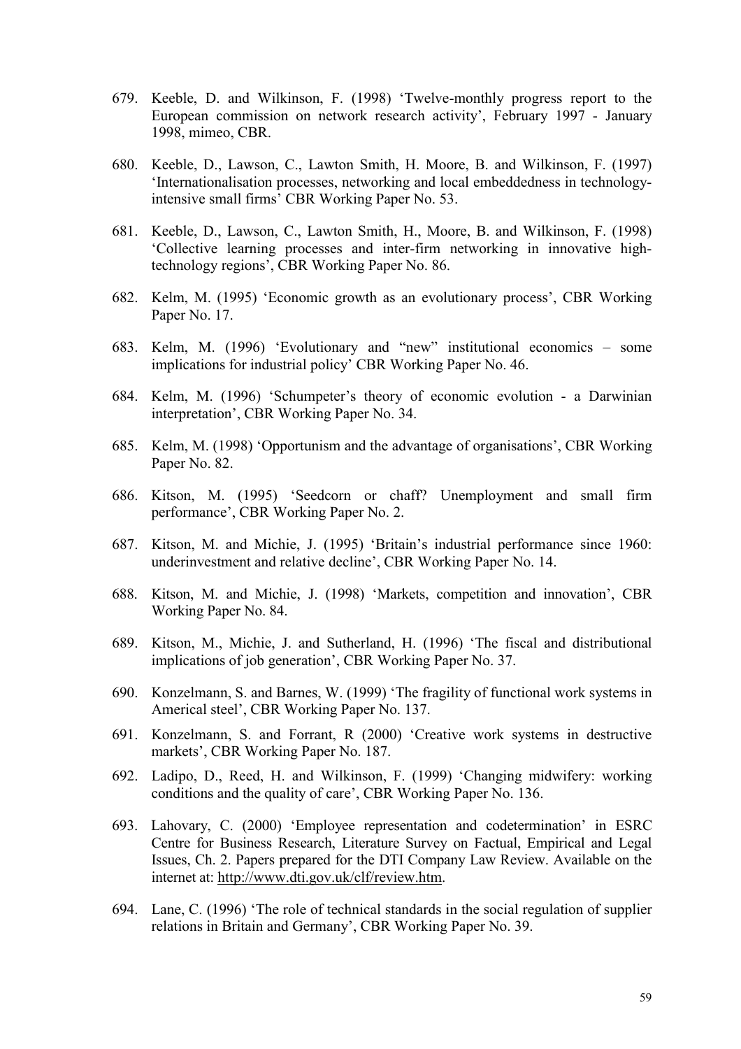679. Keeble, D. and Wilkinson, F. (1998) 'Twelve-monthly progress report to the European commission on network research activity', February 1997 - January 1998, mimeo, CBR.

680. Keeble, D., Lawson, C., Lawton Smith, H. Moore, B. and Wilkinson, F. (1997) 'Internationalisation processes, networking and local embeddedness in technology-intensive small firms' CBR Working Paper No. 53.

681. Keeble, D., Lawson, C., Lawton Smith, H., Moore, B. and Wilkinson, F. (1998) 'Collective learning processes and inter-firm networking in innovative high-technology regions', CBR Working Paper No. 86.

682. Kelm, M. (1995) 'Economic growth as an evolutionary process', CBR Working Paper No. 17.

683. Kelm, M. (1996) 'Evolutionary and "new" institutional economics – some implications for industrial policy' CBR Working Paper No. 46.

684. Kelm, M. (1996) 'Schumpeter's theory of economic evolution - a Darwinian interpretation', CBR Working Paper No. 34.

685. Kelm, M. (1998) 'Opportunism and the advantage of organisations', CBR Working Paper No. 82.

686. Kitson, M. (1995) 'Seedcorn or chaff? Unemployment and small firm performance', CBR Working Paper No. 2.

687. Kitson, M. and Michie, J. (1995) 'Britain's industrial performance since 1960: underinvestment and relative decline', CBR Working Paper No. 14.

688. Kitson, M. and Michie, J. (1998) 'Markets, competition and innovation', CBR Working Paper No. 84.

689. Kitson, M., Michie, J. and Sutherland, H. (1996) 'The fiscal and distributional implications of job generation', CBR Working Paper No. 37.

690. Konzelmann, S. and Barnes, W. (1999) 'The fragility of functional work systems in Americal steel', CBR Working Paper No. 137.

691. Konzelmann, S. and Forrant, R (2000) 'Creative work systems in destructive markets', CBR Working Paper No. 187.

692. Ladipo, D., Reed, H. and Wilkinson, F. (1999) 'Changing midwifery: working conditions and the quality of care', CBR Working Paper No. 136.

693. Lahovary, C. (2000) 'Employee representation and codetermination' in ESRC Centre for Business Research, Literature Survey on Factual, Empirical and Legal Issues, Ch. 2. Papers prepared for the DTI Company Law Review. Available on the internet at: http://www.dti.gov.uk/clf/review.htm.

694. Lane, C. (1996) 'The role of technical standards in the social regulation of supplier relations in Britain and Germany', CBR Working Paper No. 39.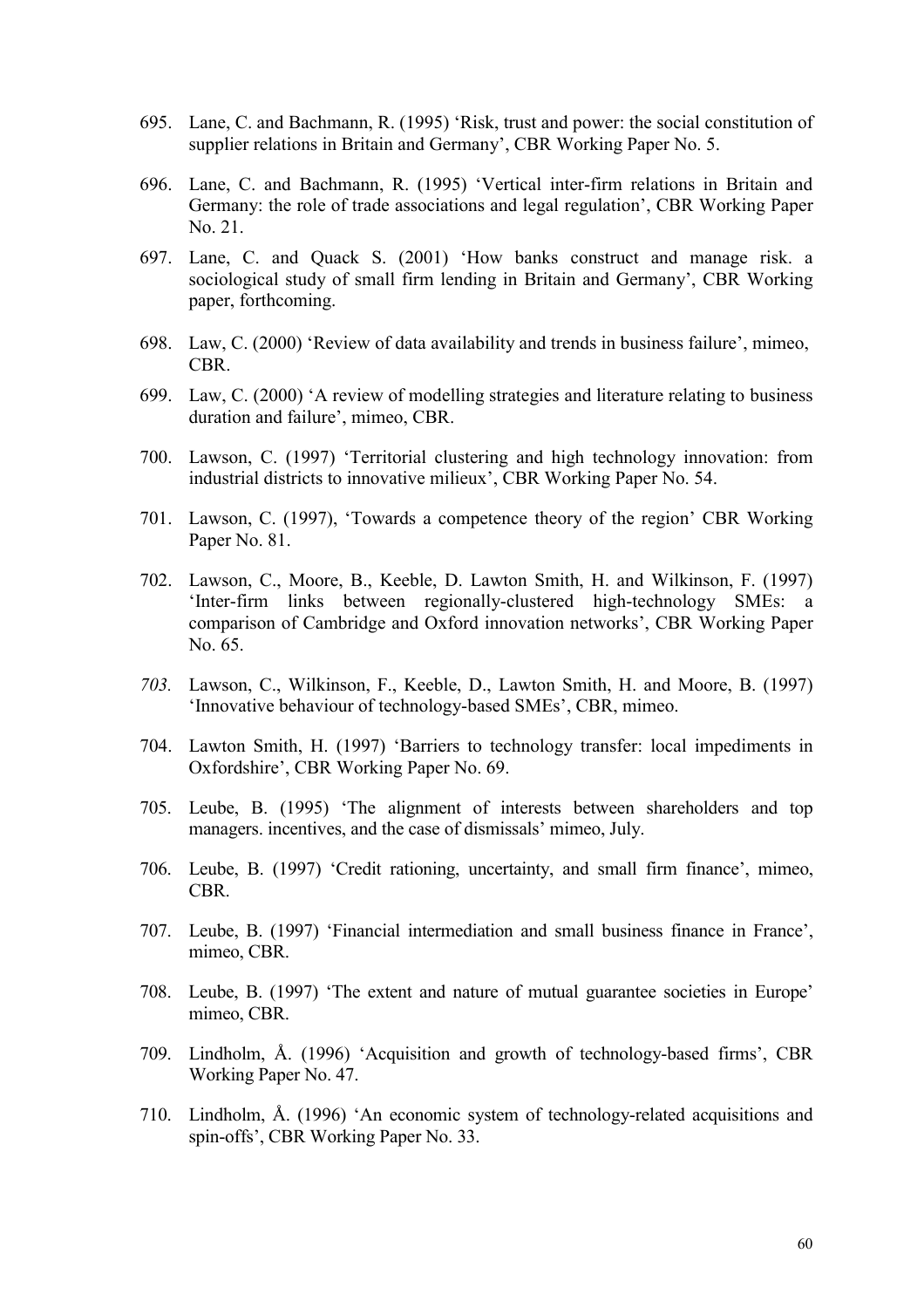695. Lane, C. and Bachmann, R. (1995) 'Risk, trust and power: the social constitution of supplier relations in Britain and Germany', CBR Working Paper No. 5.

696. Lane, C. and Bachmann, R. (1995) 'Vertical inter-firm relations in Britain and Germany: the role of trade associations and legal regulation', CBR Working Paper No. 21.

697. Lane, C. and Quack S. (2001) 'How banks construct and manage risk. a sociological study of small firm lending in Britain and Germany', CBR Working paper, forthcoming.

698. Law, C. (2000) 'Review of data availability and trends in business failure', mimeo, CBR.

699. Law, C. (2000) 'A review of modelling strategies and literature relating to business duration and failure', mimeo, CBR.

700. Lawson, C. (1997) 'Territorial clustering and high technology innovation: from industrial districts to innovative milieux', CBR Working Paper No. 54.

701. Lawson, C. (1997), 'Towards a competence theory of the region' CBR Working Paper No. 81.

702. Lawson, C., Moore, B., Keeble, D. Lawton Smith, H. and Wilkinson, F. (1997) 'Inter-firm links between regionally-clustered high-technology SMEs: a comparison of Cambridge and Oxford innovation networks', CBR Working Paper No. 65.

*703.* Lawson, C., Wilkinson, F., Keeble, D., Lawton Smith, H. and Moore, B. (1997) 'Innovative behaviour of technology-based SMEs', CBR, mimeo.

704. Lawton Smith, H. (1997) 'Barriers to technology transfer: local impediments in Oxfordshire', CBR Working Paper No. 69.

705. Leube, B. (1995) 'The alignment of interests between shareholders and top managers. incentives, and the case of dismissals' mimeo, July.

706. Leube, B. (1997) 'Credit rationing, uncertainty, and small firm finance', mimeo, CBR.

707. Leube, B. (1997) 'Financial intermediation and small business finance in France', mimeo, CBR.

708. Leube, B. (1997) 'The extent and nature of mutual guarantee societies in Europe' mimeo, CBR.

709. Lindholm, Å. (1996) 'Acquisition and growth of technology-based firms', CBR Working Paper No. 47.

710. Lindholm, Å. (1996) 'An economic system of technology-related acquisitions and spin-offs', CBR Working Paper No. 33.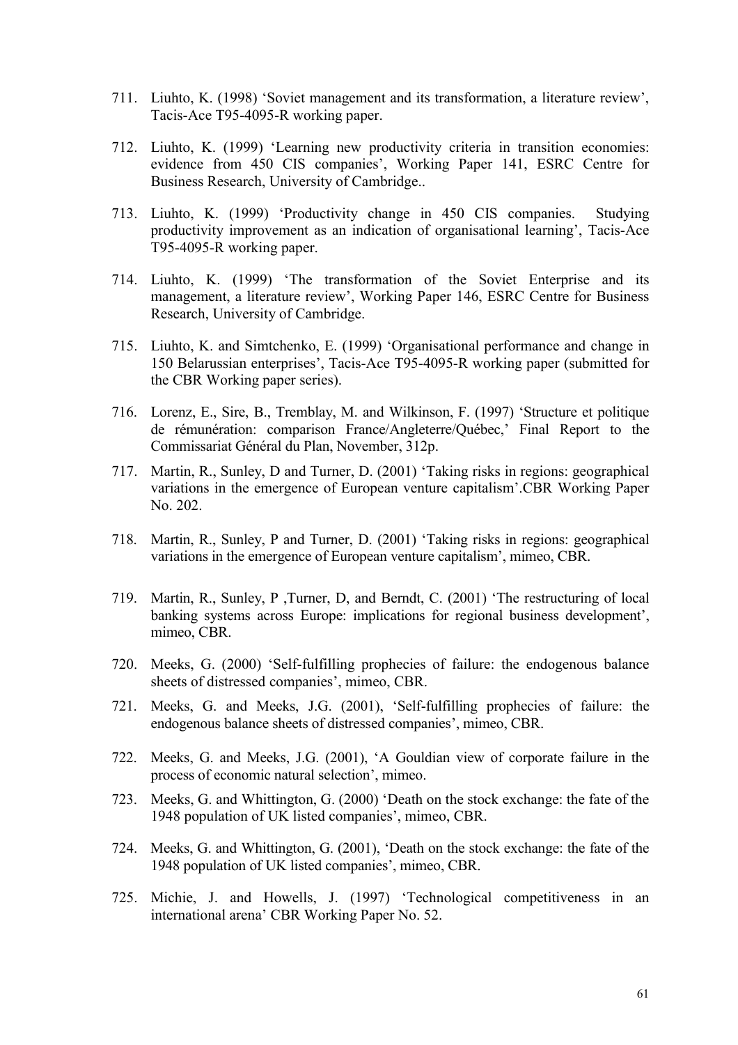711. Liuhto, K. (1998) 'Soviet management and its transformation, a literature review', Tacis-Ace T95-4095-R working paper.

712. Liuhto, K. (1999) 'Learning new productivity criteria in transition economies: evidence from 450 CIS companies', Working Paper 141, ESRC Centre for Business Research, University of Cambridge..

713. Liuhto, K. (1999) 'Productivity change in 450 CIS companies. Studying productivity improvement as an indication of organisational learning', Tacis-Ace T95-4095-R working paper.

714. Liuhto, K. (1999) 'The transformation of the Soviet Enterprise and its management, a literature review', Working Paper 146, ESRC Centre for Business Research, University of Cambridge.

715. Liuhto, K. and Simtchenko, E. (1999) 'Organisational performance and change in 150 Belarussian enterprises', Tacis-Ace T95-4095-R working paper (submitted for the CBR Working paper series).

716. Lorenz, E., Sire, B., Tremblay, M. and Wilkinson, F. (1997) 'Structure et politique de rémunération: comparison France/Angleterre/Québec,' Final Report to the Commissariat Général du Plan, November, 312p.

717. Martin, R., Sunley, D and Turner, D. (2001) 'Taking risks in regions: geographical variations in the emergence of European venture capitalism'.CBR Working Paper No. 202.

718. Martin, R., Sunley, P and Turner, D. (2001) 'Taking risks in regions: geographical variations in the emergence of European venture capitalism', mimeo, CBR.

719. Martin, R., Sunley, P ,Turner, D, and Berndt, C. (2001) 'The restructuring of local banking systems across Europe: implications for regional business development', mimeo, CBR.

720. Meeks, G. (2000) 'Self-fulfilling prophecies of failure: the endogenous balance sheets of distressed companies', mimeo, CBR.

721. Meeks, G. and Meeks, J.G. (2001), 'Self-fulfilling prophecies of failure: the endogenous balance sheets of distressed companies', mimeo, CBR.

722. Meeks, G. and Meeks, J.G. (2001), 'A Gouldian view of corporate failure in the process of economic natural selection', mimeo.

723. Meeks, G. and Whittington, G. (2000) 'Death on the stock exchange: the fate of the 1948 population of UK listed companies', mimeo, CBR.

724. Meeks, G. and Whittington, G. (2001), 'Death on the stock exchange: the fate of the 1948 population of UK listed companies', mimeo, CBR.

725. Michie, J. and Howells, J. (1997) 'Technological competitiveness in an international arena' CBR Working Paper No. 52.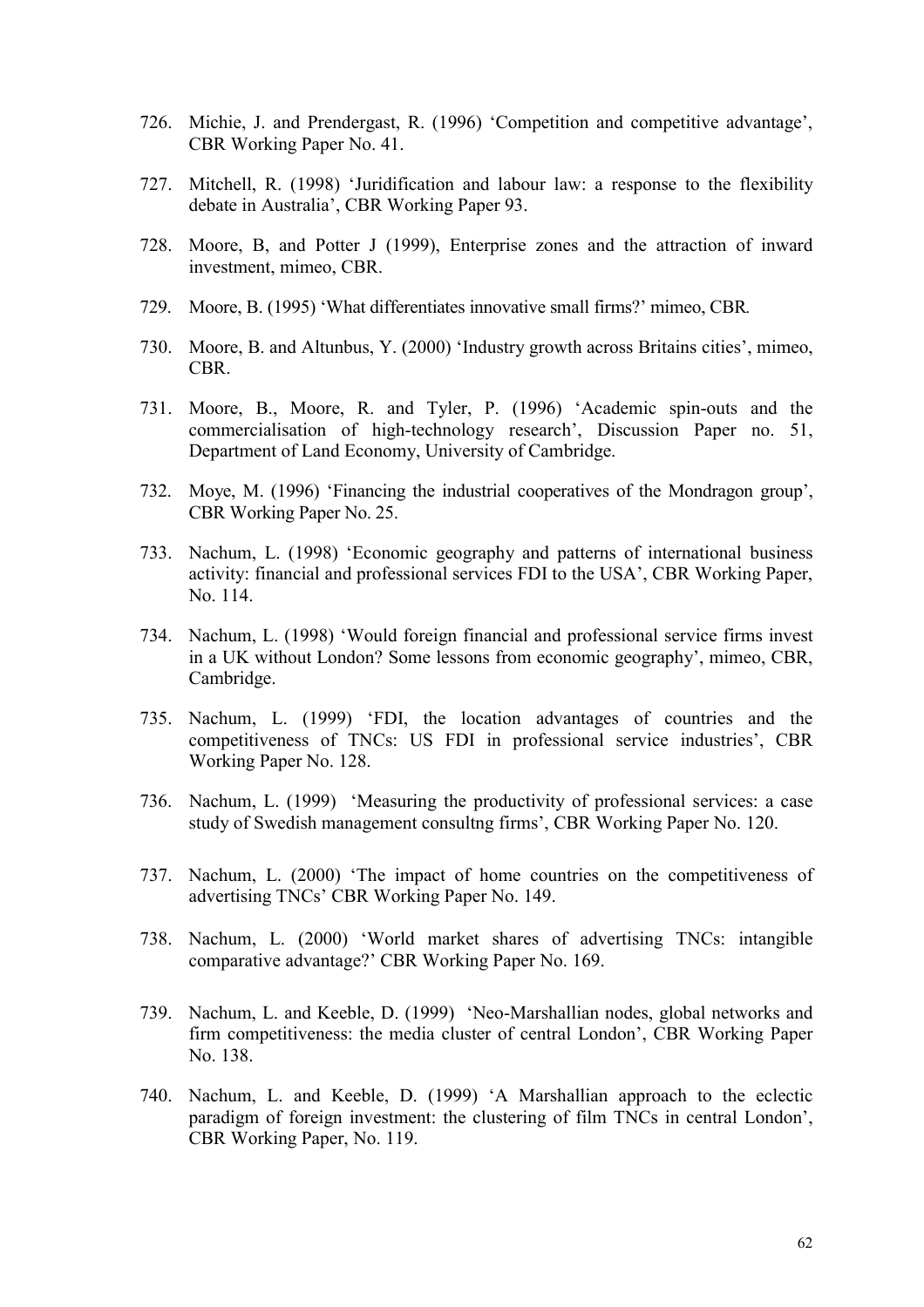726. Michie, J. and Prendergast, R. (1996) 'Competition and competitive advantage', CBR Working Paper No. 41.

727. Mitchell, R. (1998) 'Juridification and labour law: a response to the flexibility debate in Australia', CBR Working Paper 93.

728. Moore, B, and Potter J (1999), Enterprise zones and the attraction of inward investment, mimeo, CBR.

729. Moore, B. (1995) 'What differentiates innovative small firms?' mimeo, CBR.

730. Moore, B. and Altunbus, Y. (2000) 'Industry growth across Britains cities', mimeo, CBR.

731. Moore, B., Moore, R. and Tyler, P. (1996) 'Academic spin-outs and the commercialisation of high-technology research', Discussion Paper no. 51, Department of Land Economy, University of Cambridge.

732. Moye, M. (1996) 'Financing the industrial cooperatives of the Mondragon group', CBR Working Paper No. 25.

733. Nachum, L. (1998) 'Economic geography and patterns of international business activity: financial and professional services FDI to the USA', CBR Working Paper, No. 114.

734. Nachum, L. (1998) 'Would foreign financial and professional service firms invest in a UK without London? Some lessons from economic geography', mimeo, CBR, Cambridge.

735. Nachum, L. (1999) 'FDI, the location advantages of countries and the competitiveness of TNCs: US FDI in professional service industries', CBR Working Paper No. 128.

736. Nachum, L. (1999) 'Measuring the productivity of professional services: a case study of Swedish management consultng firms', CBR Working Paper No. 120.

737. Nachum, L. (2000) 'The impact of home countries on the competitiveness of advertising TNCs' CBR Working Paper No. 149.

738. Nachum, L. (2000) 'World market shares of advertising TNCs: intangible comparative advantage?' CBR Working Paper No. 169.

739. Nachum, L. and Keeble, D. (1999) 'Neo-Marshallian nodes, global networks and firm competitiveness: the media cluster of central London', CBR Working Paper No. 138.

740. Nachum, L. and Keeble, D. (1999) 'A Marshallian approach to the eclectic paradigm of foreign investment: the clustering of film TNCs in central London', CBR Working Paper, No. 119.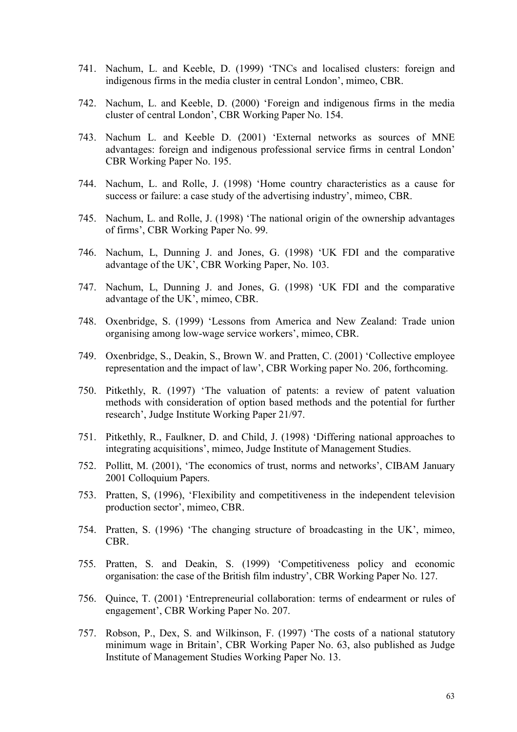741. Nachum, L. and Keeble, D. (1999) 'TNCs and localised clusters: foreign and indigenous firms in the media cluster in central London', mimeo, CBR.

742. Nachum, L. and Keeble, D. (2000) 'Foreign and indigenous firms in the media cluster of central London', CBR Working Paper No. 154.

743. Nachum L. and Keeble D. (2001) 'External networks as sources of MNE advantages: foreign and indigenous professional service firms in central London' CBR Working Paper No. 195.

744. Nachum, L. and Rolle, J. (1998) 'Home country characteristics as a cause for success or failure: a case study of the advertising industry', mimeo, CBR.

745. Nachum, L. and Rolle, J. (1998) 'The national origin of the ownership advantages of firms', CBR Working Paper No. 99.

746. Nachum, L, Dunning J. and Jones, G. (1998) 'UK FDI and the comparative advantage of the UK', CBR Working Paper, No. 103.

747. Nachum, L, Dunning J. and Jones, G. (1998) 'UK FDI and the comparative advantage of the UK', mimeo, CBR.

748. Oxenbridge, S. (1999) 'Lessons from America and New Zealand: Trade union organising among low-wage service workers', mimeo, CBR.

749. Oxenbridge, S., Deakin, S., Brown W. and Pratten, C. (2001) 'Collective employee representation and the impact of law', CBR Working paper No. 206, forthcoming.

750. Pitkethly, R. (1997) 'The valuation of patents: a review of patent valuation methods with consideration of option based methods and the potential for further research', Judge Institute Working Paper 21/97.

751. Pitkethly, R., Faulkner, D. and Child, J. (1998) 'Differing national approaches to integrating acquisitions', mimeo, Judge Institute of Management Studies.

752. Pollitt, M. (2001), 'The economics of trust, norms and networks', CIBAM January 2001 Colloquium Papers.

753. Pratten, S, (1996), 'Flexibility and competitiveness in the independent television production sector', mimeo, CBR.

754. Pratten, S. (1996) 'The changing structure of broadcasting in the UK', mimeo, CBR.

755. Pratten, S. and Deakin, S. (1999) 'Competitiveness policy and economic organisation: the case of the British film industry', CBR Working Paper No. 127.

756. Quince, T. (2001) 'Entrepreneurial collaboration: terms of endearment or rules of engagement', CBR Working Paper No. 207.

757. Robson, P., Dex, S. and Wilkinson, F. (1997) 'The costs of a national statutory minimum wage in Britain', CBR Working Paper No. 63, also published as Judge Institute of Management Studies Working Paper No. 13.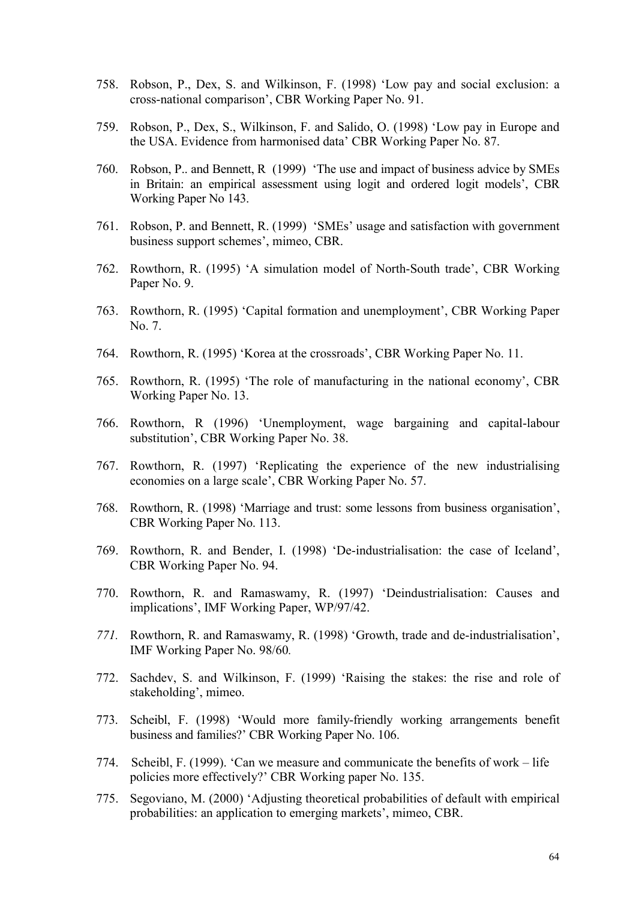758. Robson, P., Dex, S. and Wilkinson, F. (1998) 'Low pay and social exclusion: a cross-national comparison', CBR Working Paper No. 91.

759. Robson, P., Dex, S., Wilkinson, F. and Salido, O. (1998) 'Low pay in Europe and the USA. Evidence from harmonised data' CBR Working Paper No. 87.

760. Robson, P.. and Bennett, R (1999) 'The use and impact of business advice by SMEs in Britain: an empirical assessment using logit and ordered logit models', CBR Working Paper No 143.

761. Robson, P. and Bennett, R. (1999) 'SMEs' usage and satisfaction with government business support schemes', mimeo, CBR.

762. Rowthorn, R. (1995) 'A simulation model of North-South trade', CBR Working Paper No. 9.

763. Rowthorn, R. (1995) 'Capital formation and unemployment', CBR Working Paper No. 7.

764. Rowthorn, R. (1995) 'Korea at the crossroads', CBR Working Paper No. 11.

765. Rowthorn, R. (1995) 'The role of manufacturing in the national economy', CBR Working Paper No. 13.

766. Rowthorn, R (1996) 'Unemployment, wage bargaining and capital-labour substitution', CBR Working Paper No. 38.

767. Rowthorn, R. (1997) 'Replicating the experience of the new industrialising economies on a large scale', CBR Working Paper No. 57.

768. Rowthorn, R. (1998) 'Marriage and trust: some lessons from business organisation', CBR Working Paper No. 113.

769. Rowthorn, R. and Bender, I. (1998) 'De-industrialisation: the case of Iceland', CBR Working Paper No. 94.

770. Rowthorn, R. and Ramaswamy, R. (1997) 'Deindustrialisation: Causes and implications', IMF Working Paper, WP/97/42.

771. Rowthorn, R. and Ramaswamy, R. (1998) 'Growth, trade and de-industrialisation', IMF Working Paper No. 98/60.

772. Sachdev, S. and Wilkinson, F. (1999) 'Raising the stakes: the rise and role of stakeholding', mimeo.

773. Scheibl, F. (1998) 'Would more family-friendly working arrangements benefit business and families?' CBR Working Paper No. 106.

774. Scheibl, F. (1999). 'Can we measure and communicate the benefits of work – life policies more effectively?' CBR Working paper No. 135.

775. Segoviano, M. (2000) 'Adjusting theoretical probabilities of default with empirical probabilities: an application to emerging markets', mimeo, CBR.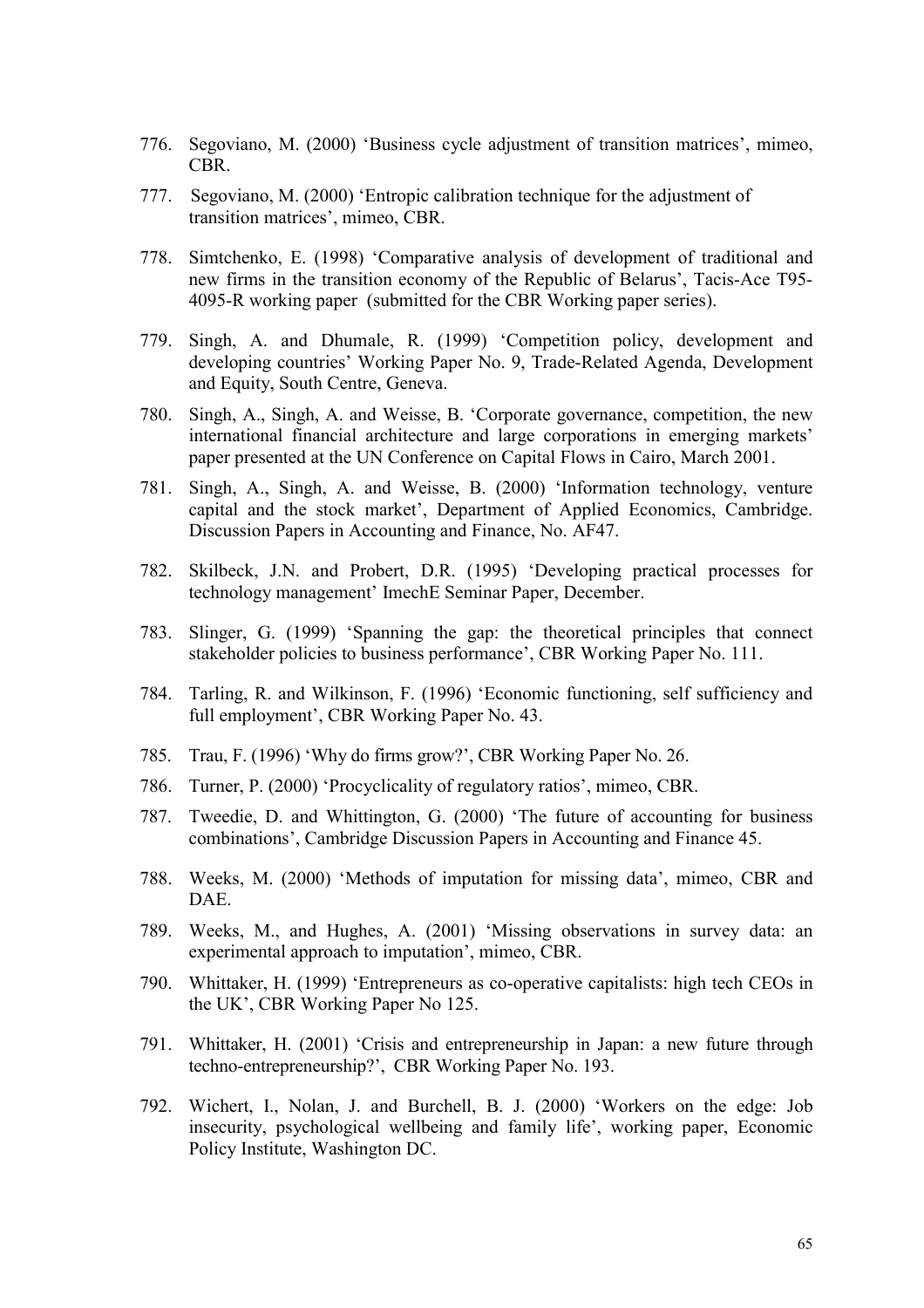776. Segoviano, M. (2000) 'Business cycle adjustment of transition matrices', mimeo, CBR.

777. Segoviano, M. (2000) 'Entropic calibration technique for the adjustment of transition matrices', mimeo, CBR.

778. Simtchenko, E. (1998) 'Comparative analysis of development of traditional and new firms in the transition economy of the Republic of Belarus', Tacis-Ace T95-4095-R working paper (submitted for the CBR Working paper series).

779. Singh, A. and Dhumale, R. (1999) 'Competition policy, development and developing countries' Working Paper No. 9, Trade-Related Agenda, Development and Equity, South Centre, Geneva.

780. Singh, A., Singh, A. and Weisse, B. 'Corporate governance, competition, the new international financial architecture and large corporations in emerging markets' paper presented at the UN Conference on Capital Flows in Cairo, March 2001.

781. Singh, A., Singh, A. and Weisse, B. (2000) 'Information technology, venture capital and the stock market', Department of Applied Economics, Cambridge. Discussion Papers in Accounting and Finance, No. AF47.

782. Skilbeck, J.N. and Probert, D.R. (1995) 'Developing practical processes for technology management' ImechE Seminar Paper, December.

783. Slinger, G. (1999) 'Spanning the gap: the theoretical principles that connect stakeholder policies to business performance', CBR Working Paper No. 111.

784. Tarling, R. and Wilkinson, F. (1996) 'Economic functioning, self sufficiency and full employment', CBR Working Paper No. 43.

785. Trau, F. (1996) 'Why do firms grow?', CBR Working Paper No. 26.

786. Turner, P. (2000) 'Procyclicality of regulatory ratios', mimeo, CBR.

787. Tweedie, D. and Whittington, G. (2000) 'The future of accounting for business combinations', Cambridge Discussion Papers in Accounting and Finance 45.

788. Weeks, M. (2000) 'Methods of imputation for missing data', mimeo, CBR and DAE.

789. Weeks, M., and Hughes, A. (2001) 'Missing observations in survey data: an experimental approach to imputation', mimeo, CBR.

790. Whittaker, H. (1999) 'Entrepreneurs as co-operative capitalists: high tech CEOs in the UK', CBR Working Paper No 125.

791. Whittaker, H. (2001) 'Crisis and entrepreneurship in Japan: a new future through techno-entrepreneurship?', CBR Working Paper No. 193.

792. Wichert, I., Nolan, J. and Burchell, B. J. (2000) 'Workers on the edge: Job insecurity, psychological wellbeing and family life', working paper, Economic Policy Institute, Washington DC.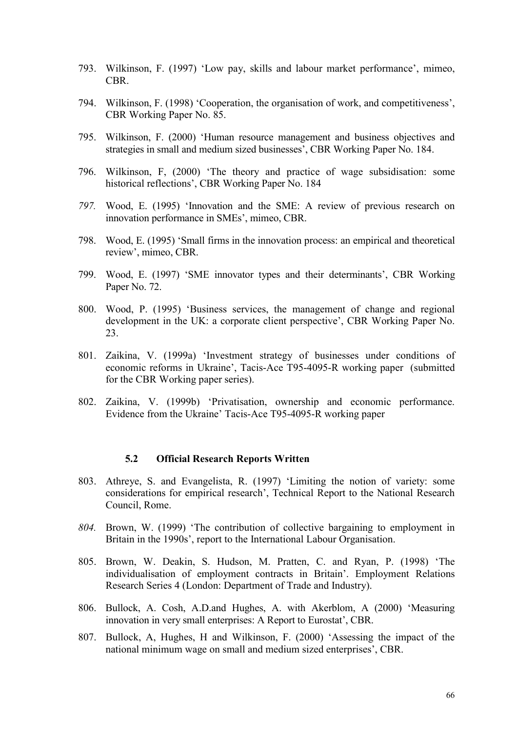793. Wilkinson, F. (1997) 'Low pay, skills and labour market performance', mimeo, CBR.

794. Wilkinson, F. (1998) 'Cooperation, the organisation of work, and competitiveness', CBR Working Paper No. 85.

795. Wilkinson, F. (2000) 'Human resource management and business objectives and strategies in small and medium sized businesses', CBR Working Paper No. 184.

796. Wilkinson, F, (2000) 'The theory and practice of wage subsidisation: some historical reflections', CBR Working Paper No. 184

*797.* Wood, E. (1995) 'Innovation and the SME: A review of previous research on innovation performance in SMEs', mimeo, CBR.

798. Wood, E. (1995) 'Small firms in the innovation process: an empirical and theoretical review', mimeo, CBR.

799. Wood, E. (1997) 'SME innovator types and their determinants', CBR Working Paper No. 72.

800. Wood, P. (1995) 'Business services, the management of change and regional development in the UK: a corporate client perspective', CBR Working Paper No. 23.

801. Zaikina, V. (1999a) 'Investment strategy of businesses under conditions of economic reforms in Ukraine', Tacis-Ace T95-4095-R working paper (submitted for the CBR Working paper series).

802. Zaikina, V. (1999b) 'Privatisation, ownership and economic performance. Evidence from the Ukraine' Tacis-Ace T95-4095-R working paper

### 5.2 Official Research Reports Written

803. Athreye, S. and Evangelista, R. (1997) 'Limiting the notion of variety: some considerations for empirical research', Technical Report to the National Research Council, Rome.

*804.* Brown, W. (1999) 'The contribution of collective bargaining to employment in Britain in the 1990s', report to the International Labour Organisation.

805. Brown, W. Deakin, S. Hudson, M. Pratten, C. and Ryan, P. (1998) 'The individualisation of employment contracts in Britain'. Employment Relations Research Series 4 (London: Department of Trade and Industry).

806. Bullock, A. Cosh, A.D.and Hughes, A. with Akerblom, A (2000) 'Measuring innovation in very small enterprises: A Report to Eurostat', CBR.

807. Bullock, A, Hughes, H and Wilkinson, F. (2000) 'Assessing the impact of the national minimum wage on small and medium sized enterprises', CBR.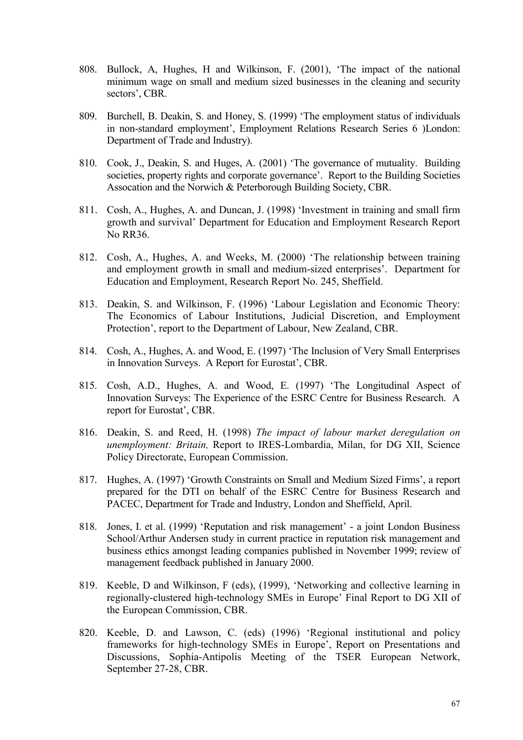808. Bullock, A, Hughes, H and Wilkinson, F. (2001), 'The impact of the national minimum wage on small and medium sized businesses in the cleaning and security sectors', CBR.

809. Burchell, B. Deakin, S. and Honey, S. (1999) 'The employment status of individuals in non-standard employment', Employment Relations Research Series 6 )London: Department of Trade and Industry).

810. Cook, J., Deakin, S. and Huges, A. (2001) 'The governance of mutuality. Building societies, property rights and corporate governance'. Report to the Building Societies Assocation and the Norwich & Peterborough Building Society, CBR.

811. Cosh, A., Hughes, A. and Duncan, J. (1998) 'Investment in training and small firm growth and survival' Department for Education and Employment Research Report No RR36.

812. Cosh, A., Hughes, A. and Weeks, M. (2000) 'The relationship between training and employment growth in small and medium-sized enterprises'. Department for Education and Employment, Research Report No. 245, Sheffield.

813. Deakin, S. and Wilkinson, F. (1996) 'Labour Legislation and Economic Theory: The Economics of Labour Institutions, Judicial Discretion, and Employment Protection', report to the Department of Labour, New Zealand, CBR.

814. Cosh, A., Hughes, A. and Wood, E. (1997) 'The Inclusion of Very Small Enterprises in Innovation Surveys. A Report for Eurostat', CBR.

815. Cosh, A.D., Hughes, A. and Wood, E. (1997) 'The Longitudinal Aspect of Innovation Surveys: The Experience of the ESRC Centre for Business Research. A report for Eurostat', CBR.

816. Deakin, S. and Reed, H. (1998) *The impact of labour market deregulation on unemployment: Britain,* Report to IRES-Lombardia, Milan, for DG XII, Science Policy Directorate, European Commission.

817. Hughes, A. (1997) 'Growth Constraints on Small and Medium Sized Firms', a report prepared for the DTI on behalf of the ESRC Centre for Business Research and PACEC, Department for Trade and Industry, London and Sheffield, April.

818. Jones, I. et al. (1999) 'Reputation and risk management' - a joint London Business School/Arthur Andersen study in current practice in reputation risk management and business ethics amongst leading companies published in November 1999; review of management feedback published in January 2000.

819. Keeble, D and Wilkinson, F (eds), (1999), 'Networking and collective learning in regionally-clustered high-technology SMEs in Europe' Final Report to DG XII of the European Commission, CBR.

820. Keeble, D. and Lawson, C. (eds) (1996) 'Regional institutional and policy frameworks for high-technology SMEs in Europe', Report on Presentations and Discussions, Sophia-Antipolis Meeting of the TSER European Network, September 27-28, CBR.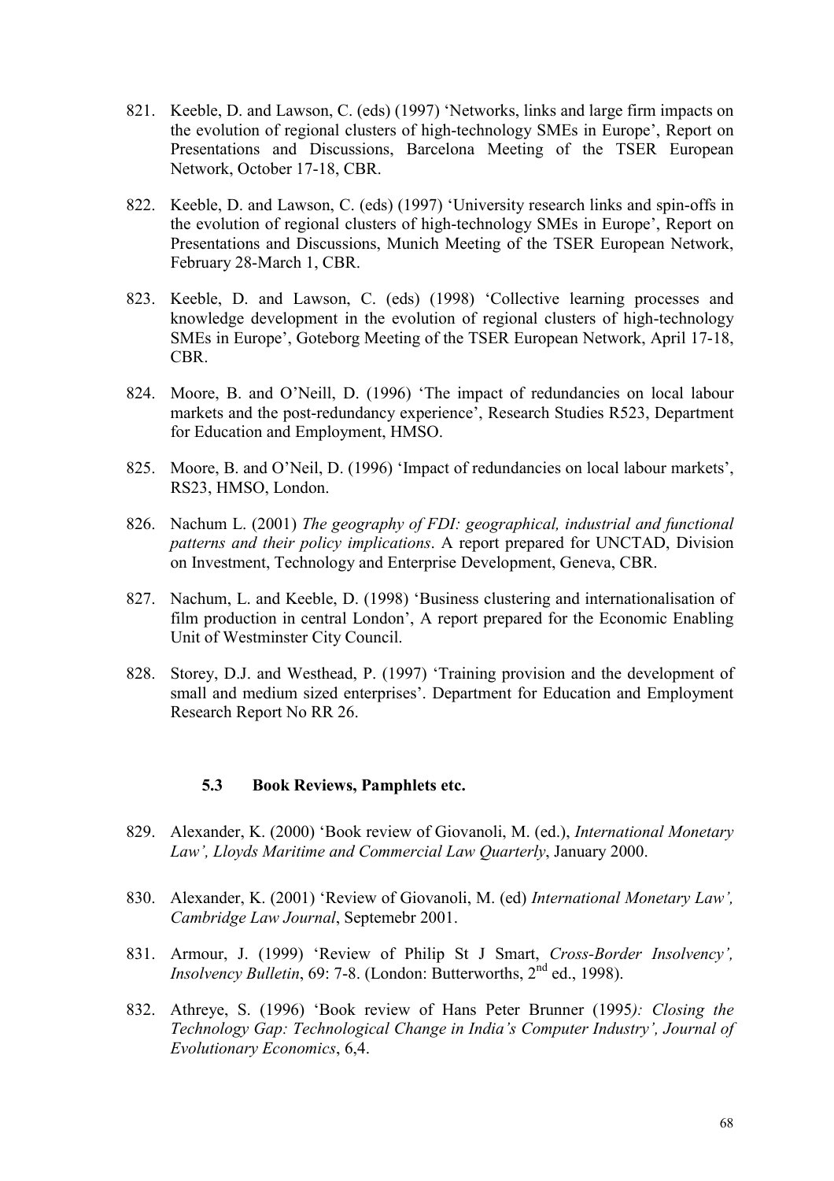821. Keeble, D. and Lawson, C. (eds) (1997) 'Networks, links and large firm impacts on the evolution of regional clusters of high-technology SMEs in Europe', Report on Presentations and Discussions, Barcelona Meeting of the TSER European Network, October 17-18, CBR.

822. Keeble, D. and Lawson, C. (eds) (1997) 'University research links and spin-offs in the evolution of regional clusters of high-technology SMEs in Europe', Report on Presentations and Discussions, Munich Meeting of the TSER European Network, February 28-March 1, CBR.

823. Keeble, D. and Lawson, C. (eds) (1998) 'Collective learning processes and knowledge development in the evolution of regional clusters of high-technology SMEs in Europe', Goteborg Meeting of the TSER European Network, April 17-18, CBR.

824. Moore, B. and O'Neill, D. (1996) 'The impact of redundancies on local labour markets and the post-redundancy experience', Research Studies R523, Department for Education and Employment, HMSO.

825. Moore, B. and O'Neil, D. (1996) 'Impact of redundancies on local labour markets', RS23, HMSO, London.

826. Nachum L. (2001) *The geography of FDI: geographical, industrial and functional patterns and their policy implications*. A report prepared for UNCTAD, Division on Investment, Technology and Enterprise Development, Geneva, CBR.

827. Nachum, L. and Keeble, D. (1998) 'Business clustering and internationalisation of film production in central London', A report prepared for the Economic Enabling Unit of Westminster City Council.

828. Storey, D.J. and Westhead, P. (1997) 'Training provision and the development of small and medium sized enterprises'. Department for Education and Employment Research Report No RR 26.

### 5.3 Book Reviews, Pamphlets etc.

829. Alexander, K. (2000) 'Book review of Giovanoli, M. (ed.), *International Monetary Law', Lloyds Maritime and Commercial Law Quarterly*, January 2000.

830. Alexander, K. (2001) 'Review of Giovanoli, M. (ed) *International Monetary Law', Cambridge Law Journal*, Septemebr 2001.

831. Armour, J. (1999) 'Review of Philip St J Smart, *Cross-Border Insolvency', Insolvency Bulletin*, 69: 7-8. (London: Butterworths, 2nd ed., 1998).

832. Athreye, S. (1996) 'Book review of Hans Peter Brunner (1995*): Closing the Technology Gap: Technological Change in India's Computer Industry', Journal of Evolutionary Economics*, 6,4.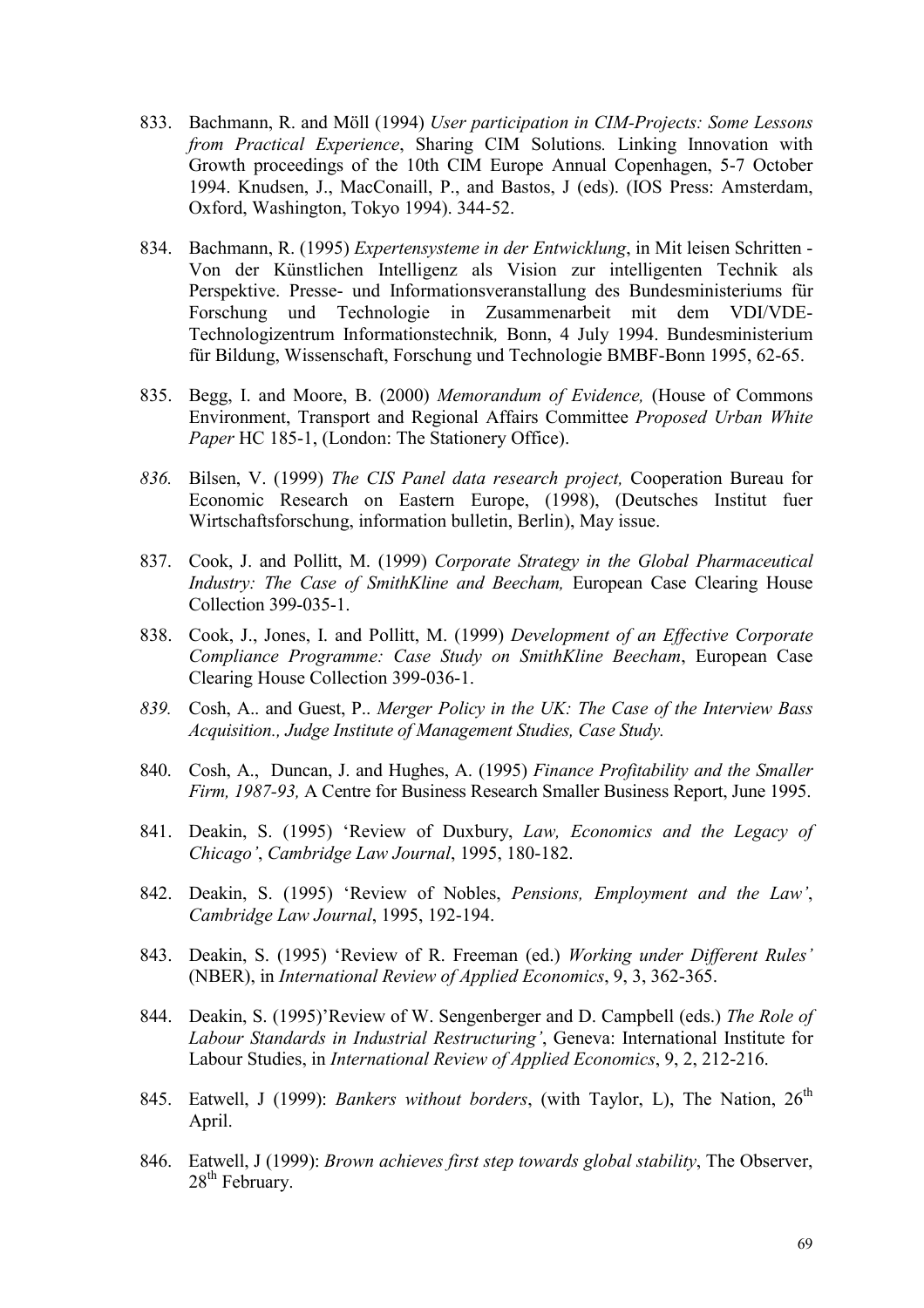833. Bachmann, R. and Möll (1994) *User participation in CIM-Projects: Some Lessons from Practical Experience*, Sharing CIM Solutions*.* Linking Innovation with Growth proceedings of the 10th CIM Europe Annual Copenhagen, 5-7 October 1994. Knudsen, J., MacConaill, P., and Bastos, J (eds). (IOS Press: Amsterdam, Oxford, Washington, Tokyo 1994). 344-52.

834. Bachmann, R. (1995) *Expertensysteme in der Entwicklung*, in Mit leisen Schritten - Von der Künstlichen Intelligenz als Vision zur intelligenten Technik als Perspektive. Presse- und Informationsveranstallung des Bundesministeriums für Forschung und Technologie in Zusammenarbeit mit dem VDI/VDE-Technologizentrum Informationstechnik*,* Bonn, 4 July 1994. Bundesministerium für Bildung, Wissenschaft, Forschung und Technologie BMBF-Bonn 1995, 62-65.

835. Begg, I. and Moore, B. (2000) *Memorandum of Evidence,* (House of Commons Environment, Transport and Regional Affairs Committee *Proposed Urban White Paper* HC 185-1, (London: The Stationery Office).

*836.* Bilsen, V. (1999) *The CIS Panel data research project,* Cooperation Bureau for Economic Research on Eastern Europe, (1998), (Deutsches Institut fuer Wirtschaftsforschung, information bulletin, Berlin), May issue.

837. Cook, J. and Pollitt, M. (1999) *Corporate Strategy in the Global Pharmaceutical Industry: The Case of SmithKline and Beecham,* European Case Clearing House Collection 399-035-1.

838. Cook, J., Jones, I. and Pollitt, M. (1999) *Development of an Effective Corporate Compliance Programme: Case Study on SmithKline Beecham*, European Case Clearing House Collection 399-036-1.

*839.* Cosh, A.. and Guest, P.. *Merger Policy in the UK: The Case of the Interview Bass Acquisition., Judge Institute of Management Studies, Case Study.*

840. Cosh, A., Duncan, J. and Hughes, A. (1995) *Finance Profitability and the Smaller Firm, 1987-93,* A Centre for Business Research Smaller Business Report, June 1995.

841. Deakin, S. (1995) 'Review of Duxbury, *Law, Economics and the Legacy of Chicago'*, *Cambridge Law Journal*, 1995, 180-182.

842. Deakin, S. (1995) 'Review of Nobles, *Pensions, Employment and the Law'*, *Cambridge Law Journal*, 1995, 192-194.

843. Deakin, S. (1995) 'Review of R. Freeman (ed.) *Working under Different Rules'* (NBER), in *International Review of Applied Economics*, 9, 3, 362-365.

844. Deakin, S. (1995)'Review of W. Sengenberger and D. Campbell (eds.) *The Role of Labour Standards in Industrial Restructuring'*, Geneva: International Institute for Labour Studies, in *International Review of Applied Economics*, 9, 2, 212-216.

845. Eatwell, J (1999): *Bankers without borders*, (with Taylor, L), The Nation, 26th April.

846. Eatwell, J (1999): *Brown achieves first step towards global stability*, The Observer, 28th February.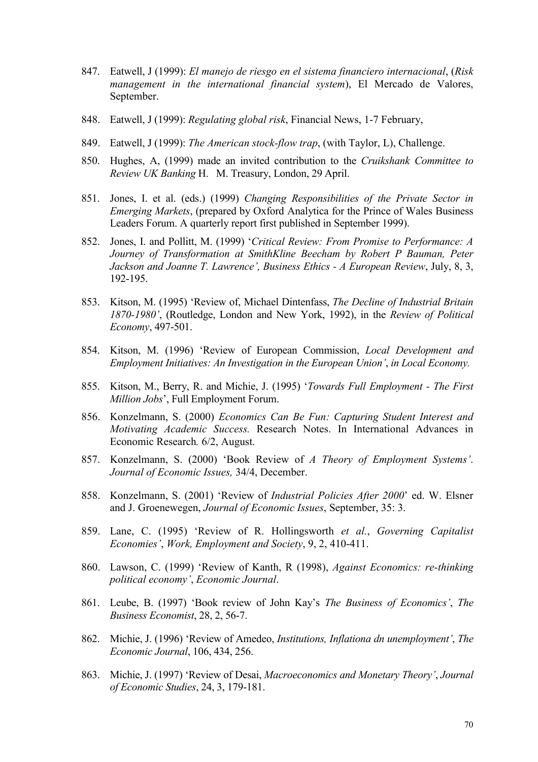847. Eatwell, J (1999): *El manejo de riesgo en el sistema financiero internacional*, (*Risk management in the international financial system*), El Mercado de Valores, September.

848. Eatwell, J (1999): *Regulating global risk*, Financial News, 1-7 February,

849. Eatwell, J (1999): *The American stock-flow trap*, (with Taylor, L), Challenge.

850. Hughes, A, (1999) made an invited contribution to the *Cruikshank Committee to Review UK Banking* H. M. Treasury, London, 29 April.

851. Jones, I. et al. (eds.) (1999) *Changing Responsibilities of the Private Sector in Emerging Markets*, (prepared by Oxford Analytica for the Prince of Wales Business Leaders Forum. A quarterly report first published in September 1999).

852. Jones, I. and Pollitt, M. (1999) '*Critical Review: From Promise to Performance: A Journey of Transformation at SmithKline Beecham by Robert P Bauman, Peter Jackson and Joanne T. Lawrence', Business Ethics - A European Review*, July, 8, 3, 192-195.

853. Kitson, M. (1995) 'Review of, Michael Dintenfass, *The Decline of Industrial Britain 1870-1980'*, (Routledge, London and New York, 1992), in the *Review of Political Economy*, 497-501.

854. Kitson, M. (1996) 'Review of European Commission, *Local Development and Employment Initiatives: An Investigation in the European Union'*, *in Local Economy.*

855. Kitson, M., Berry, R. and Michie, J. (1995) '*Towards Full Employment - The First Million Jobs*', Full Employment Forum.

856. Konzelmann, S. (2000) *Economics Can Be Fun: Capturing Student Interest and Motivating Academic Success.* Research Notes. In International Advances in Economic Research*.* 6/2, August.

857. Konzelmann, S. (2000) 'Book Review of *A Theory of Employment Systems'*. *Journal of Economic Issues,* 34/4, December.

858. Konzelmann, S. (2001) 'Review of *Industrial Policies After 2000*' ed. W. Elsner and J. Groenewegen, *Journal of Economic Issues*, September, 35: 3.

859. Lane, C. (1995) 'Review of R. Hollingsworth *et al.*, *Governing Capitalist Economies'*, *Work, Employment and Society*, 9, 2, 410-411.

860. Lawson, C. (1999) 'Review of Kanth, R (1998), *Against Economics: re-thinking political economy'*, *Economic Journal*.

861. Leube, B. (1997) 'Book review of John Kay's *The Business of Economics'*, *The Business Economist*, 28, 2, 56-7.

862. Michie, J. (1996) 'Review of Amedeo, *Institutions, Inflationa dn unemployment'*, *The Economic Journal*, 106, 434, 256.

863. Michie, J. (1997) 'Review of Desai, *Macroeconomics and Monetary Theory'*, *Journal of Economic Studies*, 24, 3, 179-181.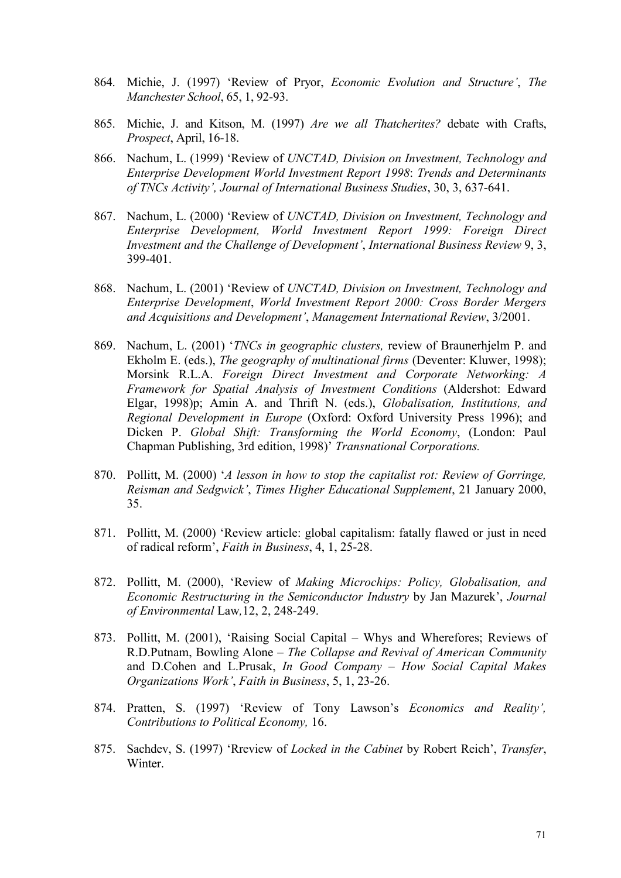864. Michie, J. (1997) 'Review of Pryor, *Economic Evolution and Structure'*, *The Manchester School*, 65, 1, 92-93.

865. Michie, J. and Kitson, M. (1997) *Are we all Thatcherites?* debate with Crafts, *Prospect*, April, 16-18.

866. Nachum, L. (1999) 'Review of *UNCTAD, Division on Investment, Technology and Enterprise Development World Investment Report 1998*: *Trends and Determinants of TNCs Activity', Journal of International Business Studies*, 30, 3, 637-641.

867. Nachum, L. (2000) 'Review of *UNCTAD, Division on Investment, Technology and Enterprise Development, World Investment Report 1999: Foreign Direct Investment and the Challenge of Development'*, *International Business Review* 9, 3, 399-401.

868. Nachum, L. (2001) 'Review of *UNCTAD, Division on Investment, Technology and Enterprise Development*, *World Investment Report 2000: Cross Border Mergers and Acquisitions and Development'*, *Management International Review*, 3/2001.

869. Nachum, L. (2001) '*TNCs in geographic clusters,* review of Braunerhjelm P. and Ekholm E. (eds.), *The geography of multinational firms* (Deventer: Kluwer, 1998); Morsink R.L.A. *Foreign Direct Investment and Corporate Networking: A Framework for Spatial Analysis of Investment Conditions* (Aldershot: Edward Elgar, 1998)p; Amin A. and Thrift N. (eds.), *Globalisation, Institutions, and Regional Development in Europe* (Oxford: Oxford University Press 1996); and Dicken P. *Global Shift: Transforming the World Economy*, (London: Paul Chapman Publishing, 3rd edition, 1998)' *Transnational Corporations.*

870. Pollitt, M. (2000) '*A lesson in how to stop the capitalist rot: Review of Gorringe, Reisman and Sedgwick'*, *Times Higher Educational Supplement*, 21 January 2000, 35.

871. Pollitt, M. (2000) 'Review article: global capitalism: fatally flawed or just in need of radical reform', *Faith in Business*, 4, 1, 25-28.

872. Pollitt, M. (2000), 'Review of *Making Microchips: Policy, Globalisation, and Economic Restructuring in the Semiconductor Industry* by Jan Mazurek', *Journal of Environmental* Law*,*12, 2, 248-249.

873. Pollitt, M. (2001), 'Raising Social Capital – Whys and Wherefores; Reviews of R.D.Putnam, Bowling Alone – *The Collapse and Revival of American Community* and D.Cohen and L.Prusak, *In Good Company – How Social Capital Makes Organizations Work'*, *Faith in Business*, 5, 1, 23-26.

874. Pratten, S. (1997) 'Review of Tony Lawson's *Economics and Reality', Contributions to Political Economy,* 16.

875. Sachdev, S. (1997) 'Rreview of *Locked in the Cabinet* by Robert Reich', *Transfer*, Winter.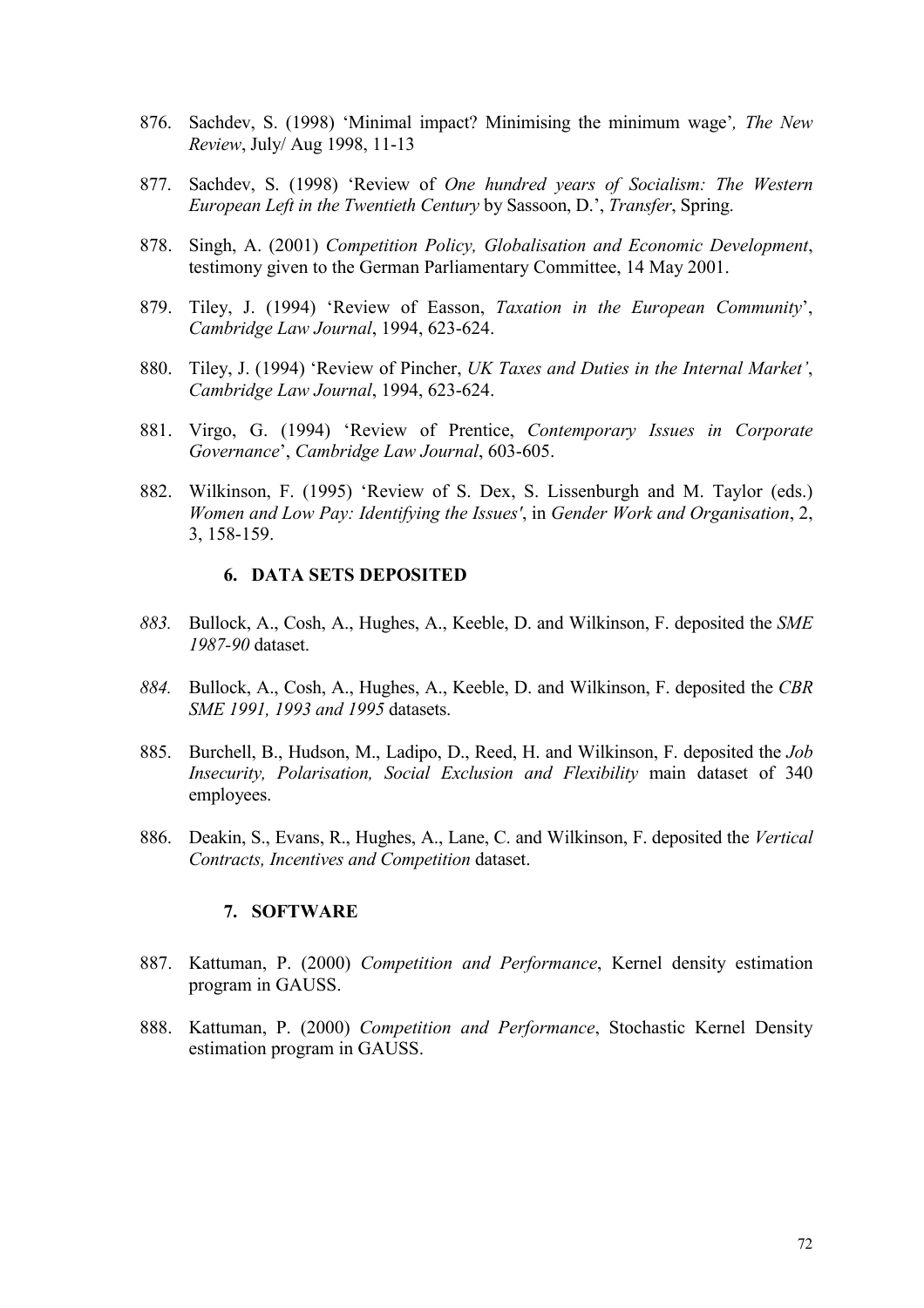876. Sachdev, S. (1998) 'Minimal impact? Minimising the minimum wage'*, The New Review*, July/ Aug 1998, 11-13

877. Sachdev, S. (1998) 'Review of *One hundred years of Socialism: The Western European Left in the Twentieth Century* by Sassoon, D.', *Transfer*, Spring.

878. Singh, A. (2001) *Competition Policy, Globalisation and Economic Development*, testimony given to the German Parliamentary Committee, 14 May 2001.

879. Tiley, J. (1994) 'Review of Easson, *Taxation in the European Community*', *Cambridge Law Journal*, 1994, 623-624.

880. Tiley, J. (1994) 'Review of Pincher, *UK Taxes and Duties in the Internal Market'*, *Cambridge Law Journal*, 1994, 623-624.

881. Virgo, G. (1994) 'Review of Prentice, *Contemporary Issues in Corporate Governance*', *Cambridge Law Journal*, 603-605.

882. Wilkinson, F. (1995) 'Review of S. Dex, S. Lissenburgh and M. Taylor (eds.) *Women and Low Pay: Identifying the Issues'*, in *Gender Work and Organisation*, 2, 3, 158-159.

### 6. DATA SETS DEPOSITED

883. Bullock, A., Cosh, A., Hughes, A., Keeble, D. and Wilkinson, F. deposited the *SME 1987-90* dataset.

884. Bullock, A., Cosh, A., Hughes, A., Keeble, D. and Wilkinson, F. deposited the *CBR SME 1991, 1993 and 1995* datasets.

885. Burchell, B., Hudson, M., Ladipo, D., Reed, H. and Wilkinson, F. deposited the *Job Insecurity, Polarisation, Social Exclusion and Flexibility* main dataset of 340 employees.

886. Deakin, S., Evans, R., Hughes, A., Lane, C. and Wilkinson, F. deposited the *Vertical Contracts, Incentives and Competition* dataset.

### 7. SOFTWARE

887. Kattuman, P. (2000) *Competition and Performance*, Kernel density estimation program in GAUSS.

888. Kattuman, P. (2000) *Competition and Performance*, Stochastic Kernel Density estimation program in GAUSS.